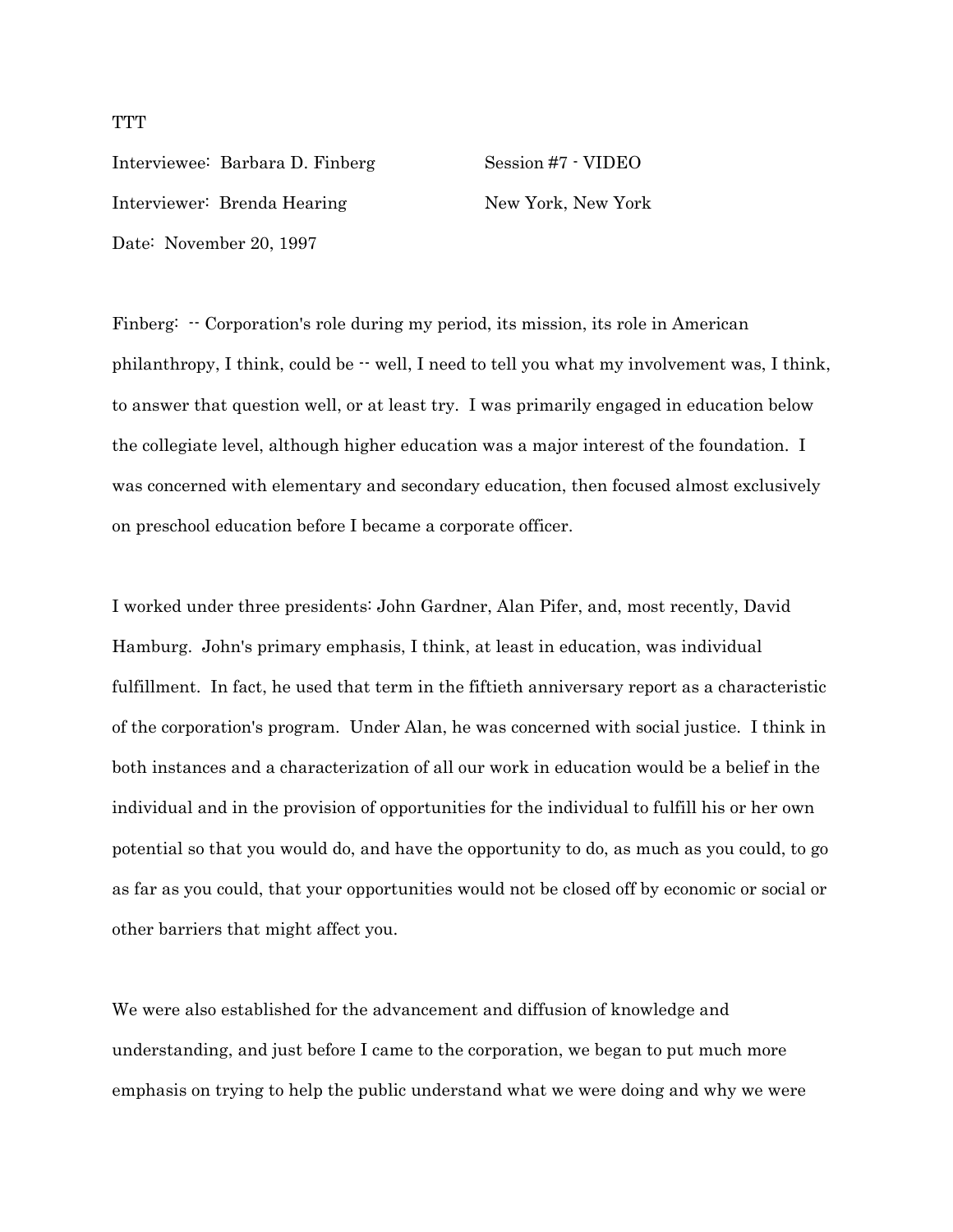TTT

Interviewee: Barbara D. Finberg Session #7 - VIDEO

Interviewer: Brenda Hearing New York, New York

Date: November 20, 1997

Finberg: -- Corporation's role during my period, its mission, its role in American philanthropy, I think, could be -- well, I need to tell you what my involvement was, I think, to answer that question well, or at least try. I was primarily engaged in education below the collegiate level, although higher education was a major interest of the foundation. I was concerned with elementary and secondary education, then focused almost exclusively on preschool education before I became a corporate officer.

I worked under three presidents: John Gardner, Alan Pifer, and, most recently, David Hamburg. John's primary emphasis, I think, at least in education, was individual fulfillment. In fact, he used that term in the fiftieth anniversary report as a characteristic of the corporation's program. Under Alan, he was concerned with social justice. I think in both instances and a characterization of all our work in education would be a belief in the individual and in the provision of opportunities for the individual to fulfill his or her own potential so that you would do, and have the opportunity to do, as much as you could, to go as far as you could, that your opportunities would not be closed off by economic or social or other barriers that might affect you.

We were also established for the advancement and diffusion of knowledge and understanding, and just before I came to the corporation, we began to put much more emphasis on trying to help the public understand what we were doing and why we were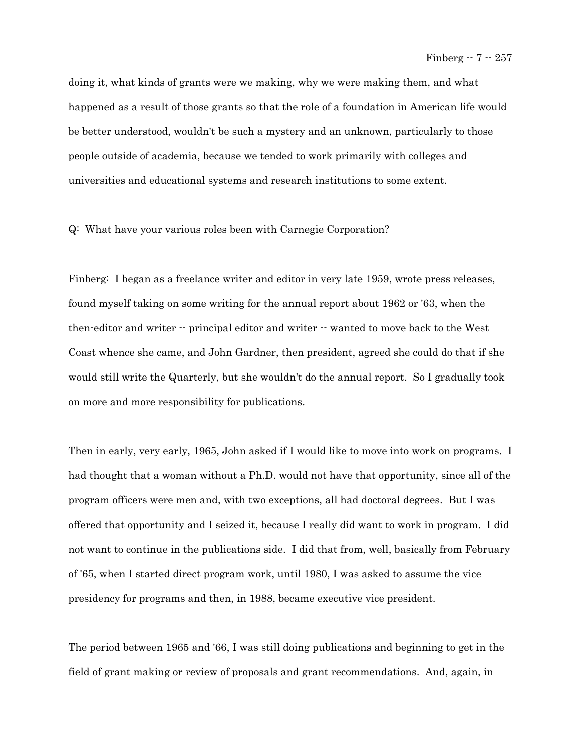doing it, what kinds of grants were we making, why we were making them, and what happened as a result of those grants so that the role of a foundation in American life would be better understood, wouldn't be such a mystery and an unknown, particularly to those people outside of academia, because we tended to work primarily with colleges and universities and educational systems and research institutions to some extent.

Q: What have your various roles been with Carnegie Corporation?

Finberg: I began as a freelance writer and editor in very late 1959, wrote press releases, found myself taking on some writing for the annual report about 1962 or '63, when the then-editor and writer -- principal editor and writer -- wanted to move back to the West Coast whence she came, and John Gardner, then president, agreed she could do that if she would still write the Quarterly, but she wouldn't do the annual report. So I gradually took on more and more responsibility for publications.

Then in early, very early, 1965, John asked if I would like to move into work on programs. I had thought that a woman without a Ph.D. would not have that opportunity, since all of the program officers were men and, with two exceptions, all had doctoral degrees. But I was offered that opportunity and I seized it, because I really did want to work in program. I did not want to continue in the publications side. I did that from, well, basically from February of '65, when I started direct program work, until 1980, I was asked to assume the vice presidency for programs and then, in 1988, became executive vice president.

The period between 1965 and '66, I was still doing publications and beginning to get in the field of grant making or review of proposals and grant recommendations. And, again, in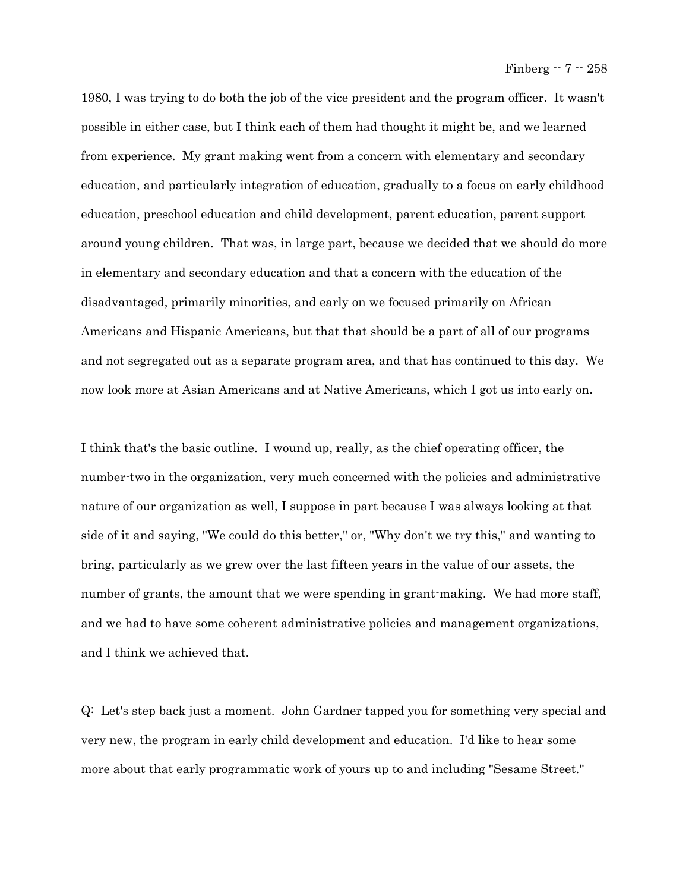1980, I was trying to do both the job of the vice president and the program officer. It wasn't possible in either case, but I think each of them had thought it might be, and we learned from experience. My grant making went from a concern with elementary and secondary education, and particularly integration of education, gradually to a focus on early childhood education, preschool education and child development, parent education, parent support around young children. That was, in large part, because we decided that we should do more in elementary and secondary education and that a concern with the education of the disadvantaged, primarily minorities, and early on we focused primarily on African Americans and Hispanic Americans, but that that should be a part of all of our programs and not segregated out as a separate program area, and that has continued to this day. We now look more at Asian Americans and at Native Americans, which I got us into early on.

I think that's the basic outline. I wound up, really, as the chief operating officer, the number-two in the organization, very much concerned with the policies and administrative nature of our organization as well, I suppose in part because I was always looking at that side of it and saying, "We could do this better," or, "Why don't we try this," and wanting to bring, particularly as we grew over the last fifteen years in the value of our assets, the number of grants, the amount that we were spending in grant-making. We had more staff, and we had to have some coherent administrative policies and management organizations, and I think we achieved that.

Q: Let's step back just a moment. John Gardner tapped you for something very special and very new, the program in early child development and education. I'd like to hear some more about that early programmatic work of yours up to and including "Sesame Street."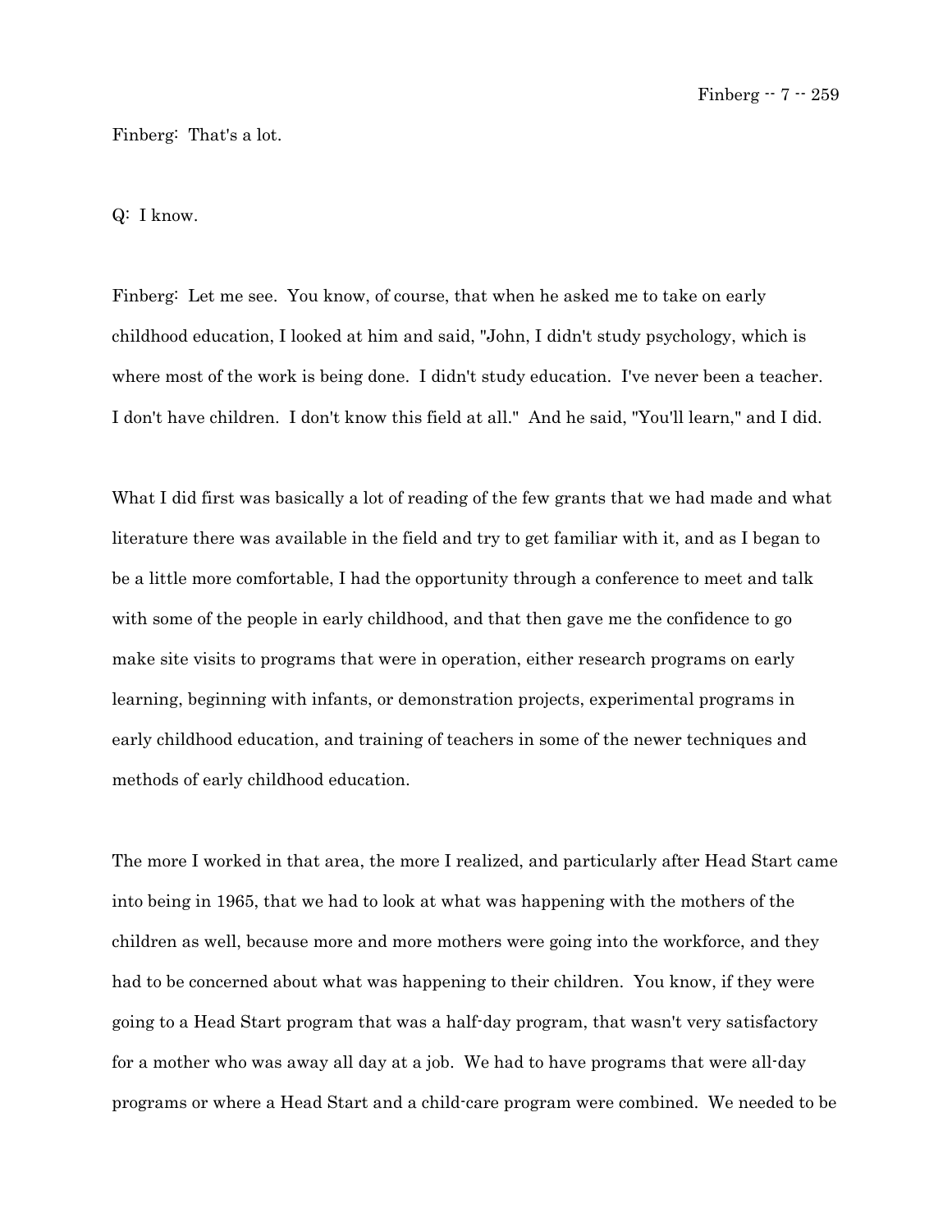Finberg: That's a lot.

Q: I know.

Finberg: Let me see. You know, of course, that when he asked me to take on early childhood education, I looked at him and said, "John, I didn't study psychology, which is where most of the work is being done. I didn't study education. I've never been a teacher. I don't have children. I don't know this field at all." And he said, "You'll learn," and I did.

What I did first was basically a lot of reading of the few grants that we had made and what literature there was available in the field and try to get familiar with it, and as I began to be a little more comfortable, I had the opportunity through a conference to meet and talk with some of the people in early childhood, and that then gave me the confidence to go make site visits to programs that were in operation, either research programs on early learning, beginning with infants, or demonstration projects, experimental programs in early childhood education, and training of teachers in some of the newer techniques and methods of early childhood education.

The more I worked in that area, the more I realized, and particularly after Head Start came into being in 1965, that we had to look at what was happening with the mothers of the children as well, because more and more mothers were going into the workforce, and they had to be concerned about what was happening to their children. You know, if they were going to a Head Start program that was a half-day program, that wasn't very satisfactory for a mother who was away all day at a job. We had to have programs that were all-day programs or where a Head Start and a child-care program were combined. We needed to be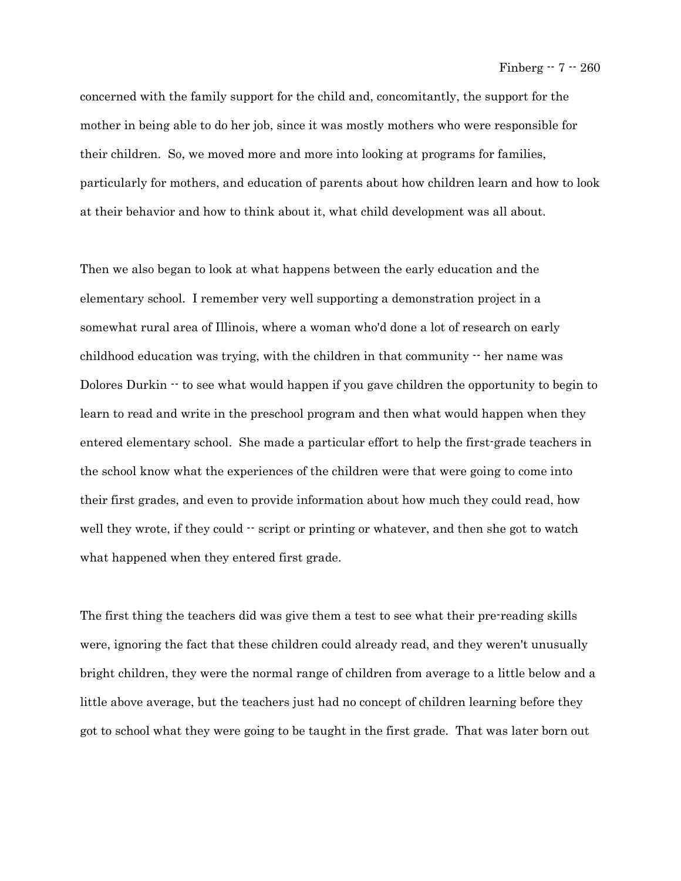concerned with the family support for the child and, concomitantly, the support for the mother in being able to do her job, since it was mostly mothers who were responsible for their children. So, we moved more and more into looking at programs for families, particularly for mothers, and education of parents about how children learn and how to look at their behavior and how to think about it, what child development was all about.

Then we also began to look at what happens between the early education and the elementary school. I remember very well supporting a demonstration project in a somewhat rural area of Illinois, where a woman who'd done a lot of research on early childhood education was trying, with the children in that community -- her name was Dolores Durkin -- to see what would happen if you gave children the opportunity to begin to learn to read and write in the preschool program and then what would happen when they entered elementary school. She made a particular effort to help the first-grade teachers in the school know what the experiences of the children were that were going to come into their first grades, and even to provide information about how much they could read, how well they wrote, if they could -- script or printing or whatever, and then she got to watch what happened when they entered first grade.

The first thing the teachers did was give them a test to see what their pre-reading skills were, ignoring the fact that these children could already read, and they weren't unusually bright children, they were the normal range of children from average to a little below and a little above average, but the teachers just had no concept of children learning before they got to school what they were going to be taught in the first grade. That was later born out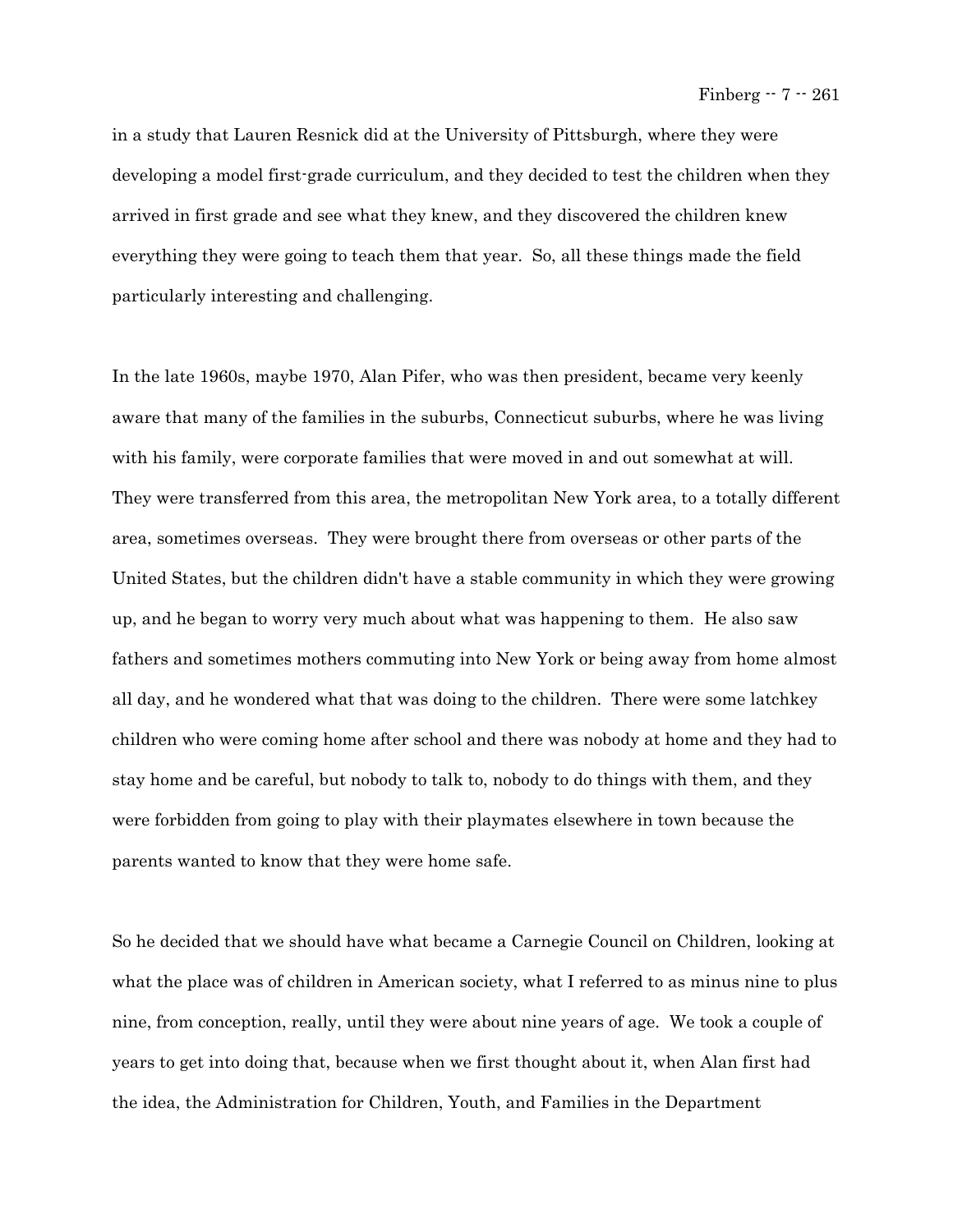in a study that Lauren Resnick did at the University of Pittsburgh, where they were developing a model first-grade curriculum, and they decided to test the children when they arrived in first grade and see what they knew, and they discovered the children knew everything they were going to teach them that year. So, all these things made the field particularly interesting and challenging.

In the late 1960s, maybe 1970, Alan Pifer, who was then president, became very keenly aware that many of the families in the suburbs, Connecticut suburbs, where he was living with his family, were corporate families that were moved in and out somewhat at will. They were transferred from this area, the metropolitan New York area, to a totally different area, sometimes overseas. They were brought there from overseas or other parts of the United States, but the children didn't have a stable community in which they were growing up, and he began to worry very much about what was happening to them. He also saw fathers and sometimes mothers commuting into New York or being away from home almost all day, and he wondered what that was doing to the children. There were some latchkey children who were coming home after school and there was nobody at home and they had to stay home and be careful, but nobody to talk to, nobody to do things with them, and they were forbidden from going to play with their playmates elsewhere in town because the parents wanted to know that they were home safe.

So he decided that we should have what became a Carnegie Council on Children, looking at what the place was of children in American society, what I referred to as minus nine to plus nine, from conception, really, until they were about nine years of age. We took a couple of years to get into doing that, because when we first thought about it, when Alan first had the idea, the Administration for Children, Youth, and Families in the Department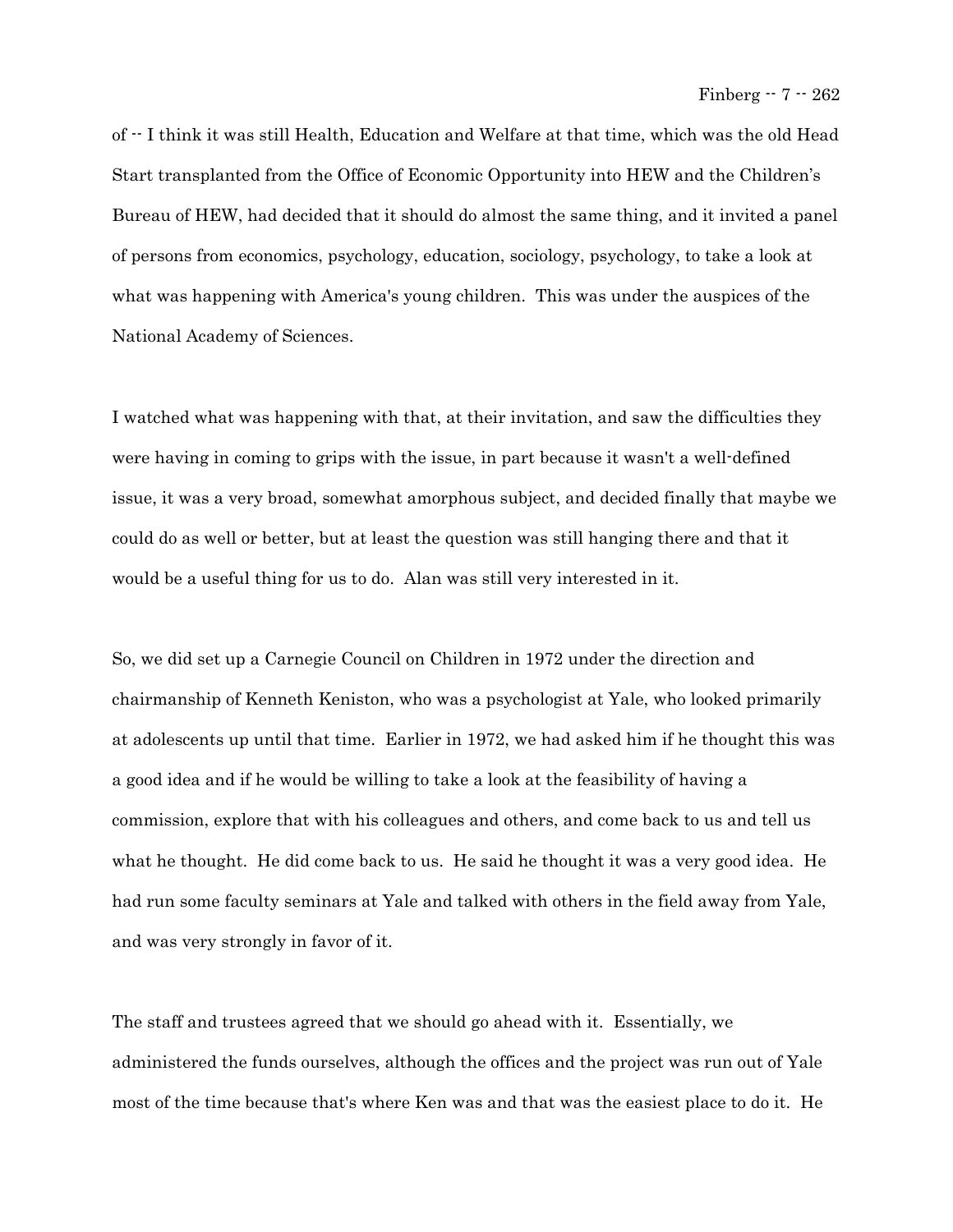of -- I think it was still Health, Education and Welfare at that time, which was the old Head Start transplanted from the Office of Economic Opportunity into HEW and the Children's Bureau of HEW, had decided that it should do almost the same thing, and it invited a panel of persons from economics, psychology, education, sociology, psychology, to take a look at what was happening with America's young children. This was under the auspices of the National Academy of Sciences.

I watched what was happening with that, at their invitation, and saw the difficulties they were having in coming to grips with the issue, in part because it wasn't a well-defined issue, it was a very broad, somewhat amorphous subject, and decided finally that maybe we could do as well or better, but at least the question was still hanging there and that it would be a useful thing for us to do. Alan was still very interested in it.

So, we did set up a Carnegie Council on Children in 1972 under the direction and chairmanship of Kenneth Keniston, who was a psychologist at Yale, who looked primarily at adolescents up until that time. Earlier in 1972, we had asked him if he thought this was a good idea and if he would be willing to take a look at the feasibility of having a commission, explore that with his colleagues and others, and come back to us and tell us what he thought. He did come back to us. He said he thought it was a very good idea. He had run some faculty seminars at Yale and talked with others in the field away from Yale, and was very strongly in favor of it.

The staff and trustees agreed that we should go ahead with it. Essentially, we administered the funds ourselves, although the offices and the project was run out of Yale most of the time because that's where Ken was and that was the easiest place to do it. He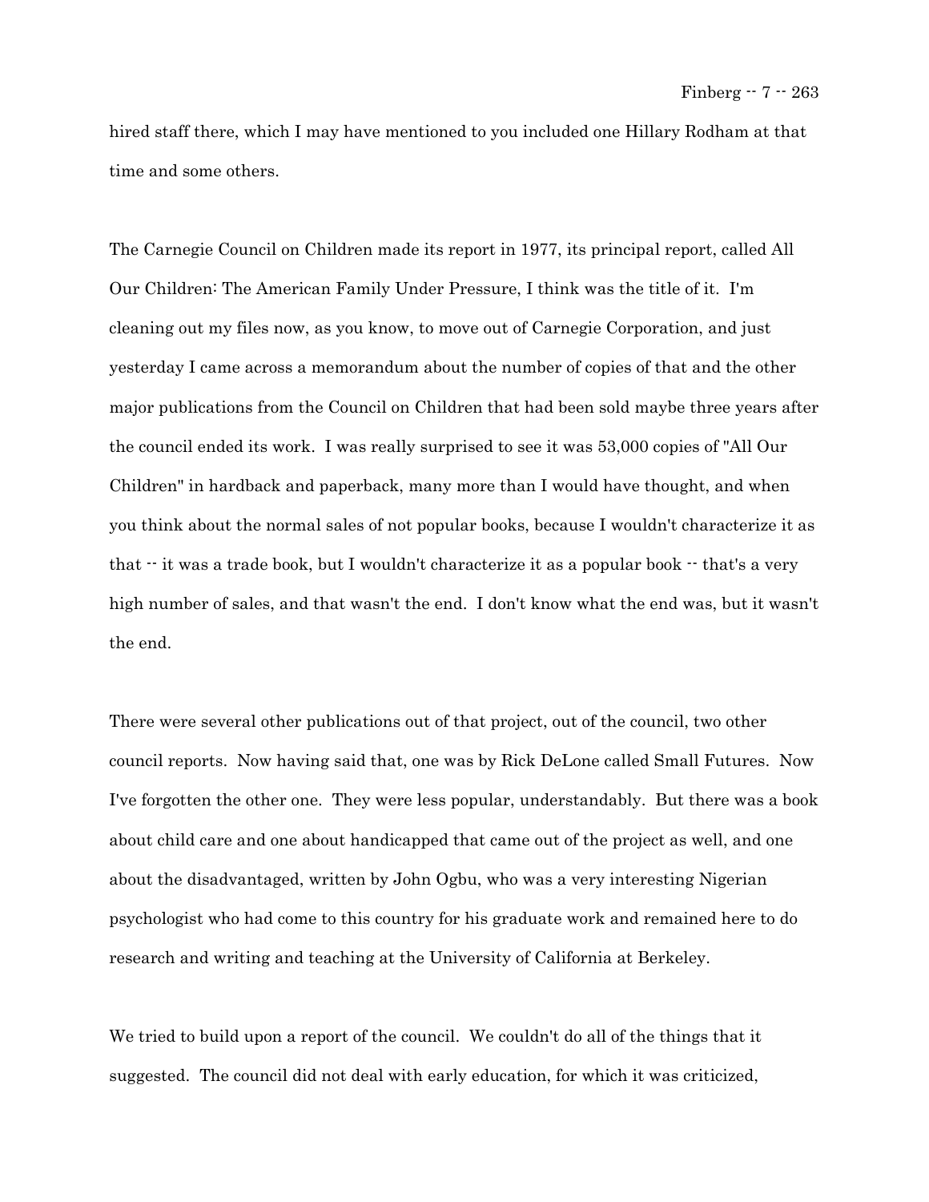hired staff there, which I may have mentioned to you included one Hillary Rodham at that time and some others.

The Carnegie Council on Children made its report in 1977, its principal report, called All Our Children: The American Family Under Pressure, I think was the title of it. I'm cleaning out my files now, as you know, to move out of Carnegie Corporation, and just yesterday I came across a memorandum about the number of copies of that and the other major publications from the Council on Children that had been sold maybe three years after the council ended its work. I was really surprised to see it was 53,000 copies of "All Our Children" in hardback and paperback, many more than I would have thought, and when you think about the normal sales of not popular books, because I wouldn't characterize it as that -- it was a trade book, but I wouldn't characterize it as a popular book -- that's a very high number of sales, and that wasn't the end. I don't know what the end was, but it wasn't the end.

There were several other publications out of that project, out of the council, two other council reports. Now having said that, one was by Rick DeLone called Small Futures. Now I've forgotten the other one. They were less popular, understandably. But there was a book about child care and one about handicapped that came out of the project as well, and one about the disadvantaged, written by John Ogbu, who was a very interesting Nigerian psychologist who had come to this country for his graduate work and remained here to do research and writing and teaching at the University of California at Berkeley.

We tried to build upon a report of the council. We couldn't do all of the things that it suggested. The council did not deal with early education, for which it was criticized,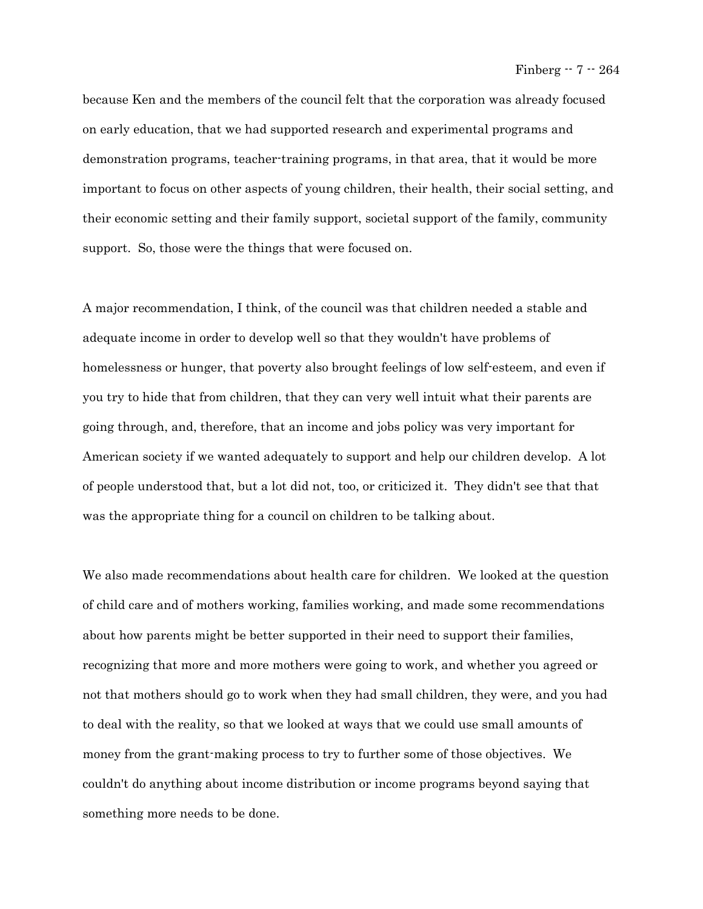because Ken and the members of the council felt that the corporation was already focused on early education, that we had supported research and experimental programs and demonstration programs, teacher-training programs, in that area, that it would be more important to focus on other aspects of young children, their health, their social setting, and their economic setting and their family support, societal support of the family, community support. So, those were the things that were focused on.

A major recommendation, I think, of the council was that children needed a stable and adequate income in order to develop well so that they wouldn't have problems of homelessness or hunger, that poverty also brought feelings of low self-esteem, and even if you try to hide that from children, that they can very well intuit what their parents are going through, and, therefore, that an income and jobs policy was very important for American society if we wanted adequately to support and help our children develop. A lot of people understood that, but a lot did not, too, or criticized it. They didn't see that that was the appropriate thing for a council on children to be talking about.

We also made recommendations about health care for children. We looked at the question of child care and of mothers working, families working, and made some recommendations about how parents might be better supported in their need to support their families, recognizing that more and more mothers were going to work, and whether you agreed or not that mothers should go to work when they had small children, they were, and you had to deal with the reality, so that we looked at ways that we could use small amounts of money from the grant-making process to try to further some of those objectives. We couldn't do anything about income distribution or income programs beyond saying that something more needs to be done.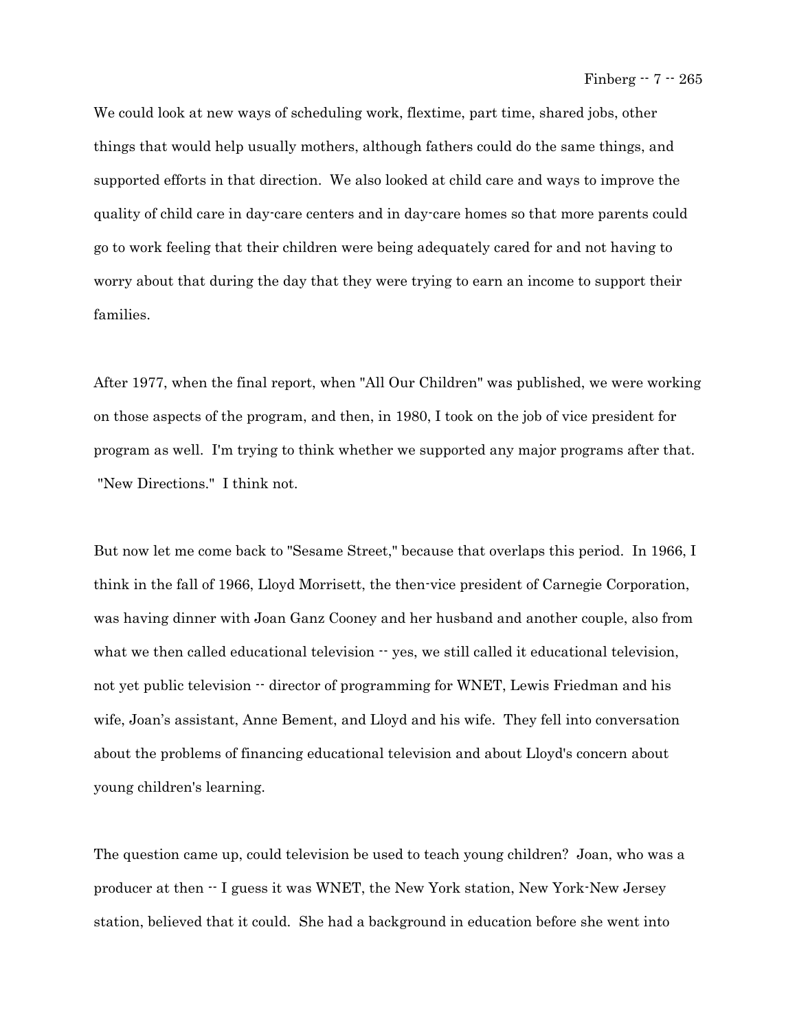We could look at new ways of scheduling work, flextime, part time, shared jobs, other things that would help usually mothers, although fathers could do the same things, and supported efforts in that direction. We also looked at child care and ways to improve the quality of child care in day-care centers and in day-care homes so that more parents could go to work feeling that their children were being adequately cared for and not having to worry about that during the day that they were trying to earn an income to support their families.

After 1977, when the final report, when "All Our Children" was published, we were working on those aspects of the program, and then, in 1980, I took on the job of vice president for program as well. I'm trying to think whether we supported any major programs after that. "New Directions." I think not.

But now let me come back to "Sesame Street," because that overlaps this period. In 1966, I think in the fall of 1966, Lloyd Morrisett, the then-vice president of Carnegie Corporation, was having dinner with Joan Ganz Cooney and her husband and another couple, also from what we then called educational television -- yes, we still called it educational television, not yet public television -- director of programming for WNET, Lewis Friedman and his wife, Joan's assistant, Anne Bement, and Lloyd and his wife. They fell into conversation about the problems of financing educational television and about Lloyd's concern about young children's learning.

The question came up, could television be used to teach young children? Joan, who was a producer at then -- I guess it was WNET, the New York station, New York-New Jersey station, believed that it could. She had a background in education before she went into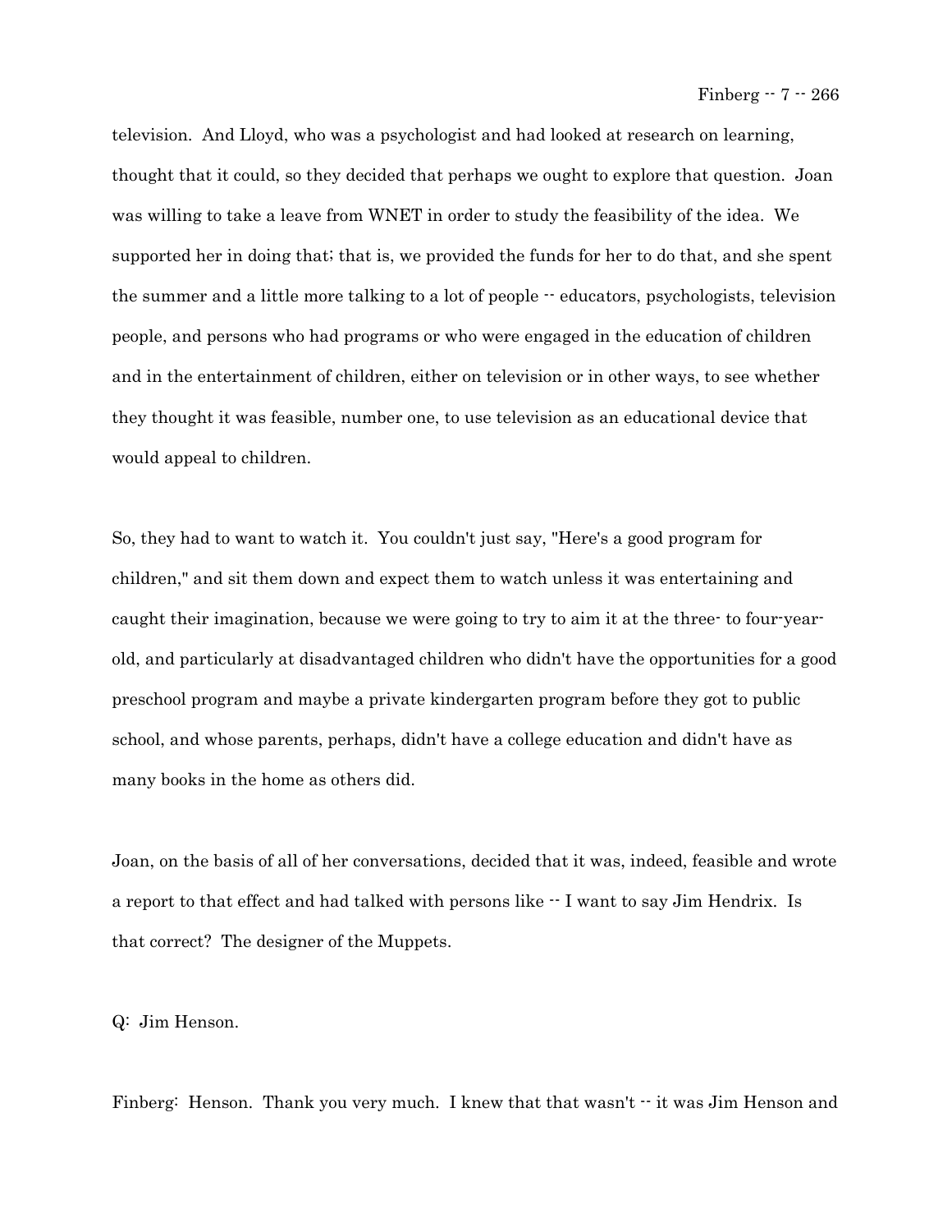television. And Lloyd, who was a psychologist and had looked at research on learning, thought that it could, so they decided that perhaps we ought to explore that question. Joan was willing to take a leave from WNET in order to study the feasibility of the idea. We supported her in doing that; that is, we provided the funds for her to do that, and she spent the summer and a little more talking to a lot of people -- educators, psychologists, television people, and persons who had programs or who were engaged in the education of children and in the entertainment of children, either on television or in other ways, to see whether they thought it was feasible, number one, to use television as an educational device that would appeal to children.

So, they had to want to watch it. You couldn't just say, "Here's a good program for children," and sit them down and expect them to watch unless it was entertaining and caught their imagination, because we were going to try to aim it at the three- to four-year-old, and particularly at disadvantaged children who didn't have the opportunities for a good preschool program and maybe a private kindergarten program before they got to public school, and whose parents, perhaps, didn't have a college education and didn't have as many books in the home as others did.

Joan, on the basis of all of her conversations, decided that it was, indeed, feasible and wrote a report to that effect and had talked with persons like -- I want to say Jim Hendrix. Is that correct? The designer of the Muppets.

Q: Jim Henson.

Finberg: Henson. Thank you very much. I knew that that wasn't -- it was Jim Henson and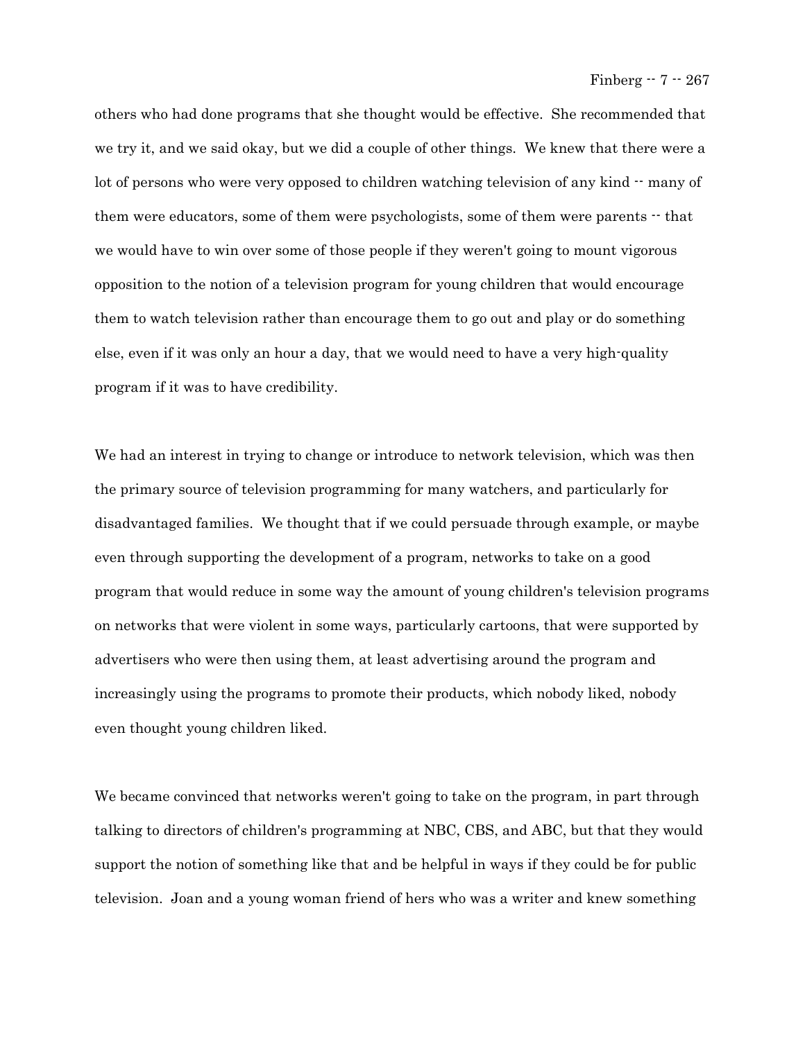others who had done programs that she thought would be effective. She recommended that we try it, and we said okay, but we did a couple of other things. We knew that there were a lot of persons who were very opposed to children watching television of any kind -- many of them were educators, some of them were psychologists, some of them were parents -- that we would have to win over some of those people if they weren't going to mount vigorous opposition to the notion of a television program for young children that would encourage them to watch television rather than encourage them to go out and play or do something else, even if it was only an hour a day, that we would need to have a very high-quality program if it was to have credibility.

We had an interest in trying to change or introduce to network television, which was then the primary source of television programming for many watchers, and particularly for disadvantaged families. We thought that if we could persuade through example, or maybe even through supporting the development of a program, networks to take on a good program that would reduce in some way the amount of young children's television programs on networks that were violent in some ways, particularly cartoons, that were supported by advertisers who were then using them, at least advertising around the program and increasingly using the programs to promote their products, which nobody liked, nobody even thought young children liked.

We became convinced that networks weren't going to take on the program, in part through talking to directors of children's programming at NBC, CBS, and ABC, but that they would support the notion of something like that and be helpful in ways if they could be for public television. Joan and a young woman friend of hers who was a writer and knew something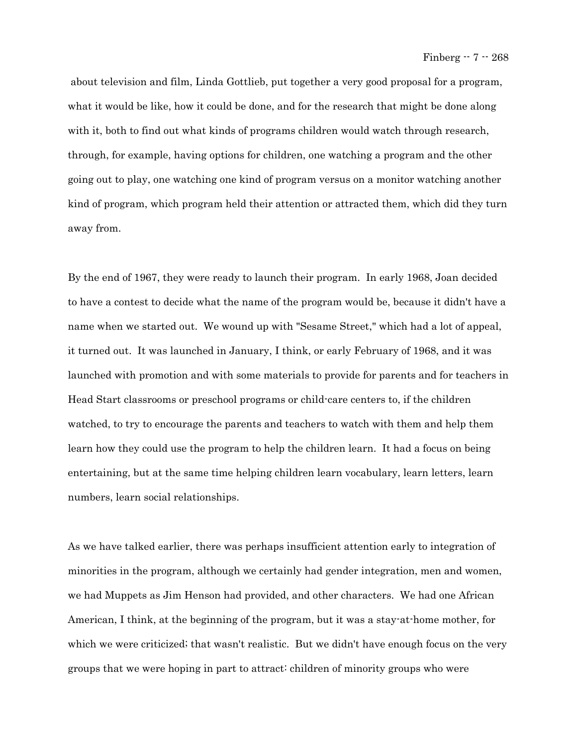about television and film, Linda Gottlieb, put together a very good proposal for a program, what it would be like, how it could be done, and for the research that might be done along with it, both to find out what kinds of programs children would watch through research, through, for example, having options for children, one watching a program and the other going out to play, one watching one kind of program versus on a monitor watching another kind of program, which program held their attention or attracted them, which did they turn away from.

By the end of 1967, they were ready to launch their program. In early 1968, Joan decided to have a contest to decide what the name of the program would be, because it didn't have a name when we started out. We wound up with "Sesame Street," which had a lot of appeal, it turned out. It was launched in January, I think, or early February of 1968, and it was launched with promotion and with some materials to provide for parents and for teachers in Head Start classrooms or preschool programs or child-care centers to, if the children watched, to try to encourage the parents and teachers to watch with them and help them learn how they could use the program to help the children learn. It had a focus on being entertaining, but at the same time helping children learn vocabulary, learn letters, learn numbers, learn social relationships.

As we have talked earlier, there was perhaps insufficient attention early to integration of minorities in the program, although we certainly had gender integration, men and women, we had Muppets as Jim Henson had provided, and other characters. We had one African American, I think, at the beginning of the program, but it was a stay-at-home mother, for which we were criticized; that wasn't realistic. But we didn't have enough focus on the very groups that we were hoping in part to attract: children of minority groups who were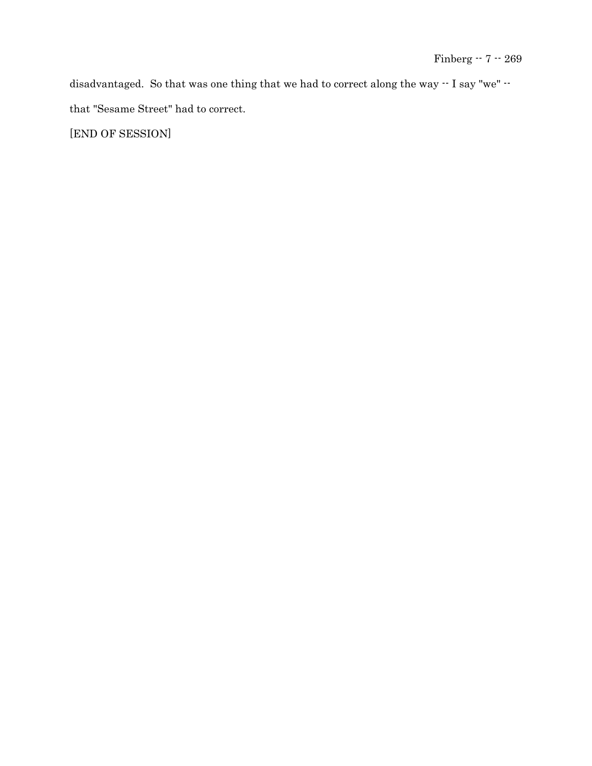disadvantaged. So that was one thing that we had to correct along the way -- I say "we" -- that "Sesame Street" had to correct.

[END OF SESSION]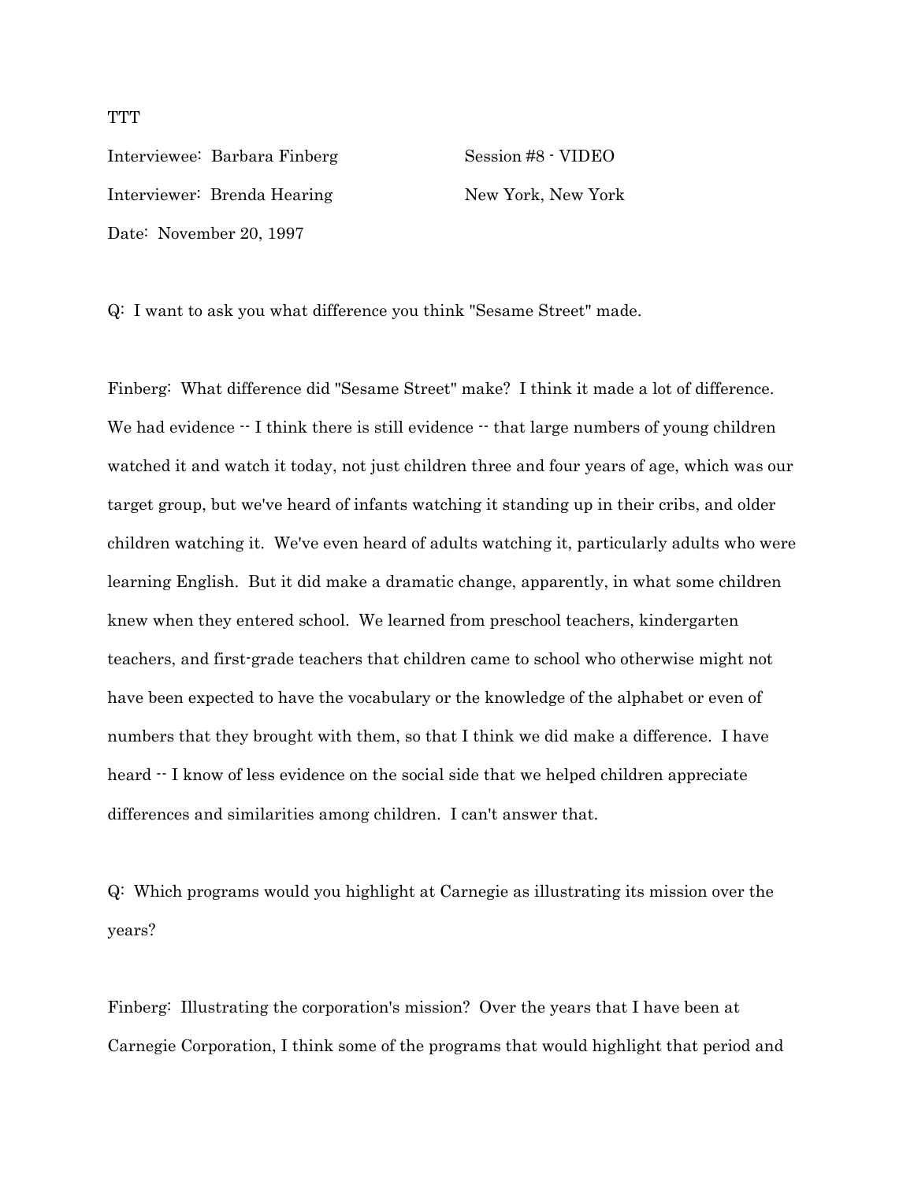TTT

Interviewee: Barbara Finberg Session #8 - VIDEO

Interviewer: Brenda Hearing New York, New York

Date: November 20, 1997

Q: I want to ask you what difference you think "Sesame Street" made.

Finberg: What difference did "Sesame Street" make? I think it made a lot of difference. We had evidence -- I think there is still evidence -- that large numbers of young children watched it and watch it today, not just children three and four years of age, which was our target group, but we've heard of infants watching it standing up in their cribs, and older children watching it. We've even heard of adults watching it, particularly adults who were learning English. But it did make a dramatic change, apparently, in what some children knew when they entered school. We learned from preschool teachers, kindergarten teachers, and first-grade teachers that children came to school who otherwise might not have been expected to have the vocabulary or the knowledge of the alphabet or even of numbers that they brought with them, so that I think we did make a difference. I have heard -- I know of less evidence on the social side that we helped children appreciate differences and similarities among children. I can't answer that.

Q: Which programs would you highlight at Carnegie as illustrating its mission over the years?

Finberg: Illustrating the corporation's mission? Over the years that I have been at Carnegie Corporation, I think some of the programs that would highlight that period and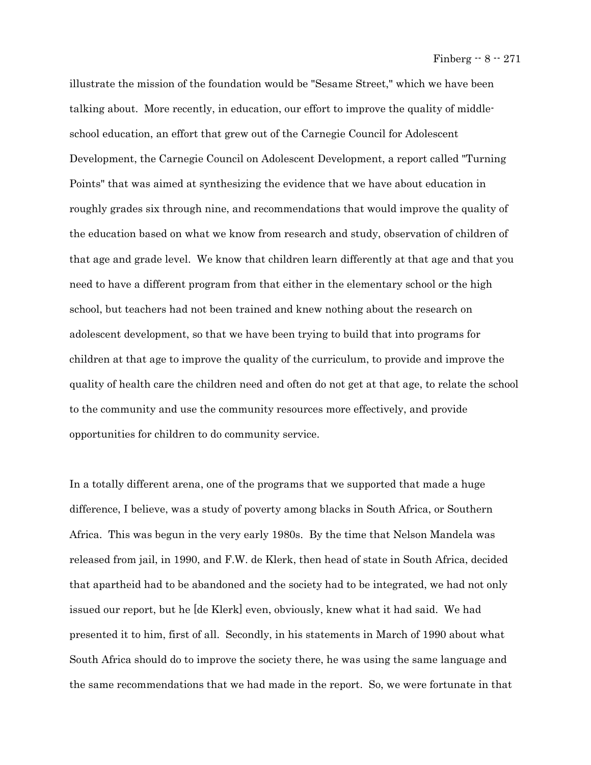illustrate the mission of the foundation would be "Sesame Street," which we have been talking about. More recently, in education, our effort to improve the quality of middle-school education, an effort that grew out of the Carnegie Council for Adolescent Development, the Carnegie Council on Adolescent Development, a report called "Turning Points" that was aimed at synthesizing the evidence that we have about education in roughly grades six through nine, and recommendations that would improve the quality of the education based on what we know from research and study, observation of children of that age and grade level. We know that children learn differently at that age and that you need to have a different program from that either in the elementary school or the high school, but teachers had not been trained and knew nothing about the research on adolescent development, so that we have been trying to build that into programs for children at that age to improve the quality of the curriculum, to provide and improve the quality of health care the children need and often do not get at that age, to relate the school to the community and use the community resources more effectively, and provide opportunities for children to do community service.

In a totally different arena, one of the programs that we supported that made a huge difference, I believe, was a study of poverty among blacks in South Africa, or Southern Africa. This was begun in the very early 1980s. By the time that Nelson Mandela was released from jail, in 1990, and F.W. de Klerk, then head of state in South Africa, decided that apartheid had to be abandoned and the society had to be integrated, we had not only issued our report, but he [de Klerk] even, obviously, knew what it had said. We had presented it to him, first of all. Secondly, in his statements in March of 1990 about what South Africa should do to improve the society there, he was using the same language and the same recommendations that we had made in the report. So, we were fortunate in that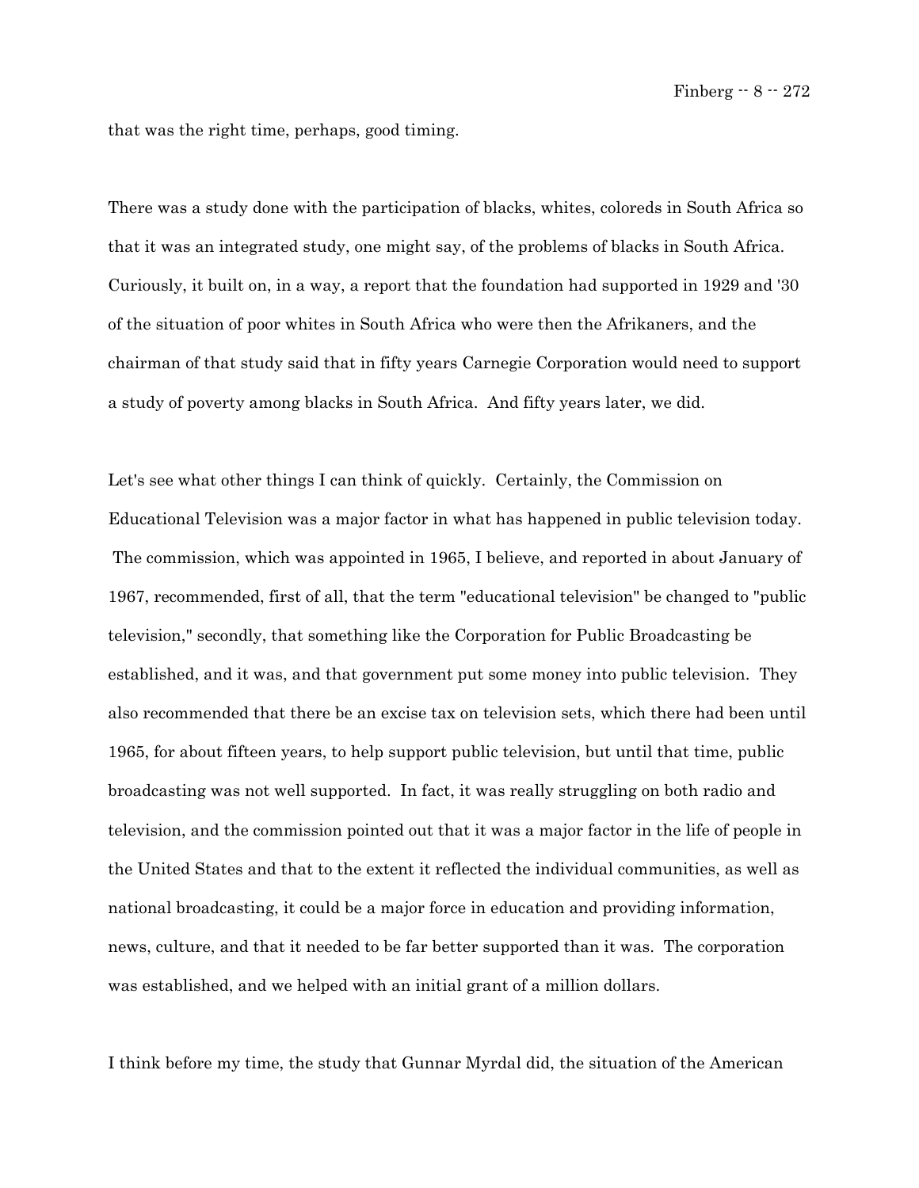that was the right time, perhaps, good timing.

There was a study done with the participation of blacks, whites, coloreds in South Africa so that it was an integrated study, one might say, of the problems of blacks in South Africa. Curiously, it built on, in a way, a report that the foundation had supported in 1929 and '30 of the situation of poor whites in South Africa who were then the Afrikaners, and the chairman of that study said that in fifty years Carnegie Corporation would need to support a study of poverty among blacks in South Africa. And fifty years later, we did.

Let's see what other things I can think of quickly. Certainly, the Commission on Educational Television was a major factor in what has happened in public television today. The commission, which was appointed in 1965, I believe, and reported in about January of 1967, recommended, first of all, that the term "educational television" be changed to "public television," secondly, that something like the Corporation for Public Broadcasting be established, and it was, and that government put some money into public television. They also recommended that there be an excise tax on television sets, which there had been until 1965, for about fifteen years, to help support public television, but until that time, public broadcasting was not well supported. In fact, it was really struggling on both radio and television, and the commission pointed out that it was a major factor in the life of people in the United States and that to the extent it reflected the individual communities, as well as national broadcasting, it could be a major force in education and providing information, news, culture, and that it needed to be far better supported than it was. The corporation was established, and we helped with an initial grant of a million dollars.

I think before my time, the study that Gunnar Myrdal did, the situation of the American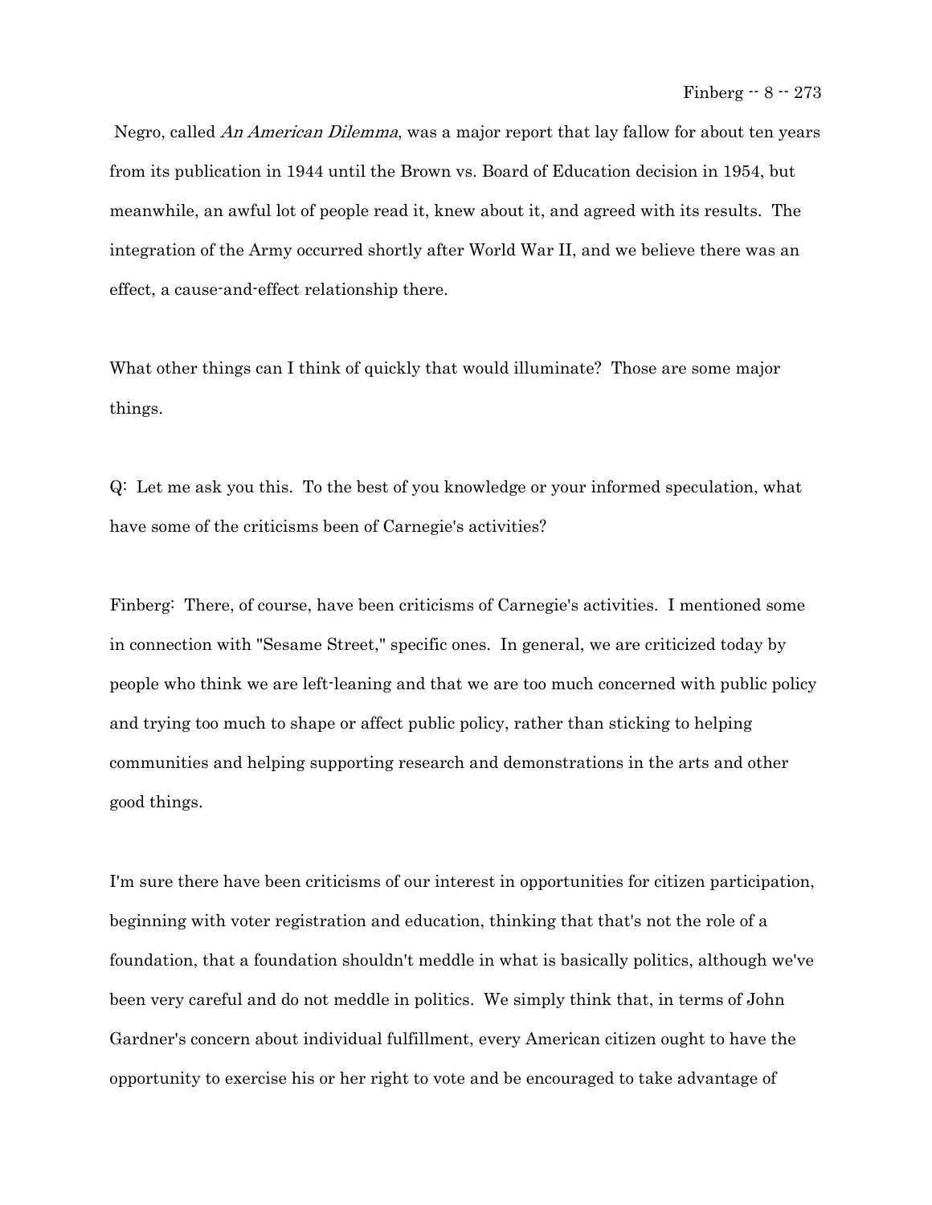Negro, called *An American Dilemma*, was a major report that lay fallow for about ten years from its publication in 1944 until the Brown vs. Board of Education decision in 1954, but meanwhile, an awful lot of people read it, knew about it, and agreed with its results. The integration of the Army occurred shortly after World War II, and we believe there was an effect, a cause-and-effect relationship there.

What other things can I think of quickly that would illuminate? Those are some major things.

Q: Let me ask you this. To the best of you knowledge or your informed speculation, what have some of the criticisms been of Carnegie's activities?

Finberg: There, of course, have been criticisms of Carnegie's activities. I mentioned some in connection with "Sesame Street," specific ones. In general, we are criticized today by people who think we are left-leaning and that we are too much concerned with public policy and trying too much to shape or affect public policy, rather than sticking to helping communities and helping supporting research and demonstrations in the arts and other good things.

I'm sure there have been criticisms of our interest in opportunities for citizen participation, beginning with voter registration and education, thinking that that's not the role of a foundation, that a foundation shouldn't meddle in what is basically politics, although we've been very careful and do not meddle in politics. We simply think that, in terms of John Gardner's concern about individual fulfillment, every American citizen ought to have the opportunity to exercise his or her right to vote and be encouraged to take advantage of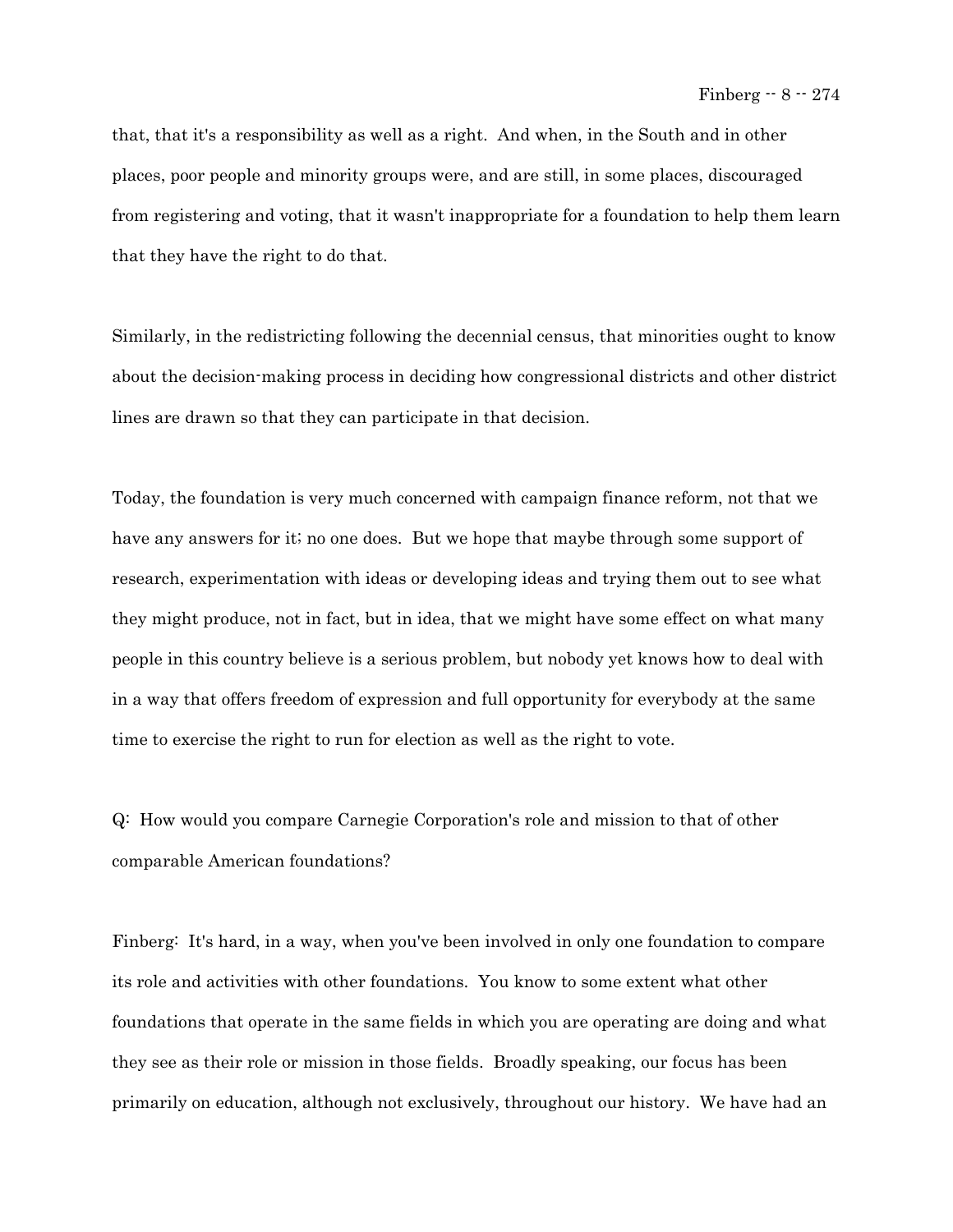that, that it's a responsibility as well as a right. And when, in the South and in other places, poor people and minority groups were, and are still, in some places, discouraged from registering and voting, that it wasn't inappropriate for a foundation to help them learn that they have the right to do that.

Similarly, in the redistricting following the decennial census, that minorities ought to know about the decision-making process in deciding how congressional districts and other district lines are drawn so that they can participate in that decision.

Today, the foundation is very much concerned with campaign finance reform, not that we have any answers for it; no one does. But we hope that maybe through some support of research, experimentation with ideas or developing ideas and trying them out to see what they might produce, not in fact, but in idea, that we might have some effect on what many people in this country believe is a serious problem, but nobody yet knows how to deal with in a way that offers freedom of expression and full opportunity for everybody at the same time to exercise the right to run for election as well as the right to vote.

Q: How would you compare Carnegie Corporation's role and mission to that of other comparable American foundations?

Finberg: It's hard, in a way, when you've been involved in only one foundation to compare its role and activities with other foundations. You know to some extent what other foundations that operate in the same fields in which you are operating are doing and what they see as their role or mission in those fields. Broadly speaking, our focus has been primarily on education, although not exclusively, throughout our history. We have had an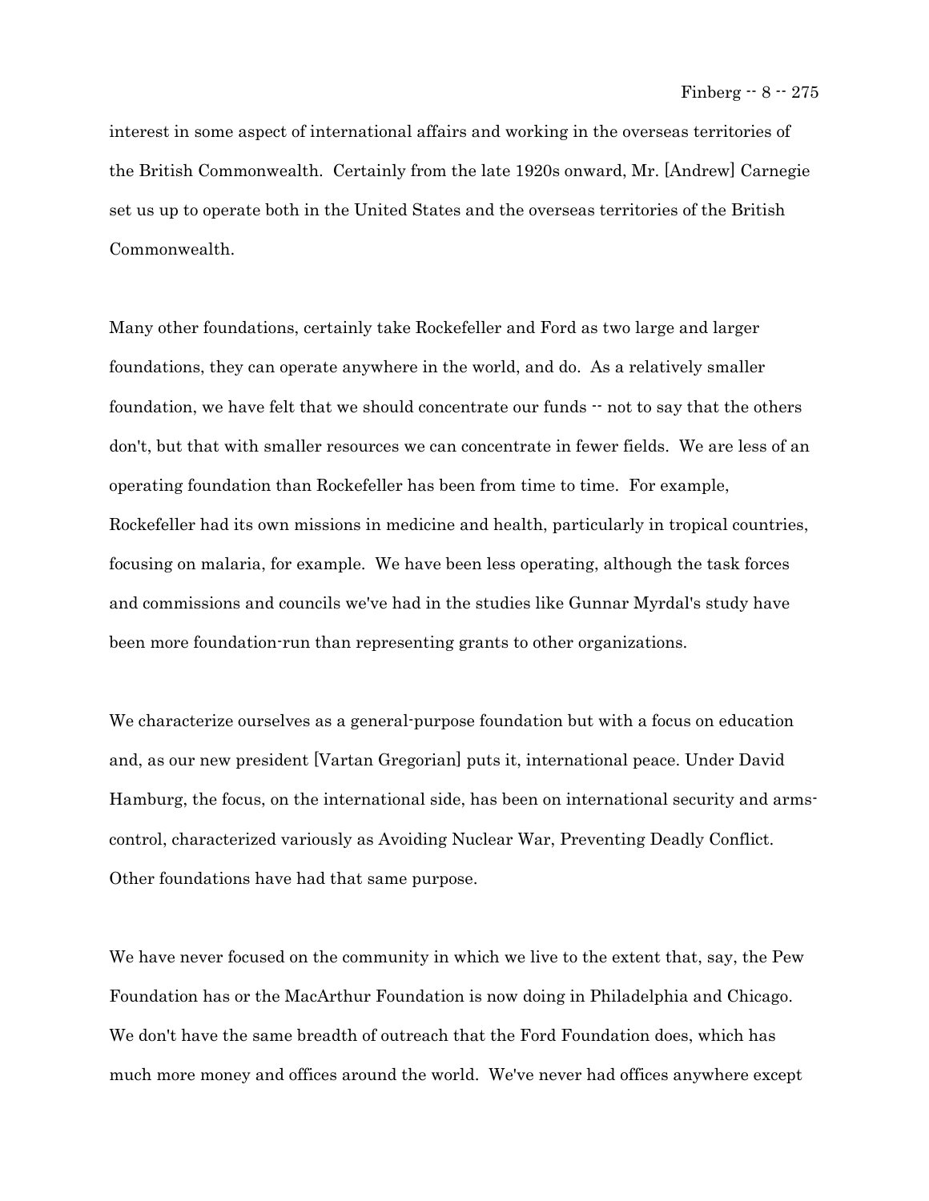interest in some aspect of international affairs and working in the overseas territories of the British Commonwealth. Certainly from the late 1920s onward, Mr. [Andrew] Carnegie set us up to operate both in the United States and the overseas territories of the British Commonwealth.

Many other foundations, certainly take Rockefeller and Ford as two large and larger foundations, they can operate anywhere in the world, and do. As a relatively smaller foundation, we have felt that we should concentrate our funds -- not to say that the others don't, but that with smaller resources we can concentrate in fewer fields. We are less of an operating foundation than Rockefeller has been from time to time. For example, Rockefeller had its own missions in medicine and health, particularly in tropical countries, focusing on malaria, for example. We have been less operating, although the task forces and commissions and councils we've had in the studies like Gunnar Myrdal's study have been more foundation-run than representing grants to other organizations.

We characterize ourselves as a general-purpose foundation but with a focus on education and, as our new president [Vartan Gregorian] puts it, international peace. Under David Hamburg, the focus, on the international side, has been on international security and arms-control, characterized variously as Avoiding Nuclear War, Preventing Deadly Conflict. Other foundations have had that same purpose.

We have never focused on the community in which we live to the extent that, say, the Pew Foundation has or the MacArthur Foundation is now doing in Philadelphia and Chicago. We don't have the same breadth of outreach that the Ford Foundation does, which has much more money and offices around the world. We've never had offices anywhere except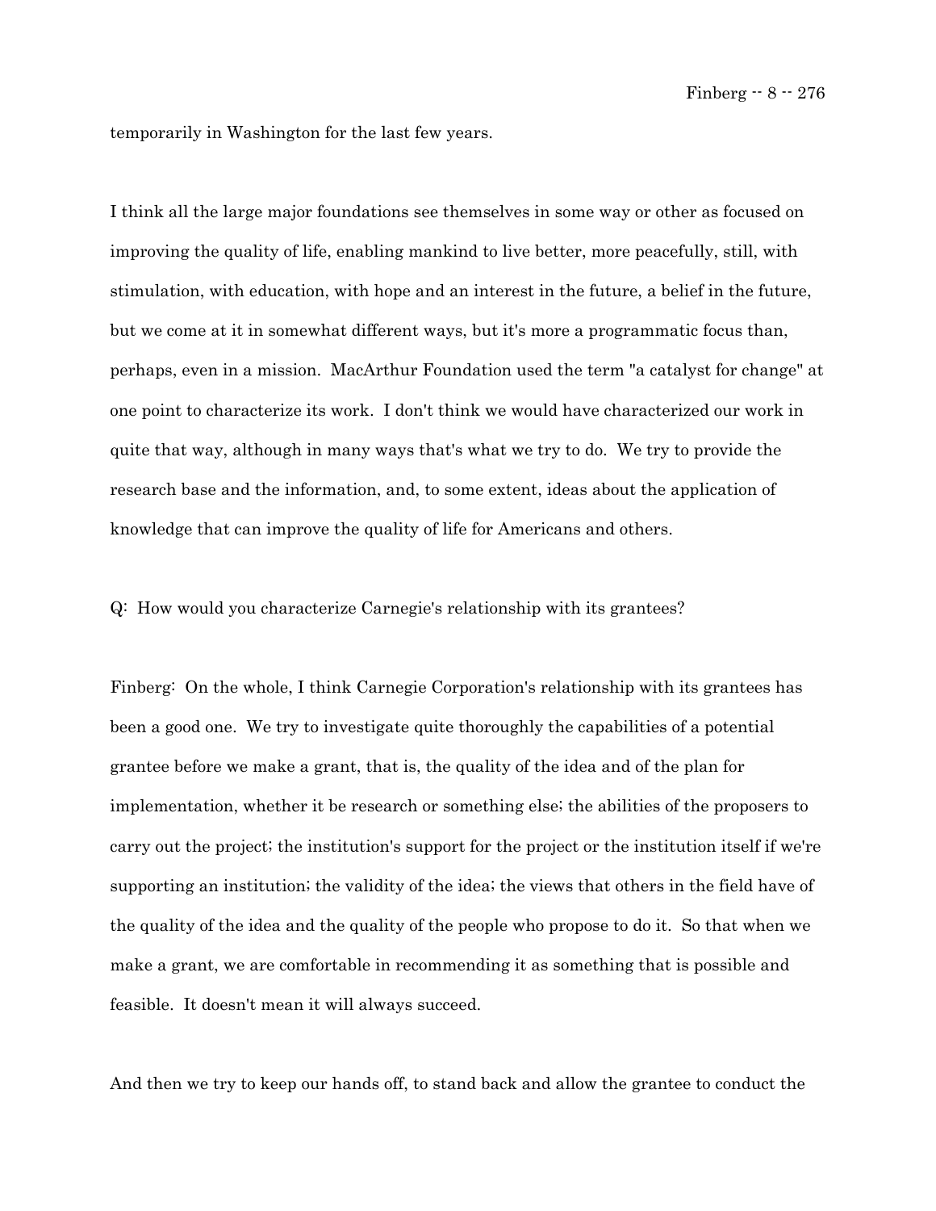temporarily in Washington for the last few years.

I think all the large major foundations see themselves in some way or other as focused on improving the quality of life, enabling mankind to live better, more peacefully, still, with stimulation, with education, with hope and an interest in the future, a belief in the future, but we come at it in somewhat different ways, but it's more a programmatic focus than, perhaps, even in a mission. MacArthur Foundation used the term "a catalyst for change" at one point to characterize its work. I don't think we would have characterized our work in quite that way, although in many ways that's what we try to do. We try to provide the research base and the information, and, to some extent, ideas about the application of knowledge that can improve the quality of life for Americans and others.

Q: How would you characterize Carnegie's relationship with its grantees?

Finberg: On the whole, I think Carnegie Corporation's relationship with its grantees has been a good one. We try to investigate quite thoroughly the capabilities of a potential grantee before we make a grant, that is, the quality of the idea and of the plan for implementation, whether it be research or something else; the abilities of the proposers to carry out the project; the institution's support for the project or the institution itself if we're supporting an institution; the validity of the idea; the views that others in the field have of the quality of the idea and the quality of the people who propose to do it. So that when we make a grant, we are comfortable in recommending it as something that is possible and feasible. It doesn't mean it will always succeed.

And then we try to keep our hands off, to stand back and allow the grantee to conduct the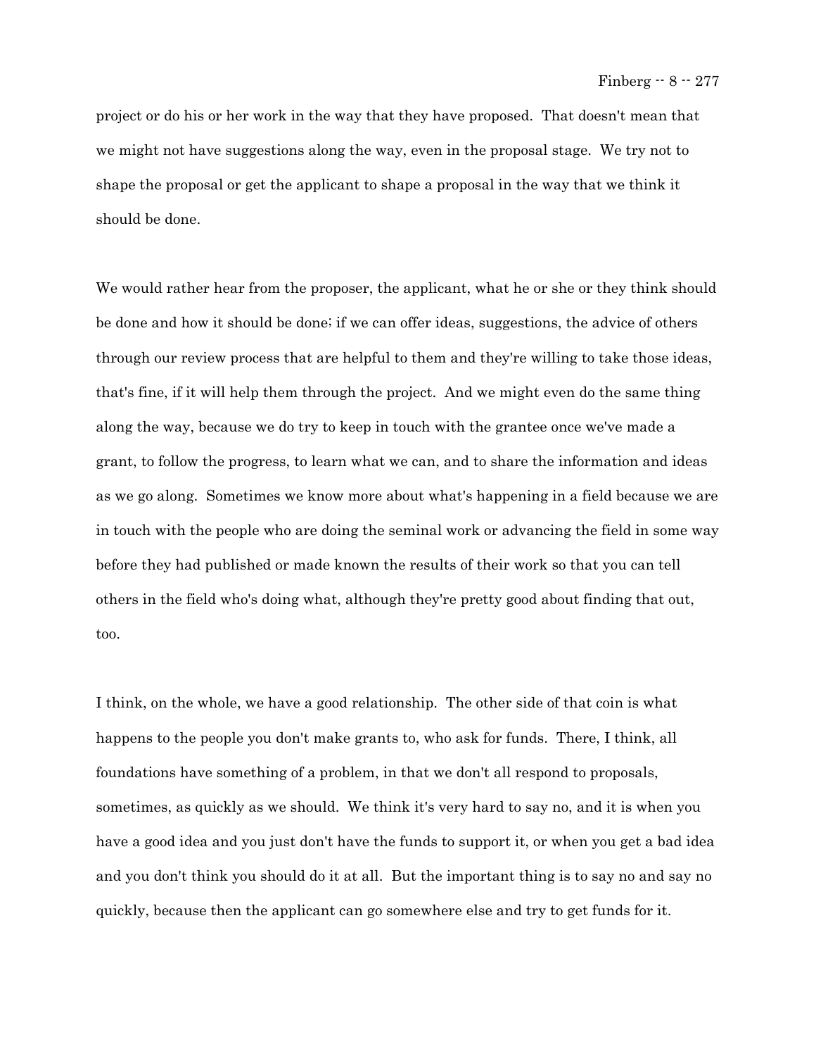project or do his or her work in the way that they have proposed. That doesn't mean that we might not have suggestions along the way, even in the proposal stage. We try not to shape the proposal or get the applicant to shape a proposal in the way that we think it should be done.

We would rather hear from the proposer, the applicant, what he or she or they think should be done and how it should be done; if we can offer ideas, suggestions, the advice of others through our review process that are helpful to them and they're willing to take those ideas, that's fine, if it will help them through the project. And we might even do the same thing along the way, because we do try to keep in touch with the grantee once we've made a grant, to follow the progress, to learn what we can, and to share the information and ideas as we go along. Sometimes we know more about what's happening in a field because we are in touch with the people who are doing the seminal work or advancing the field in some way before they had published or made known the results of their work so that you can tell others in the field who's doing what, although they're pretty good about finding that out, too.

I think, on the whole, we have a good relationship. The other side of that coin is what happens to the people you don't make grants to, who ask for funds. There, I think, all foundations have something of a problem, in that we don't all respond to proposals, sometimes, as quickly as we should. We think it's very hard to say no, and it is when you have a good idea and you just don't have the funds to support it, or when you get a bad idea and you don't think you should do it at all. But the important thing is to say no and say no quickly, because then the applicant can go somewhere else and try to get funds for it.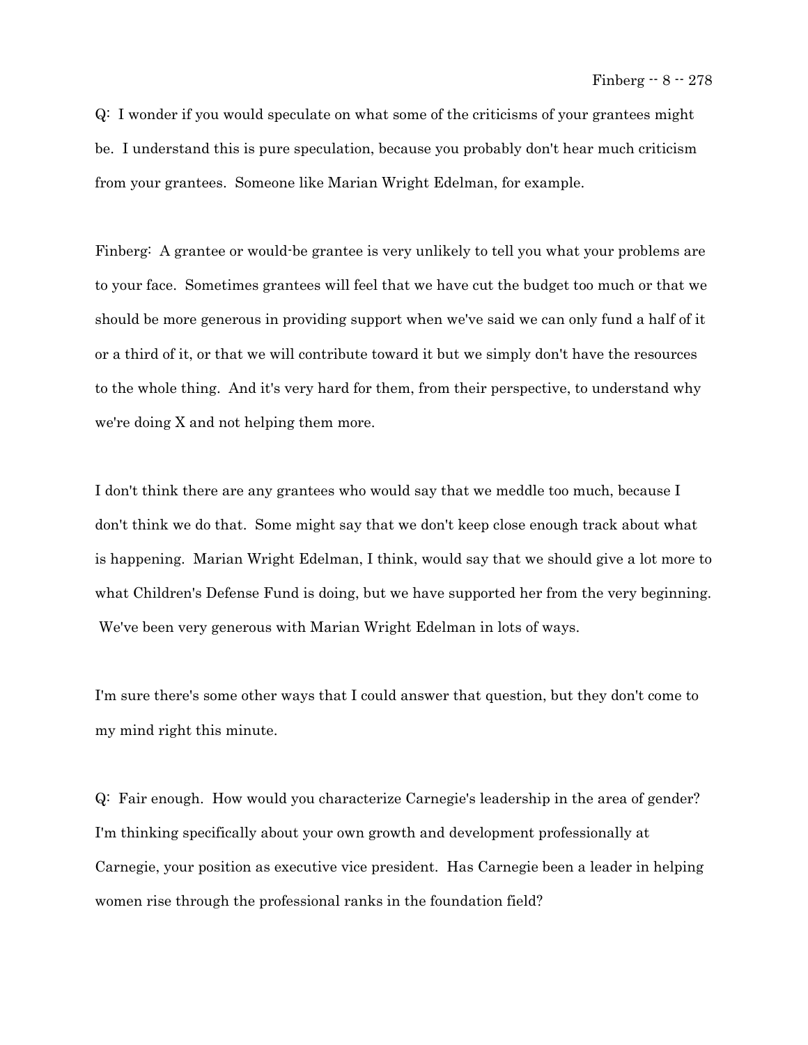Q: I wonder if you would speculate on what some of the criticisms of your grantees might be. I understand this is pure speculation, because you probably don't hear much criticism from your grantees. Someone like Marian Wright Edelman, for example.

Finberg: A grantee or would-be grantee is very unlikely to tell you what your problems are to your face. Sometimes grantees will feel that we have cut the budget too much or that we should be more generous in providing support when we've said we can only fund a half of it or a third of it, or that we will contribute toward it but we simply don't have the resources to the whole thing. And it's very hard for them, from their perspective, to understand why we're doing X and not helping them more.

I don't think there are any grantees who would say that we meddle too much, because I don't think we do that. Some might say that we don't keep close enough track about what is happening. Marian Wright Edelman, I think, would say that we should give a lot more to what Children's Defense Fund is doing, but we have supported her from the very beginning. We've been very generous with Marian Wright Edelman in lots of ways.

I'm sure there's some other ways that I could answer that question, but they don't come to my mind right this minute.

Q: Fair enough. How would you characterize Carnegie's leadership in the area of gender? I'm thinking specifically about your own growth and development professionally at Carnegie, your position as executive vice president. Has Carnegie been a leader in helping women rise through the professional ranks in the foundation field?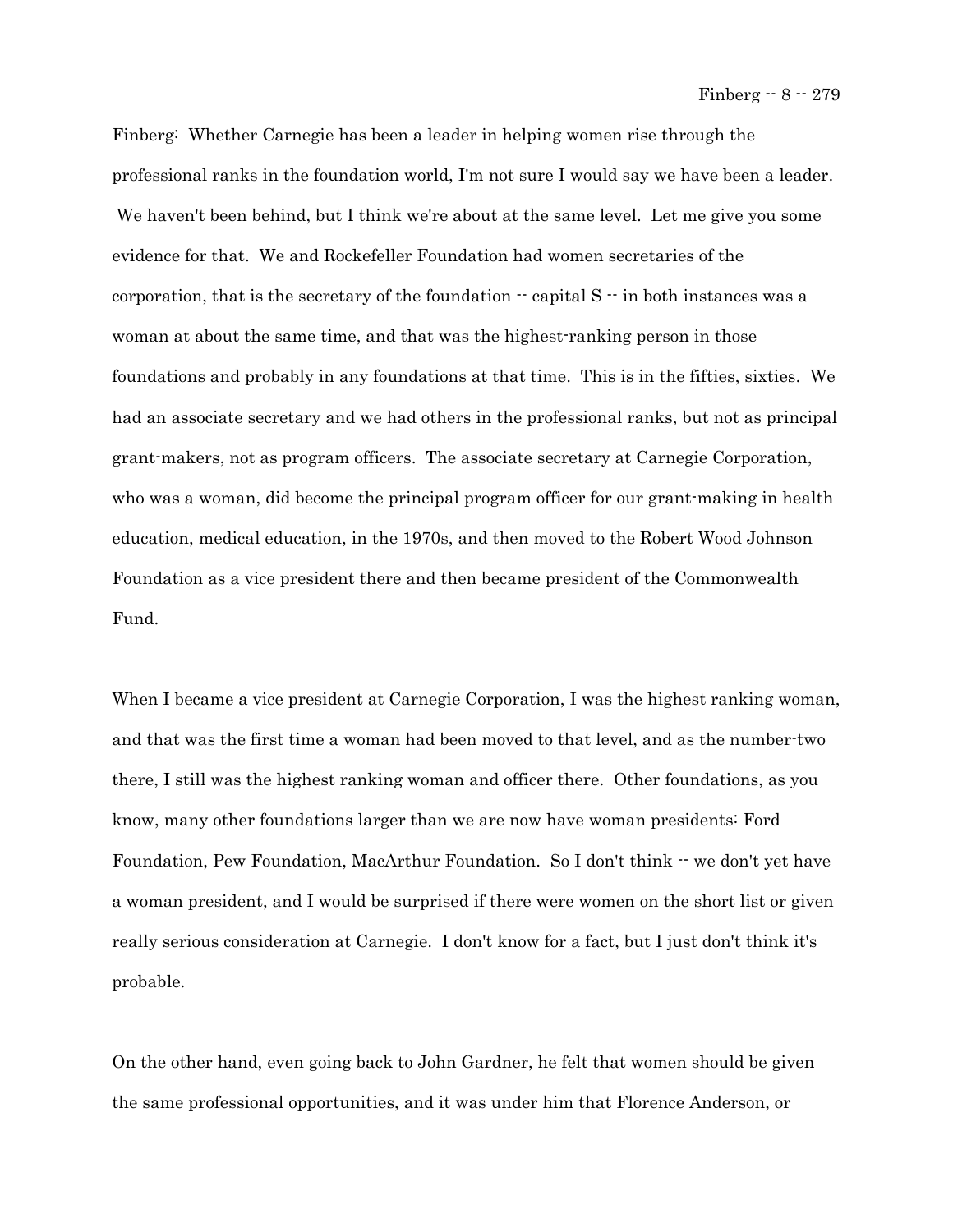Finberg: Whether Carnegie has been a leader in helping women rise through the professional ranks in the foundation world, I'm not sure I would say we have been a leader. We haven't been behind, but I think we're about at the same level. Let me give you some evidence for that. We and Rockefeller Foundation had women secretaries of the corporation, that is the secretary of the foundation -- capital S -- in both instances was a woman at about the same time, and that was the highest-ranking person in those foundations and probably in any foundations at that time. This is in the fifties, sixties. We had an associate secretary and we had others in the professional ranks, but not as principal grant-makers, not as program officers. The associate secretary at Carnegie Corporation, who was a woman, did become the principal program officer for our grant-making in health education, medical education, in the 1970s, and then moved to the Robert Wood Johnson Foundation as a vice president there and then became president of the Commonwealth Fund.

When I became a vice president at Carnegie Corporation, I was the highest ranking woman, and that was the first time a woman had been moved to that level, and as the number-two there, I still was the highest ranking woman and officer there. Other foundations, as you know, many other foundations larger than we are now have woman presidents: Ford Foundation, Pew Foundation, MacArthur Foundation. So I don't think -- we don't yet have a woman president, and I would be surprised if there were women on the short list or given really serious consideration at Carnegie. I don't know for a fact, but I just don't think it's probable.

On the other hand, even going back to John Gardner, he felt that women should be given the same professional opportunities, and it was under him that Florence Anderson, or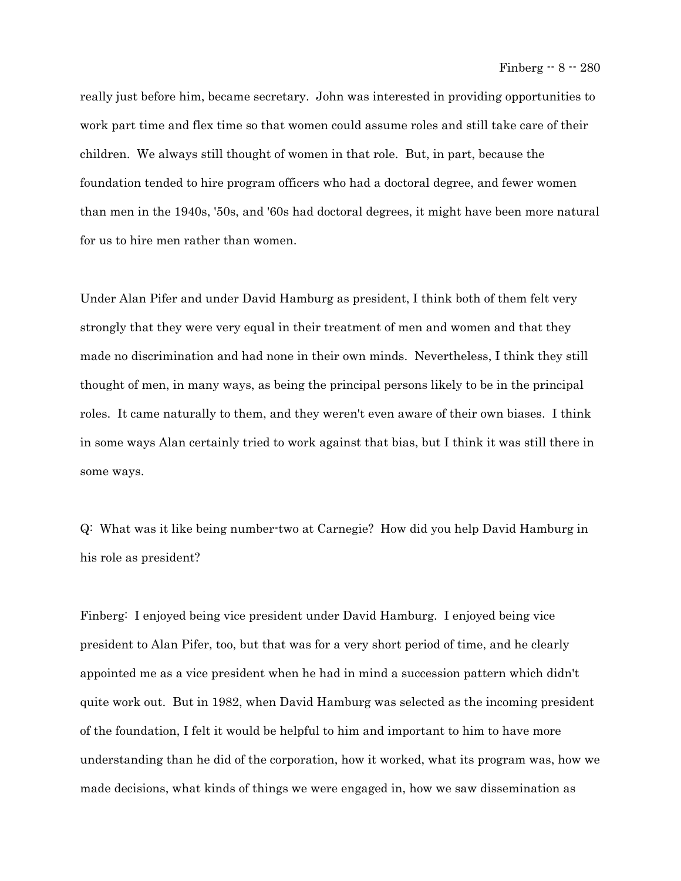really just before him, became secretary. John was interested in providing opportunities to work part time and flex time so that women could assume roles and still take care of their children. We always still thought of women in that role. But, in part, because the foundation tended to hire program officers who had a doctoral degree, and fewer women than men in the 1940s, '50s, and '60s had doctoral degrees, it might have been more natural for us to hire men rather than women.

Under Alan Pifer and under David Hamburg as president, I think both of them felt very strongly that they were very equal in their treatment of men and women and that they made no discrimination and had none in their own minds. Nevertheless, I think they still thought of men, in many ways, as being the principal persons likely to be in the principal roles. It came naturally to them, and they weren't even aware of their own biases. I think in some ways Alan certainly tried to work against that bias, but I think it was still there in some ways.

Q: What was it like being number-two at Carnegie? How did you help David Hamburg in his role as president?

Finberg: I enjoyed being vice president under David Hamburg. I enjoyed being vice president to Alan Pifer, too, but that was for a very short period of time, and he clearly appointed me as a vice president when he had in mind a succession pattern which didn't quite work out. But in 1982, when David Hamburg was selected as the incoming president of the foundation, I felt it would be helpful to him and important to him to have more understanding than he did of the corporation, how it worked, what its program was, how we made decisions, what kinds of things we were engaged in, how we saw dissemination as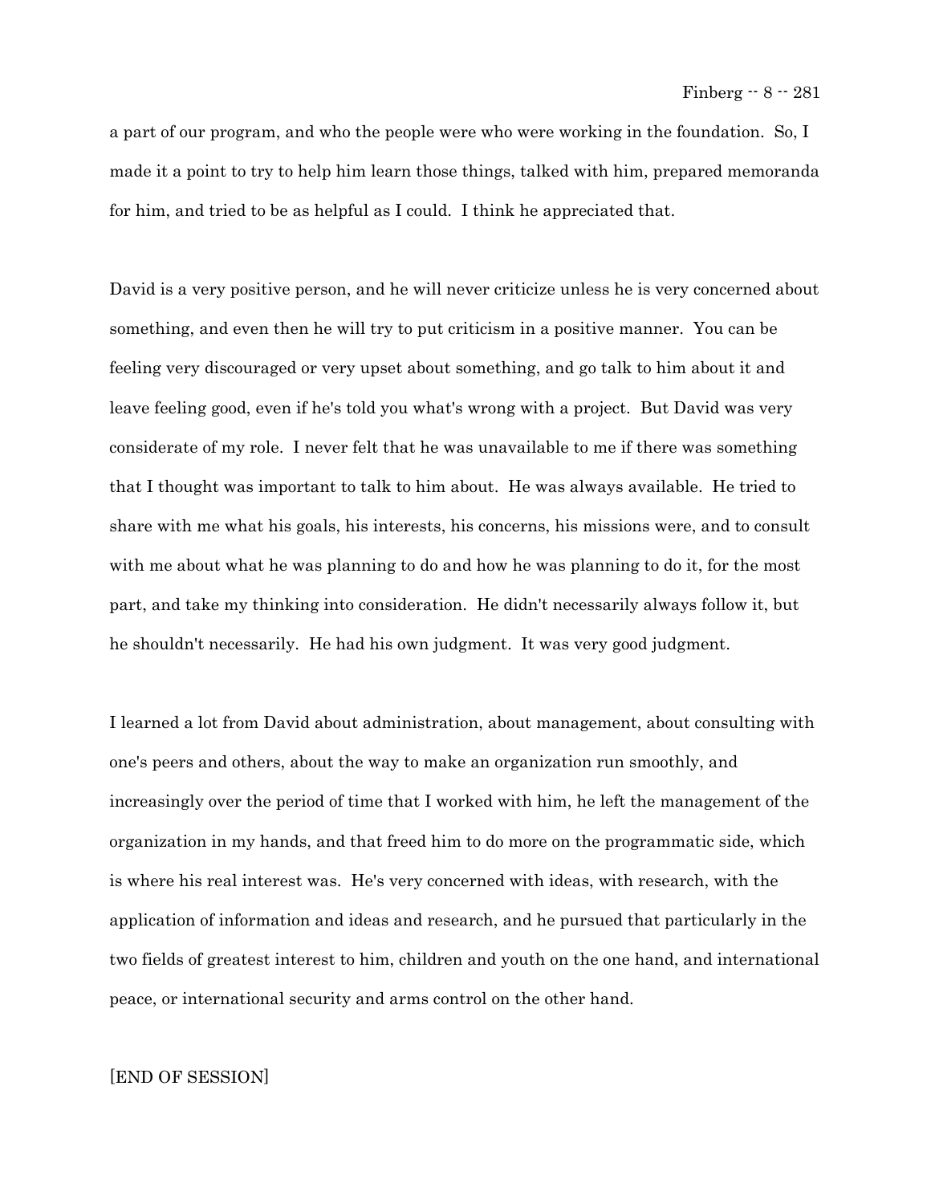a part of our program, and who the people were who were working in the foundation. So, I made it a point to try to help him learn those things, talked with him, prepared memoranda for him, and tried to be as helpful as I could. I think he appreciated that.

David is a very positive person, and he will never criticize unless he is very concerned about something, and even then he will try to put criticism in a positive manner. You can be feeling very discouraged or very upset about something, and go talk to him about it and leave feeling good, even if he's told you what's wrong with a project. But David was very considerate of my role. I never felt that he was unavailable to me if there was something that I thought was important to talk to him about. He was always available. He tried to share with me what his goals, his interests, his concerns, his missions were, and to consult with me about what he was planning to do and how he was planning to do it, for the most part, and take my thinking into consideration. He didn't necessarily always follow it, but he shouldn't necessarily. He had his own judgment. It was very good judgment.

I learned a lot from David about administration, about management, about consulting with one's peers and others, about the way to make an organization run smoothly, and increasingly over the period of time that I worked with him, he left the management of the organization in my hands, and that freed him to do more on the programmatic side, which is where his real interest was. He's very concerned with ideas, with research, with the application of information and ideas and research, and he pursued that particularly in the two fields of greatest interest to him, children and youth on the one hand, and international peace, or international security and arms control on the other hand.

[END OF SESSION]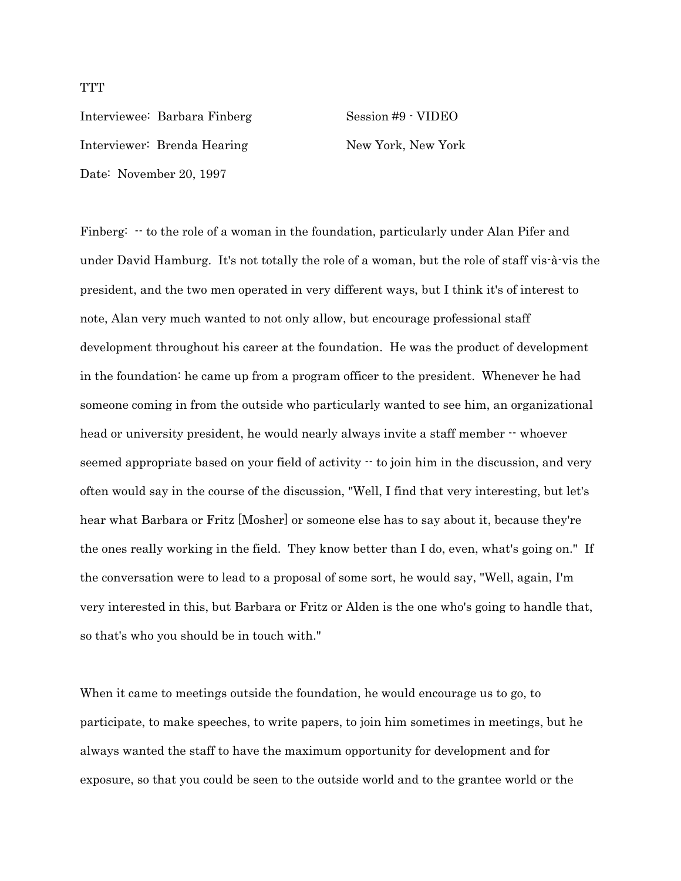TTT

Interviewee: Barbara Finberg Session #9 - VIDEO

Interviewer: Brenda Hearing New York, New York

Date: November 20, 1997

Finberg: -- to the role of a woman in the foundation, particularly under Alan Pifer and under David Hamburg. It's not totally the role of a woman, but the role of staff vis-à-vis the president, and the two men operated in very different ways, but I think it's of interest to note, Alan very much wanted to not only allow, but encourage professional staff development throughout his career at the foundation. He was the product of development in the foundation: he came up from a program officer to the president. Whenever he had someone coming in from the outside who particularly wanted to see him, an organizational head or university president, he would nearly always invite a staff member -- whoever seemed appropriate based on your field of activity -- to join him in the discussion, and very often would say in the course of the discussion, "Well, I find that very interesting, but let's hear what Barbara or Fritz [Mosher] or someone else has to say about it, because they're the ones really working in the field. They know better than I do, even, what's going on." If the conversation were to lead to a proposal of some sort, he would say, "Well, again, I'm very interested in this, but Barbara or Fritz or Alden is the one who's going to handle that, so that's who you should be in touch with."

When it came to meetings outside the foundation, he would encourage us to go, to participate, to make speeches, to write papers, to join him sometimes in meetings, but he always wanted the staff to have the maximum opportunity for development and for exposure, so that you could be seen to the outside world and to the grantee world or the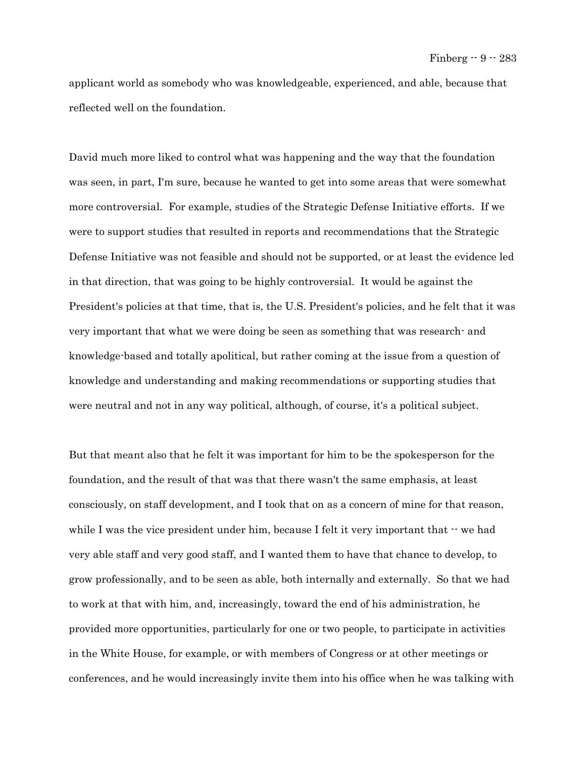applicant world as somebody who was knowledgeable, experienced, and able, because that reflected well on the foundation.

David much more liked to control what was happening and the way that the foundation was seen, in part, I'm sure, because he wanted to get into some areas that were somewhat more controversial. For example, studies of the Strategic Defense Initiative efforts. If we were to support studies that resulted in reports and recommendations that the Strategic Defense Initiative was not feasible and should not be supported, or at least the evidence led in that direction, that was going to be highly controversial. It would be against the President's policies at that time, that is, the U.S. President's policies, and he felt that it was very important that what we were doing be seen as something that was research- and knowledge-based and totally apolitical, but rather coming at the issue from a question of knowledge and understanding and making recommendations or supporting studies that were neutral and not in any way political, although, of course, it's a political subject.

But that meant also that he felt it was important for him to be the spokesperson for the foundation, and the result of that was that there wasn't the same emphasis, at least consciously, on staff development, and I took that on as a concern of mine for that reason, while I was the vice president under him, because I felt it very important that -- we had very able staff and very good staff, and I wanted them to have that chance to develop, to grow professionally, and to be seen as able, both internally and externally. So that we had to work at that with him, and, increasingly, toward the end of his administration, he provided more opportunities, particularly for one or two people, to participate in activities in the White House, for example, or with members of Congress or at other meetings or conferences, and he would increasingly invite them into his office when he was talking with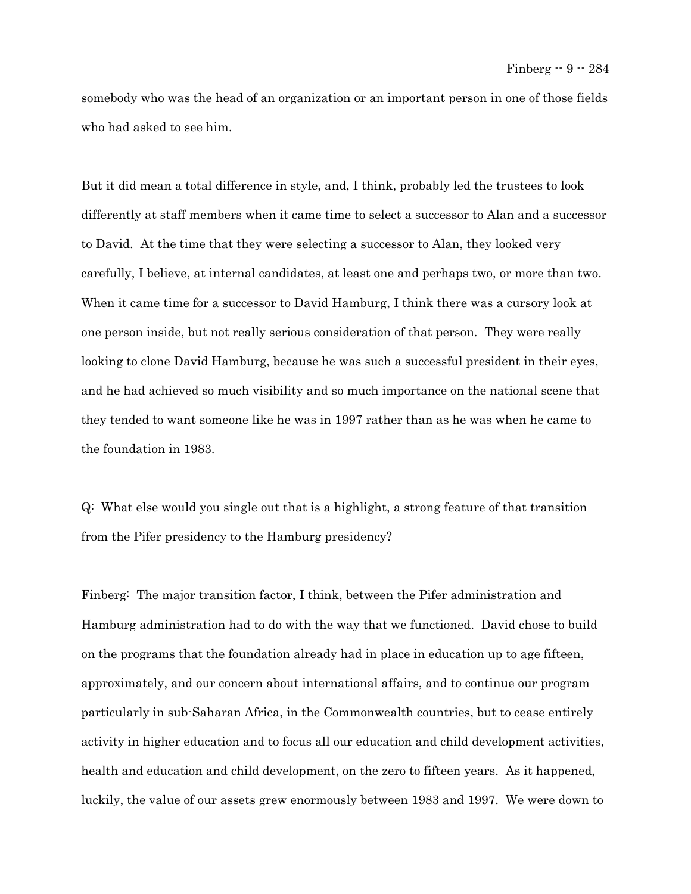somebody who was the head of an organization or an important person in one of those fields who had asked to see him.

But it did mean a total difference in style, and, I think, probably led the trustees to look differently at staff members when it came time to select a successor to Alan and a successor to David. At the time that they were selecting a successor to Alan, they looked very carefully, I believe, at internal candidates, at least one and perhaps two, or more than two. When it came time for a successor to David Hamburg, I think there was a cursory look at one person inside, but not really serious consideration of that person. They were really looking to clone David Hamburg, because he was such a successful president in their eyes, and he had achieved so much visibility and so much importance on the national scene that they tended to want someone like he was in 1997 rather than as he was when he came to the foundation in 1983.

Q: What else would you single out that is a highlight, a strong feature of that transition from the Pifer presidency to the Hamburg presidency?

Finberg: The major transition factor, I think, between the Pifer administration and Hamburg administration had to do with the way that we functioned. David chose to build on the programs that the foundation already had in place in education up to age fifteen, approximately, and our concern about international affairs, and to continue our program particularly in sub-Saharan Africa, in the Commonwealth countries, but to cease entirely activity in higher education and to focus all our education and child development activities, health and education and child development, on the zero to fifteen years. As it happened, luckily, the value of our assets grew enormously between 1983 and 1997. We were down to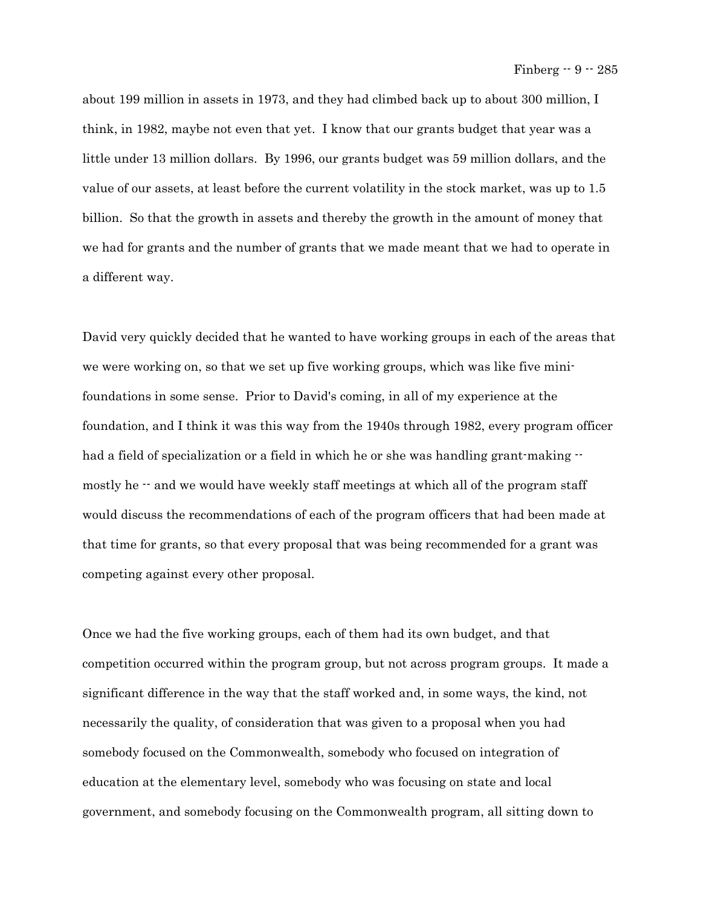about 199 million in assets in 1973, and they had climbed back up to about 300 million, I think, in 1982, maybe not even that yet. I know that our grants budget that year was a little under 13 million dollars. By 1996, our grants budget was 59 million dollars, and the value of our assets, at least before the current volatility in the stock market, was up to 1.5 billion. So that the growth in assets and thereby the growth in the amount of money that we had for grants and the number of grants that we made meant that we had to operate in a different way.

David very quickly decided that he wanted to have working groups in each of the areas that we were working on, so that we set up five working groups, which was like five mini-foundations in some sense. Prior to David's coming, in all of my experience at the foundation, and I think it was this way from the 1940s through 1982, every program officer had a field of specialization or a field in which he or she was handling grant-making -- mostly he -- and we would have weekly staff meetings at which all of the program staff would discuss the recommendations of each of the program officers that had been made at that time for grants, so that every proposal that was being recommended for a grant was competing against every other proposal.

Once we had the five working groups, each of them had its own budget, and that competition occurred within the program group, but not across program groups. It made a significant difference in the way that the staff worked and, in some ways, the kind, not necessarily the quality, of consideration that was given to a proposal when you had somebody focused on the Commonwealth, somebody who focused on integration of education at the elementary level, somebody who was focusing on state and local government, and somebody focusing on the Commonwealth program, all sitting down to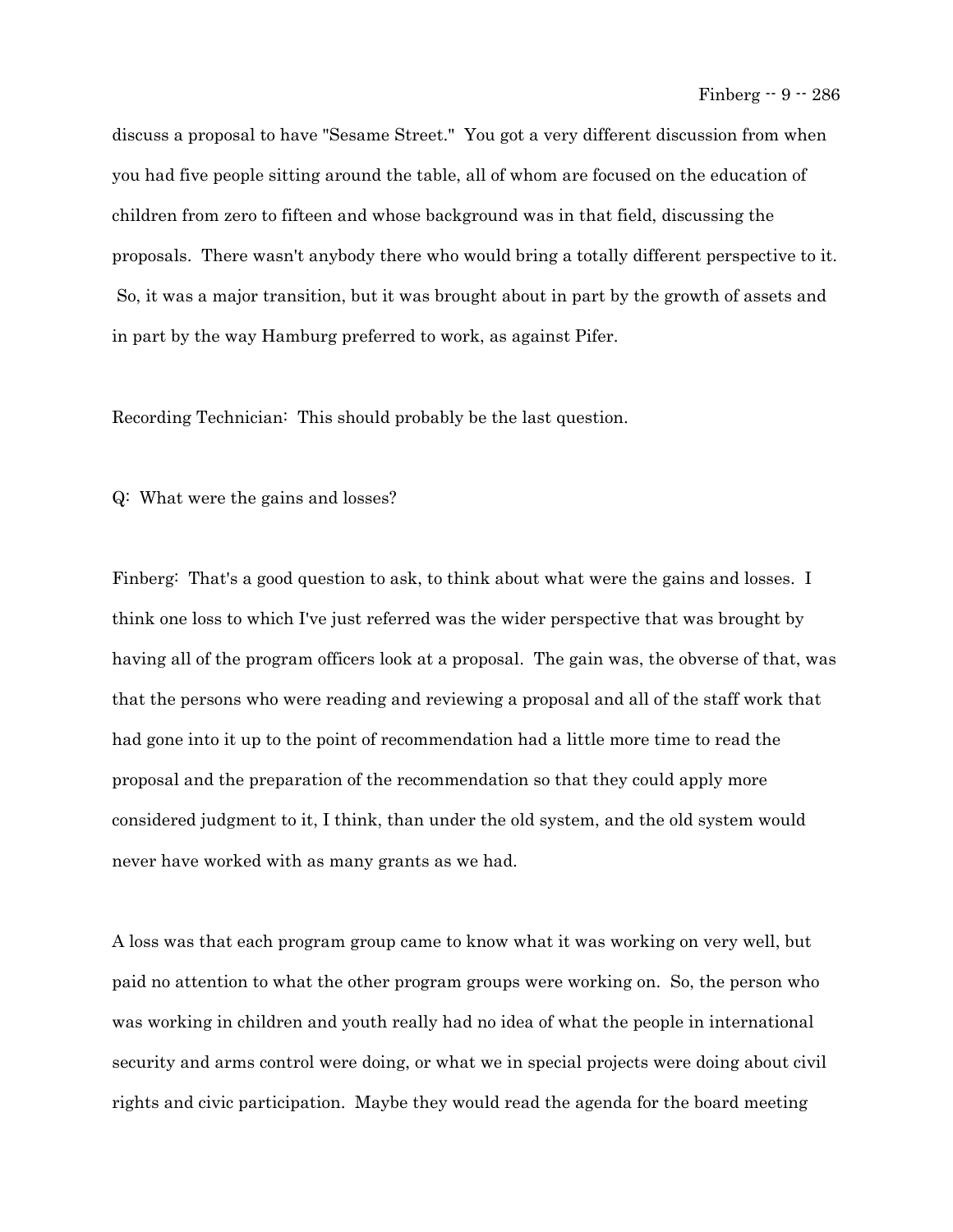discuss a proposal to have "Sesame Street." You got a very different discussion from when you had five people sitting around the table, all of whom are focused on the education of children from zero to fifteen and whose background was in that field, discussing the proposals. There wasn't anybody there who would bring a totally different perspective to it. So, it was a major transition, but it was brought about in part by the growth of assets and in part by the way Hamburg preferred to work, as against Pifer.

Recording Technician: This should probably be the last question.

Q: What were the gains and losses?

Finberg: That's a good question to ask, to think about what were the gains and losses. I think one loss to which I've just referred was the wider perspective that was brought by having all of the program officers look at a proposal. The gain was, the obverse of that, was that the persons who were reading and reviewing a proposal and all of the staff work that had gone into it up to the point of recommendation had a little more time to read the proposal and the preparation of the recommendation so that they could apply more considered judgment to it, I think, than under the old system, and the old system would never have worked with as many grants as we had.

A loss was that each program group came to know what it was working on very well, but paid no attention to what the other program groups were working on. So, the person who was working in children and youth really had no idea of what the people in international security and arms control were doing, or what we in special projects were doing about civil rights and civic participation. Maybe they would read the agenda for the board meeting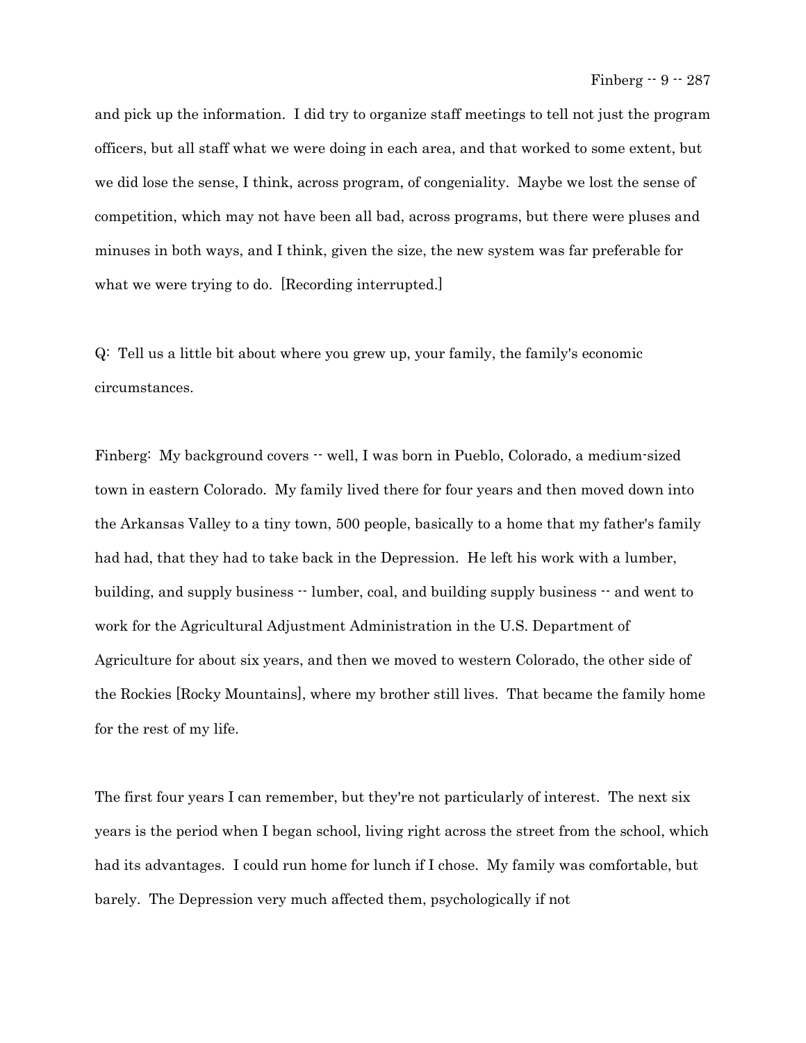and pick up the information. I did try to organize staff meetings to tell not just the program officers, but all staff what we were doing in each area, and that worked to some extent, but we did lose the sense, I think, across program, of congeniality. Maybe we lost the sense of competition, which may not have been all bad, across programs, but there were pluses and minuses in both ways, and I think, given the size, the new system was far preferable for what we were trying to do. [Recording interrupted.]

Q: Tell us a little bit about where you grew up, your family, the family's economic circumstances.

Finberg: My background covers -- well, I was born in Pueblo, Colorado, a medium-sized town in eastern Colorado. My family lived there for four years and then moved down into the Arkansas Valley to a tiny town, 500 people, basically to a home that my father's family had had, that they had to take back in the Depression. He left his work with a lumber, building, and supply business -- lumber, coal, and building supply business -- and went to work for the Agricultural Adjustment Administration in the U.S. Department of Agriculture for about six years, and then we moved to western Colorado, the other side of the Rockies [Rocky Mountains], where my brother still lives. That became the family home for the rest of my life.

The first four years I can remember, but they're not particularly of interest. The next six years is the period when I began school, living right across the street from the school, which had its advantages. I could run home for lunch if I chose. My family was comfortable, but barely. The Depression very much affected them, psychologically if not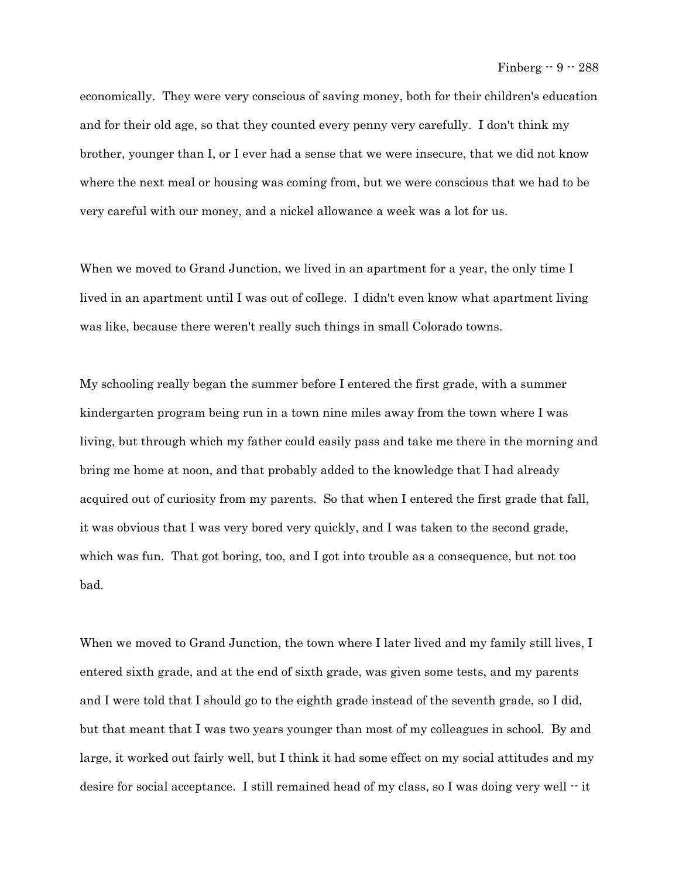economically. They were very conscious of saving money, both for their children's education and for their old age, so that they counted every penny very carefully. I don't think my brother, younger than I, or I ever had a sense that we were insecure, that we did not know where the next meal or housing was coming from, but we were conscious that we had to be very careful with our money, and a nickel allowance a week was a lot for us.

When we moved to Grand Junction, we lived in an apartment for a year, the only time I lived in an apartment until I was out of college. I didn't even know what apartment living was like, because there weren't really such things in small Colorado towns.

My schooling really began the summer before I entered the first grade, with a summer kindergarten program being run in a town nine miles away from the town where I was living, but through which my father could easily pass and take me there in the morning and bring me home at noon, and that probably added to the knowledge that I had already acquired out of curiosity from my parents. So that when I entered the first grade that fall, it was obvious that I was very bored very quickly, and I was taken to the second grade, which was fun. That got boring, too, and I got into trouble as a consequence, but not too bad.

When we moved to Grand Junction, the town where I later lived and my family still lives, I entered sixth grade, and at the end of sixth grade, was given some tests, and my parents and I were told that I should go to the eighth grade instead of the seventh grade, so I did, but that meant that I was two years younger than most of my colleagues in school. By and large, it worked out fairly well, but I think it had some effect on my social attitudes and my desire for social acceptance. I still remained head of my class, so I was doing very well -- it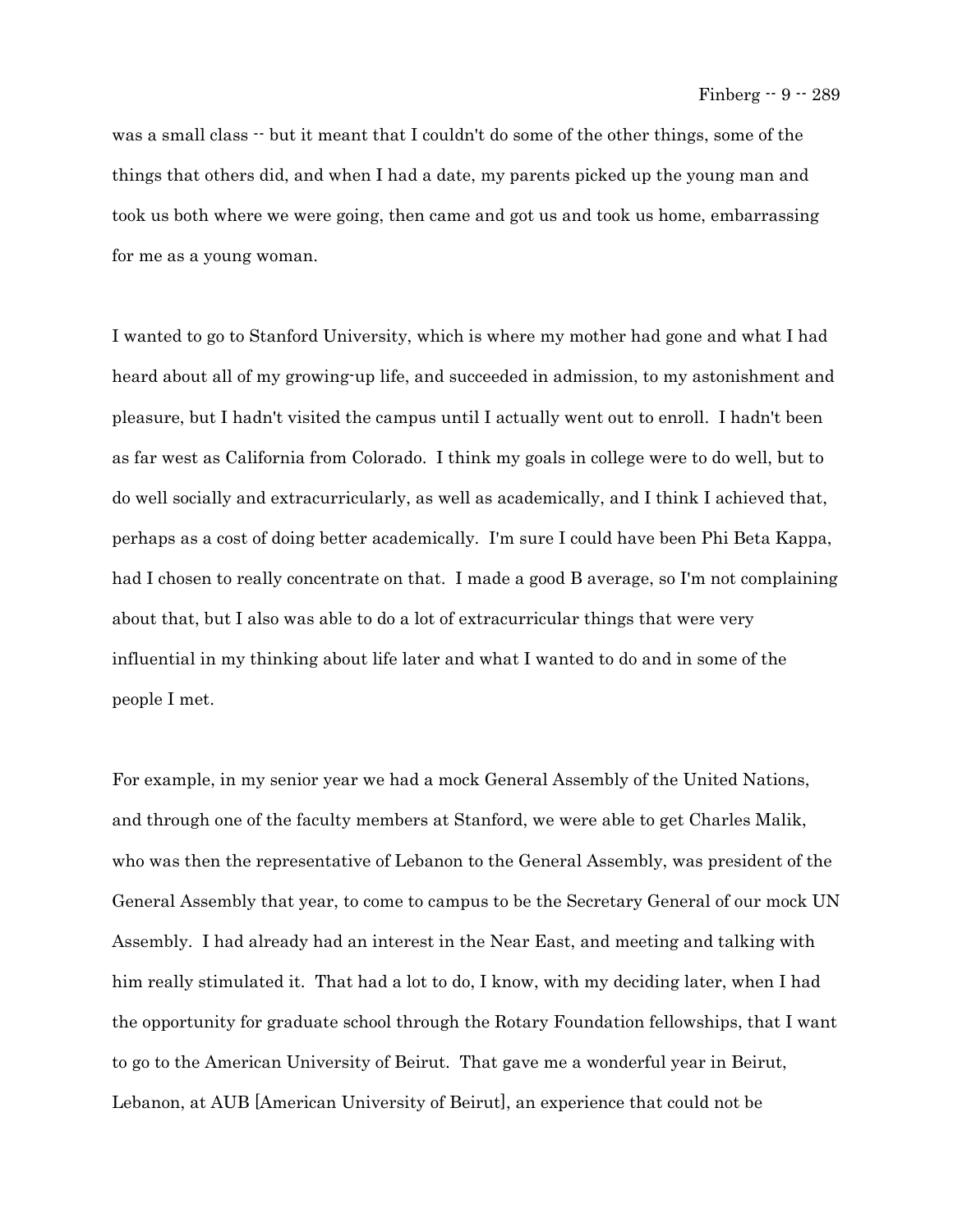was a small class -- but it meant that I couldn't do some of the other things, some of the things that others did, and when I had a date, my parents picked up the young man and took us both where we were going, then came and got us and took us home, embarrassing for me as a young woman.

I wanted to go to Stanford University, which is where my mother had gone and what I had heard about all of my growing-up life, and succeeded in admission, to my astonishment and pleasure, but I hadn't visited the campus until I actually went out to enroll. I hadn't been as far west as California from Colorado. I think my goals in college were to do well, but to do well socially and extracurricularly, as well as academically, and I think I achieved that, perhaps as a cost of doing better academically. I'm sure I could have been Phi Beta Kappa, had I chosen to really concentrate on that. I made a good B average, so I'm not complaining about that, but I also was able to do a lot of extracurricular things that were very influential in my thinking about life later and what I wanted to do and in some of the people I met.

For example, in my senior year we had a mock General Assembly of the United Nations, and through one of the faculty members at Stanford, we were able to get Charles Malik, who was then the representative of Lebanon to the General Assembly, was president of the General Assembly that year, to come to campus to be the Secretary General of our mock UN Assembly. I had already had an interest in the Near East, and meeting and talking with him really stimulated it. That had a lot to do, I know, with my deciding later, when I had the opportunity for graduate school through the Rotary Foundation fellowships, that I want to go to the American University of Beirut. That gave me a wonderful year in Beirut, Lebanon, at AUB [American University of Beirut], an experience that could not be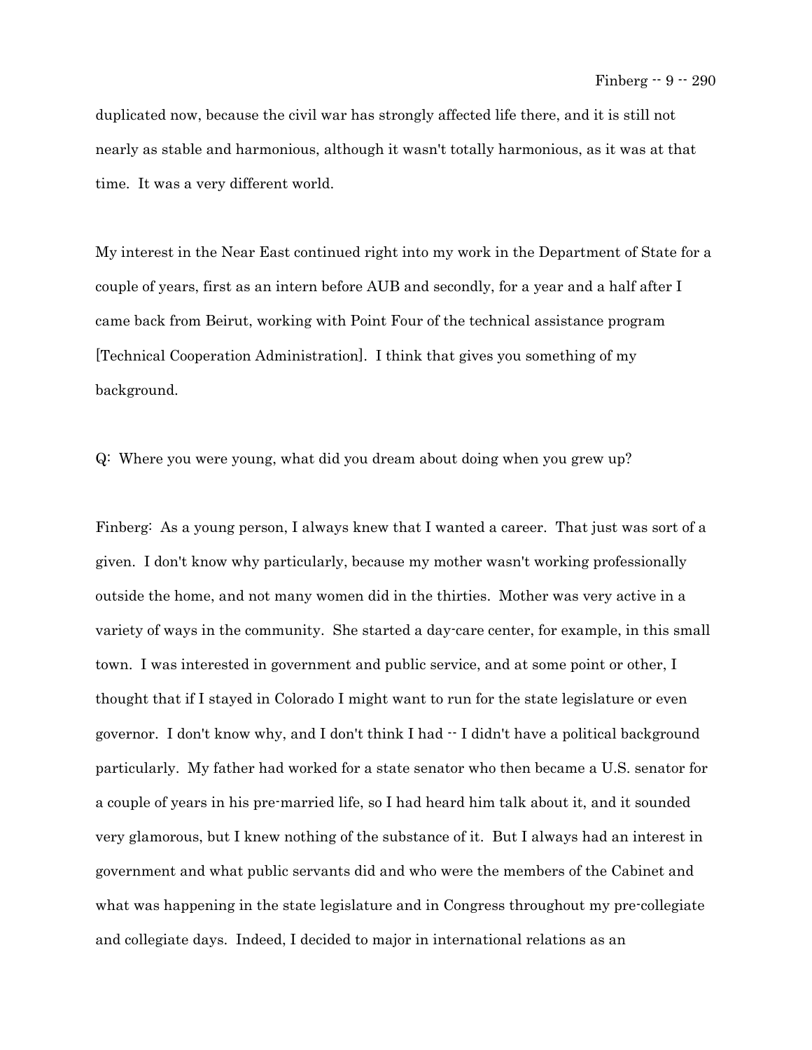duplicated now, because the civil war has strongly affected life there, and it is still not nearly as stable and harmonious, although it wasn't totally harmonious, as it was at that time. It was a very different world.

My interest in the Near East continued right into my work in the Department of State for a couple of years, first as an intern before AUB and secondly, for a year and a half after I came back from Beirut, working with Point Four of the technical assistance program [Technical Cooperation Administration]. I think that gives you something of my background.

Q: Where you were young, what did you dream about doing when you grew up?

Finberg: As a young person, I always knew that I wanted a career. That just was sort of a given. I don't know why particularly, because my mother wasn't working professionally outside the home, and not many women did in the thirties. Mother was very active in a variety of ways in the community. She started a day-care center, for example, in this small town. I was interested in government and public service, and at some point or other, I thought that if I stayed in Colorado I might want to run for the state legislature or even governor. I don't know why, and I don't think I had -- I didn't have a political background particularly. My father had worked for a state senator who then became a U.S. senator for a couple of years in his pre-married life, so I had heard him talk about it, and it sounded very glamorous, but I knew nothing of the substance of it. But I always had an interest in government and what public servants did and who were the members of the Cabinet and what was happening in the state legislature and in Congress throughout my pre-collegiate and collegiate days. Indeed, I decided to major in international relations as an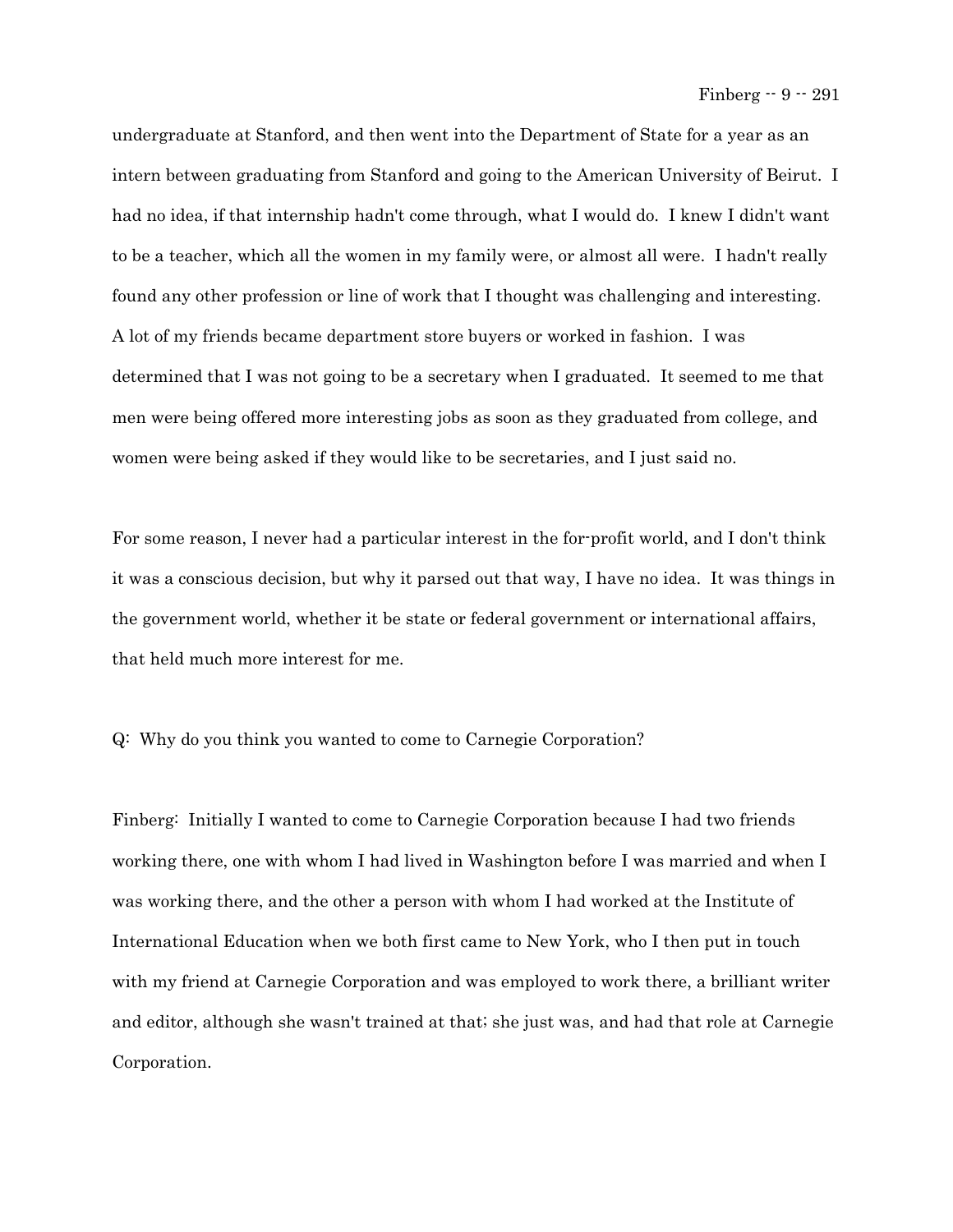undergraduate at Stanford, and then went into the Department of State for a year as an intern between graduating from Stanford and going to the American University of Beirut. I had no idea, if that internship hadn't come through, what I would do. I knew I didn't want to be a teacher, which all the women in my family were, or almost all were. I hadn't really found any other profession or line of work that I thought was challenging and interesting. A lot of my friends became department store buyers or worked in fashion. I was determined that I was not going to be a secretary when I graduated. It seemed to me that men were being offered more interesting jobs as soon as they graduated from college, and women were being asked if they would like to be secretaries, and I just said no.

For some reason, I never had a particular interest in the for-profit world, and I don't think it was a conscious decision, but why it parsed out that way, I have no idea. It was things in the government world, whether it be state or federal government or international affairs, that held much more interest for me.

Q: Why do you think you wanted to come to Carnegie Corporation?

Finberg: Initially I wanted to come to Carnegie Corporation because I had two friends working there, one with whom I had lived in Washington before I was married and when I was working there, and the other a person with whom I had worked at the Institute of International Education when we both first came to New York, who I then put in touch with my friend at Carnegie Corporation and was employed to work there, a brilliant writer and editor, although she wasn't trained at that; she just was, and had that role at Carnegie Corporation.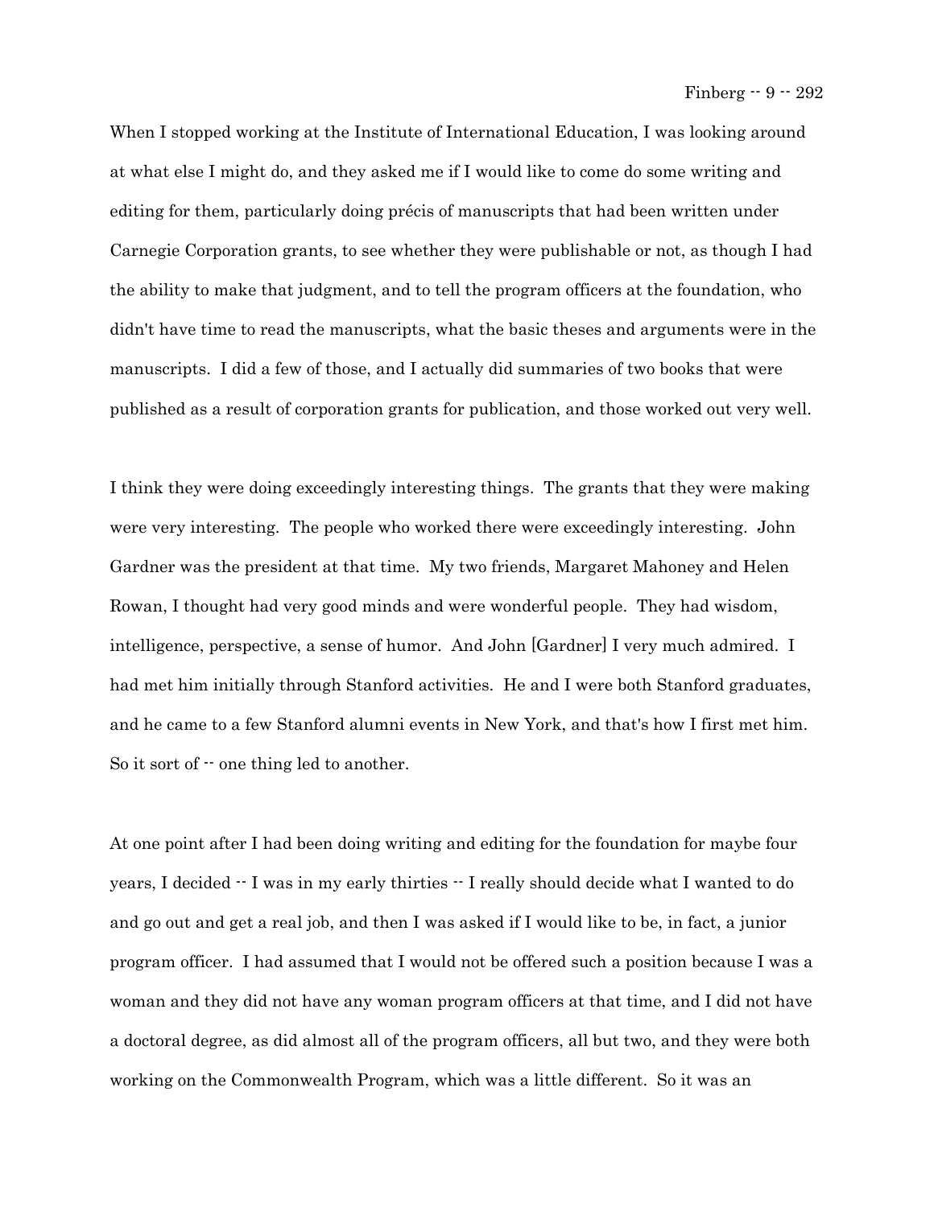When I stopped working at the Institute of International Education, I was looking around at what else I might do, and they asked me if I would like to come do some writing and editing for them, particularly doing précis of manuscripts that had been written under Carnegie Corporation grants, to see whether they were publishable or not, as though I had the ability to make that judgment, and to tell the program officers at the foundation, who didn't have time to read the manuscripts, what the basic theses and arguments were in the manuscripts. I did a few of those, and I actually did summaries of two books that were published as a result of corporation grants for publication, and those worked out very well.

I think they were doing exceedingly interesting things. The grants that they were making were very interesting. The people who worked there were exceedingly interesting. John Gardner was the president at that time. My two friends, Margaret Mahoney and Helen Rowan, I thought had very good minds and were wonderful people. They had wisdom, intelligence, perspective, a sense of humor. And John [Gardner] I very much admired. I had met him initially through Stanford activities. He and I were both Stanford graduates, and he came to a few Stanford alumni events in New York, and that's how I first met him. So it sort of -- one thing led to another.

At one point after I had been doing writing and editing for the foundation for maybe four years, I decided -- I was in my early thirties -- I really should decide what I wanted to do and go out and get a real job, and then I was asked if I would like to be, in fact, a junior program officer. I had assumed that I would not be offered such a position because I was a woman and they did not have any woman program officers at that time, and I did not have a doctoral degree, as did almost all of the program officers, all but two, and they were both working on the Commonwealth Program, which was a little different. So it was an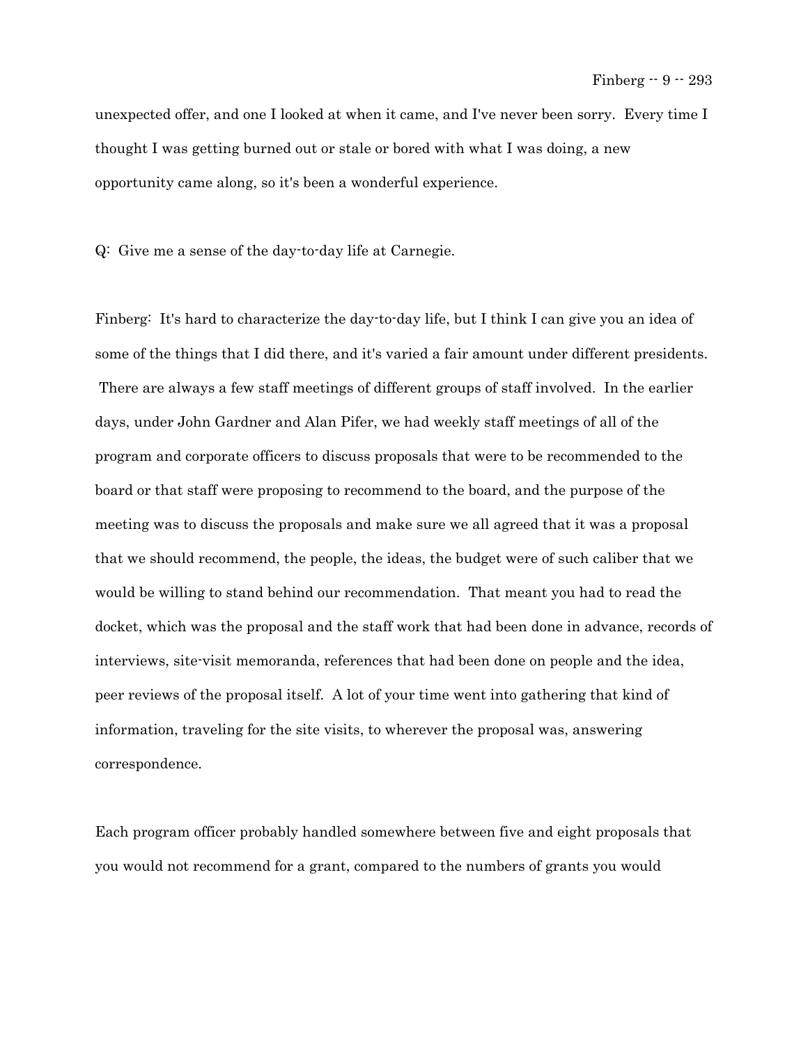unexpected offer, and one I looked at when it came, and I've never been sorry. Every time I thought I was getting burned out or stale or bored with what I was doing, a new opportunity came along, so it's been a wonderful experience.

Q: Give me a sense of the day-to-day life at Carnegie.

Finberg: It's hard to characterize the day-to-day life, but I think I can give you an idea of some of the things that I did there, and it's varied a fair amount under different presidents. There are always a few staff meetings of different groups of staff involved. In the earlier days, under John Gardner and Alan Pifer, we had weekly staff meetings of all of the program and corporate officers to discuss proposals that were to be recommended to the board or that staff were proposing to recommend to the board, and the purpose of the meeting was to discuss the proposals and make sure we all agreed that it was a proposal that we should recommend, the people, the ideas, the budget were of such caliber that we would be willing to stand behind our recommendation. That meant you had to read the docket, which was the proposal and the staff work that had been done in advance, records of interviews, site-visit memoranda, references that had been done on people and the idea, peer reviews of the proposal itself. A lot of your time went into gathering that kind of information, traveling for the site visits, to wherever the proposal was, answering correspondence.

Each program officer probably handled somewhere between five and eight proposals that you would not recommend for a grant, compared to the numbers of grants you would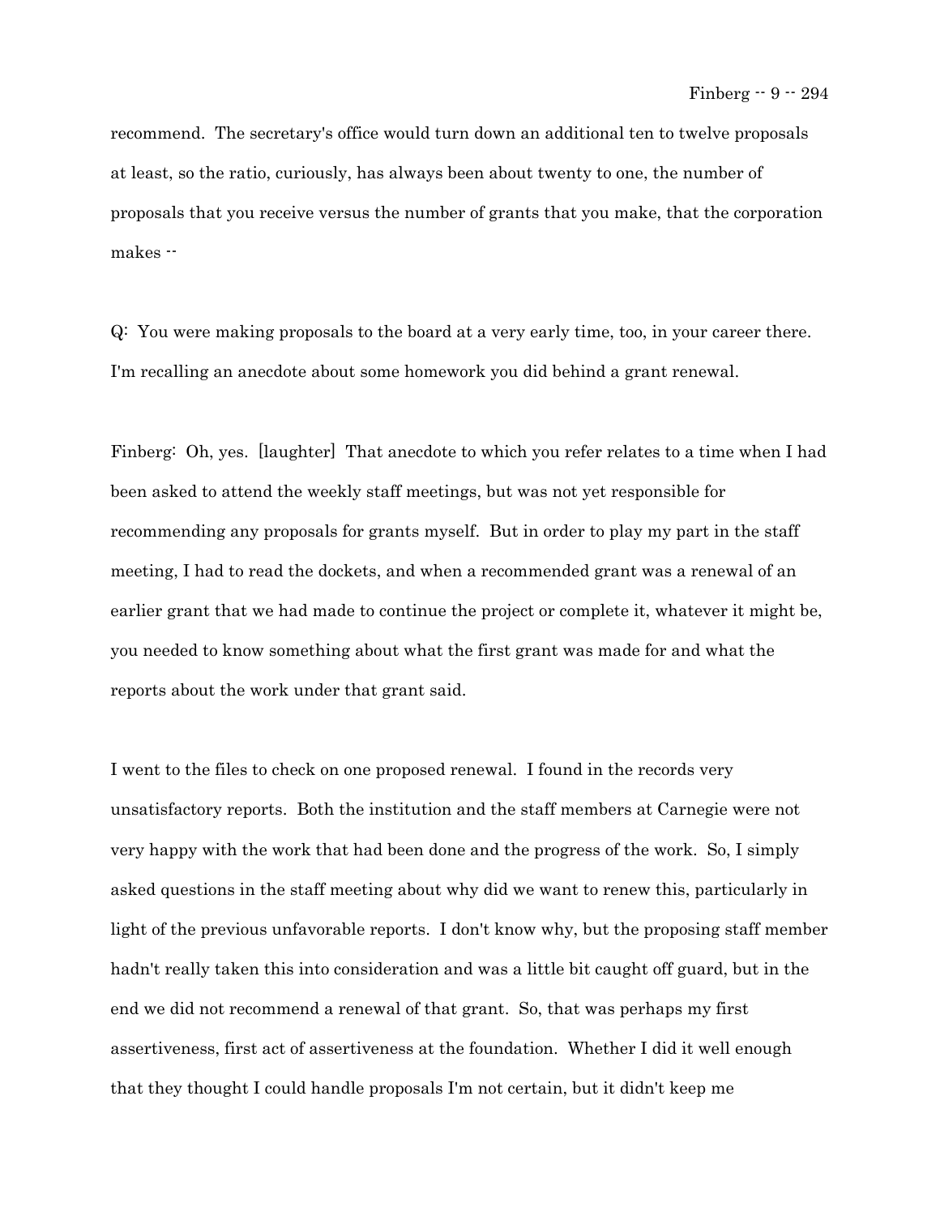recommend. The secretary's office would turn down an additional ten to twelve proposals at least, so the ratio, curiously, has always been about twenty to one, the number of proposals that you receive versus the number of grants that you make, that the corporation makes --

Q: You were making proposals to the board at a very early time, too, in your career there. I'm recalling an anecdote about some homework you did behind a grant renewal.

Finberg: Oh, yes. [laughter] That anecdote to which you refer relates to a time when I had been asked to attend the weekly staff meetings, but was not yet responsible for recommending any proposals for grants myself. But in order to play my part in the staff meeting, I had to read the dockets, and when a recommended grant was a renewal of an earlier grant that we had made to continue the project or complete it, whatever it might be, you needed to know something about what the first grant was made for and what the reports about the work under that grant said.

I went to the files to check on one proposed renewal. I found in the records very unsatisfactory reports. Both the institution and the staff members at Carnegie were not very happy with the work that had been done and the progress of the work. So, I simply asked questions in the staff meeting about why did we want to renew this, particularly in light of the previous unfavorable reports. I don't know why, but the proposing staff member hadn't really taken this into consideration and was a little bit caught off guard, but in the end we did not recommend a renewal of that grant. So, that was perhaps my first assertiveness, first act of assertiveness at the foundation. Whether I did it well enough that they thought I could handle proposals I'm not certain, but it didn't keep me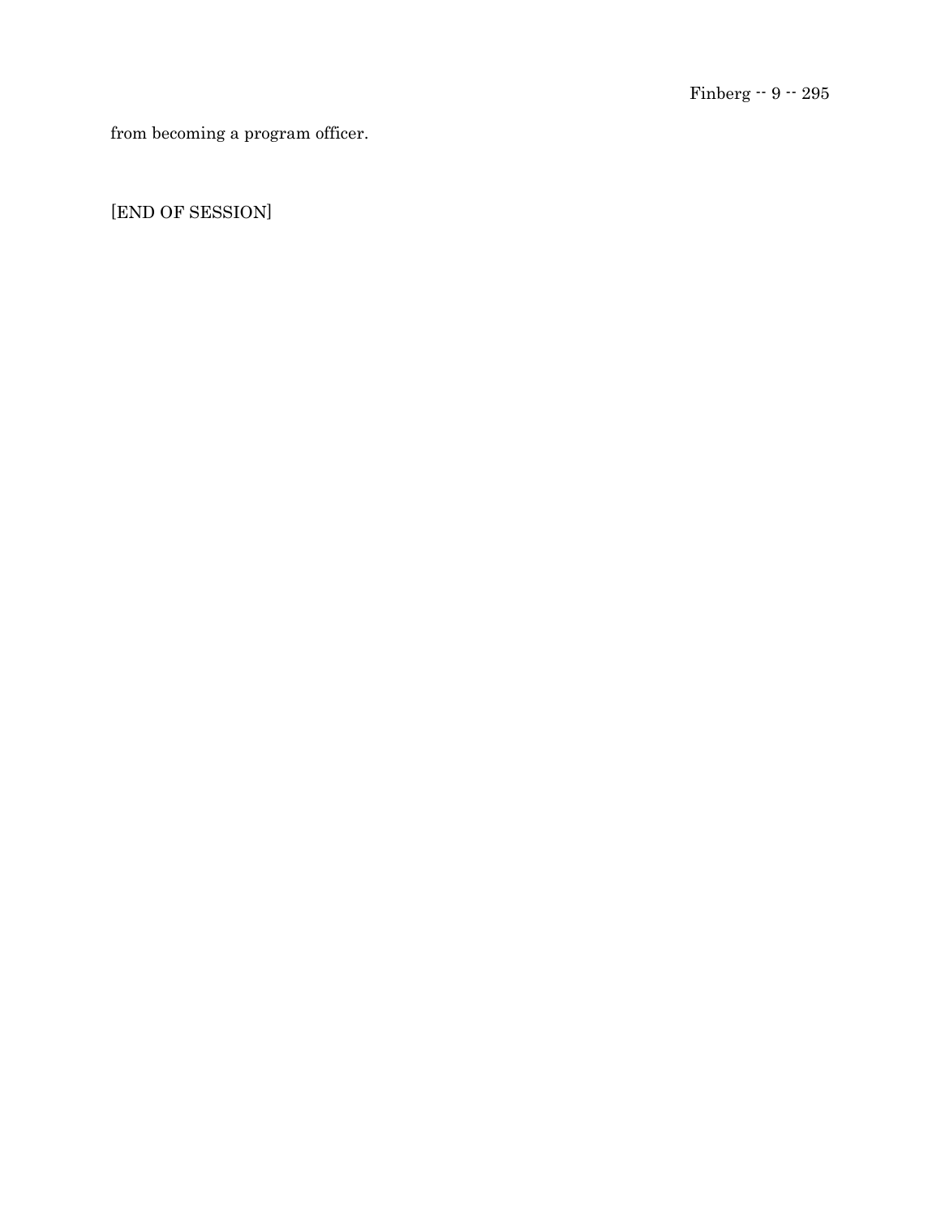from becoming a program officer.

[END OF SESSION]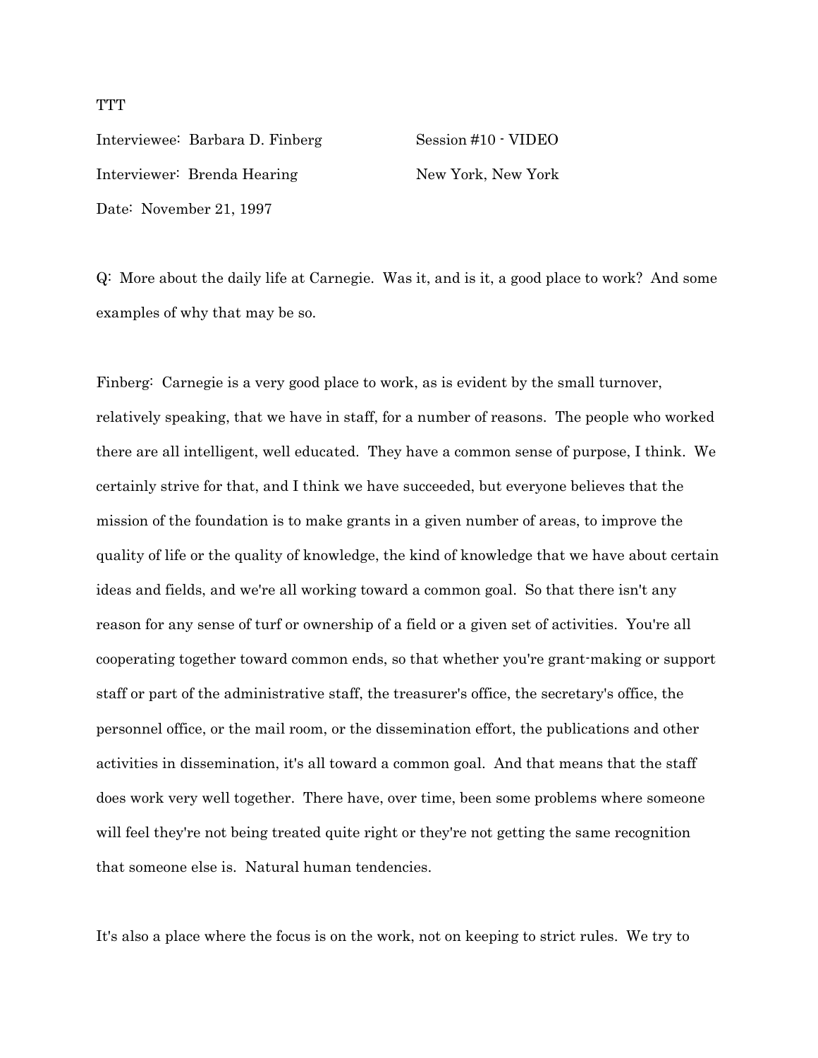TTT

Interviewee: Barbara D. Finberg Session #10 - VIDEO

Interviewer: Brenda Hearing New York, New York

Date: November 21, 1997

Q: More about the daily life at Carnegie. Was it, and is it, a good place to work? And some examples of why that may be so.

Finberg: Carnegie is a very good place to work, as is evident by the small turnover, relatively speaking, that we have in staff, for a number of reasons. The people who worked there are all intelligent, well educated. They have a common sense of purpose, I think. We certainly strive for that, and I think we have succeeded, but everyone believes that the mission of the foundation is to make grants in a given number of areas, to improve the quality of life or the quality of knowledge, the kind of knowledge that we have about certain ideas and fields, and we're all working toward a common goal. So that there isn't any reason for any sense of turf or ownership of a field or a given set of activities. You're all cooperating together toward common ends, so that whether you're grant-making or support staff or part of the administrative staff, the treasurer's office, the secretary's office, the personnel office, or the mail room, or the dissemination effort, the publications and other activities in dissemination, it's all toward a common goal. And that means that the staff does work very well together. There have, over time, been some problems where someone will feel they're not being treated quite right or they're not getting the same recognition that someone else is. Natural human tendencies.

It's also a place where the focus is on the work, not on keeping to strict rules. We try to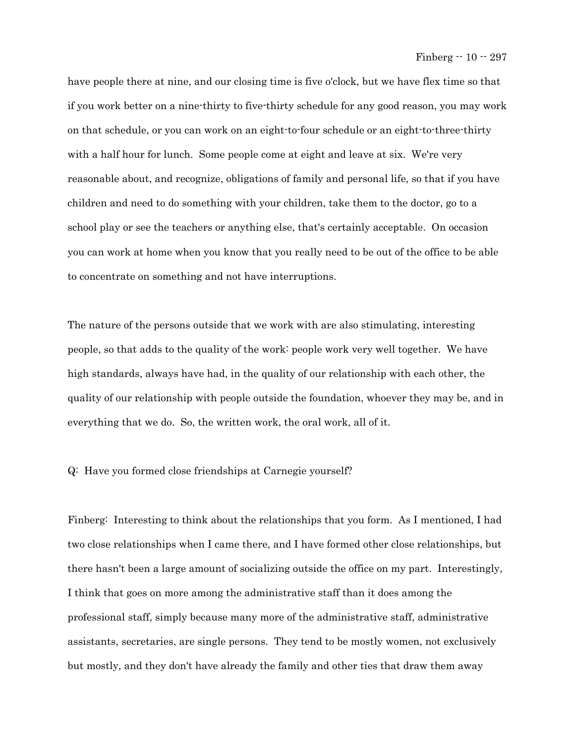have people there at nine, and our closing time is five o'clock, but we have flex time so that if you work better on a nine-thirty to five-thirty schedule for any good reason, you may work on that schedule, or you can work on an eight-to-four schedule or an eight-to-three-thirty with a half hour for lunch. Some people come at eight and leave at six. We're very reasonable about, and recognize, obligations of family and personal life, so that if you have children and need to do something with your children, take them to the doctor, go to a school play or see the teachers or anything else, that's certainly acceptable. On occasion you can work at home when you know that you really need to be out of the office to be able to concentrate on something and not have interruptions.

The nature of the persons outside that we work with are also stimulating, interesting people, so that adds to the quality of the work: people work very well together. We have high standards, always have had, in the quality of our relationship with each other, the quality of our relationship with people outside the foundation, whoever they may be, and in everything that we do. So, the written work, the oral work, all of it.

Q: Have you formed close friendships at Carnegie yourself?

Finberg: Interesting to think about the relationships that you form. As I mentioned, I had two close relationships when I came there, and I have formed other close relationships, but there hasn't been a large amount of socializing outside the office on my part. Interestingly, I think that goes on more among the administrative staff than it does among the professional staff, simply because many more of the administrative staff, administrative assistants, secretaries, are single persons. They tend to be mostly women, not exclusively but mostly, and they don't have already the family and other ties that draw them away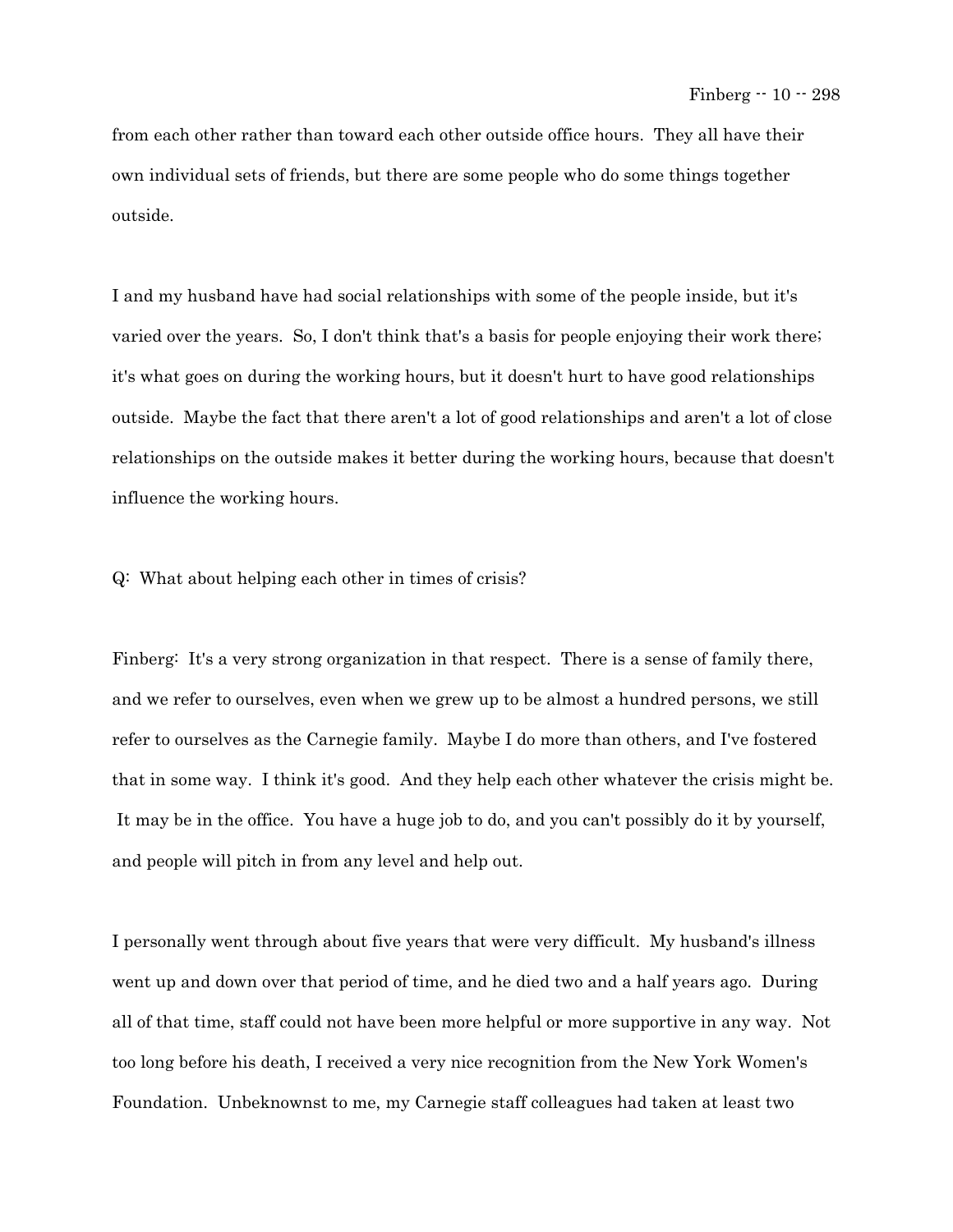from each other rather than toward each other outside office hours. They all have their own individual sets of friends, but there are some people who do some things together outside.

I and my husband have had social relationships with some of the people inside, but it's varied over the years. So, I don't think that's a basis for people enjoying their work there; it's what goes on during the working hours, but it doesn't hurt to have good relationships outside. Maybe the fact that there aren't a lot of good relationships and aren't a lot of close relationships on the outside makes it better during the working hours, because that doesn't influence the working hours.

Q: What about helping each other in times of crisis?

Finberg: It's a very strong organization in that respect. There is a sense of family there, and we refer to ourselves, even when we grew up to be almost a hundred persons, we still refer to ourselves as the Carnegie family. Maybe I do more than others, and I've fostered that in some way. I think it's good. And they help each other whatever the crisis might be. It may be in the office. You have a huge job to do, and you can't possibly do it by yourself, and people will pitch in from any level and help out.

I personally went through about five years that were very difficult. My husband's illness went up and down over that period of time, and he died two and a half years ago. During all of that time, staff could not have been more helpful or more supportive in any way. Not too long before his death, I received a very nice recognition from the New York Women's Foundation. Unbeknownst to me, my Carnegie staff colleagues had taken at least two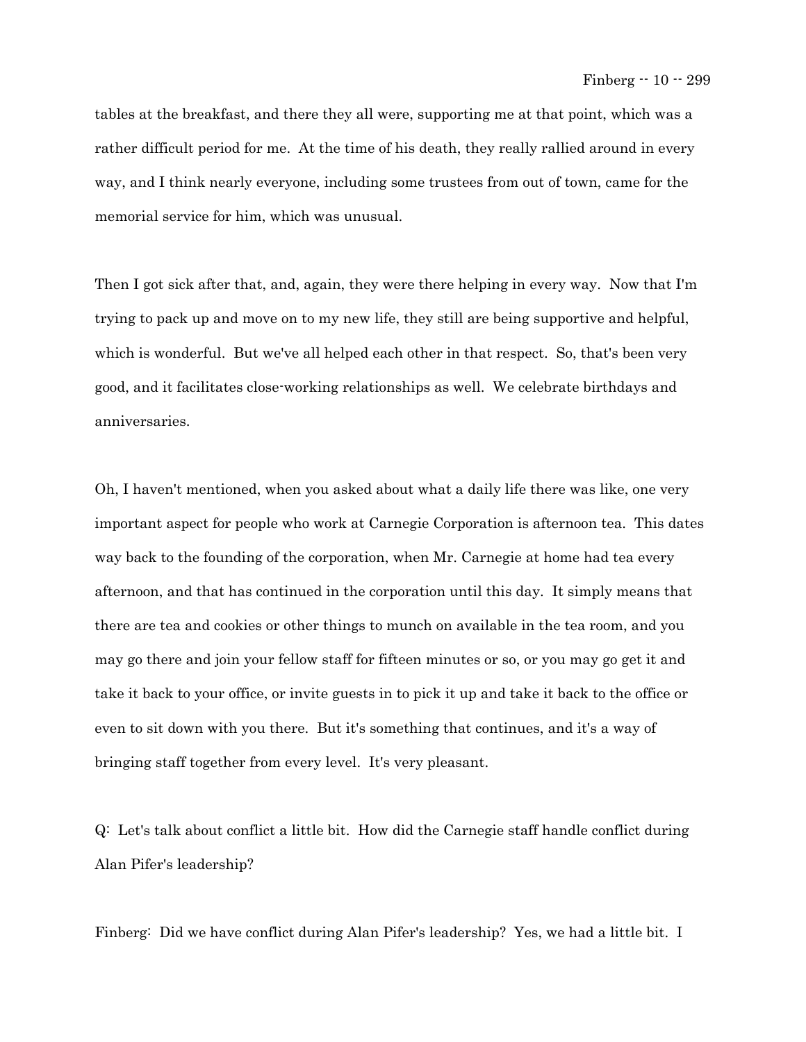tables at the breakfast, and there they all were, supporting me at that point, which was a rather difficult period for me. At the time of his death, they really rallied around in every way, and I think nearly everyone, including some trustees from out of town, came for the memorial service for him, which was unusual.

Then I got sick after that, and, again, they were there helping in every way. Now that I'm trying to pack up and move on to my new life, they still are being supportive and helpful, which is wonderful. But we've all helped each other in that respect. So, that's been very good, and it facilitates close-working relationships as well. We celebrate birthdays and anniversaries.

Oh, I haven't mentioned, when you asked about what a daily life there was like, one very important aspect for people who work at Carnegie Corporation is afternoon tea. This dates way back to the founding of the corporation, when Mr. Carnegie at home had tea every afternoon, and that has continued in the corporation until this day. It simply means that there are tea and cookies or other things to munch on available in the tea room, and you may go there and join your fellow staff for fifteen minutes or so, or you may go get it and take it back to your office, or invite guests in to pick it up and take it back to the office or even to sit down with you there. But it's something that continues, and it's a way of bringing staff together from every level. It's very pleasant.

Q: Let's talk about conflict a little bit. How did the Carnegie staff handle conflict during Alan Pifer's leadership?

Finberg: Did we have conflict during Alan Pifer's leadership? Yes, we had a little bit. I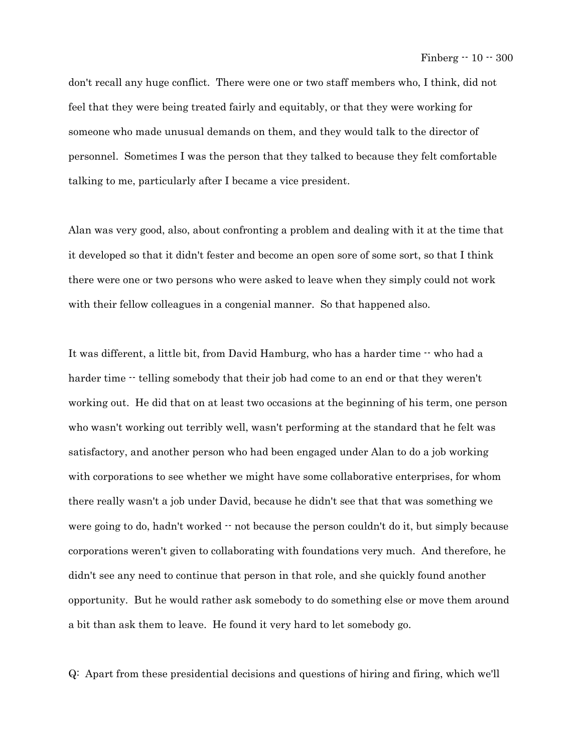don't recall any huge conflict. There were one or two staff members who, I think, did not feel that they were being treated fairly and equitably, or that they were working for someone who made unusual demands on them, and they would talk to the director of personnel. Sometimes I was the person that they talked to because they felt comfortable talking to me, particularly after I became a vice president.

Alan was very good, also, about confronting a problem and dealing with it at the time that it developed so that it didn't fester and become an open sore of some sort, so that I think there were one or two persons who were asked to leave when they simply could not work with their fellow colleagues in a congenial manner. So that happened also.

It was different, a little bit, from David Hamburg, who has a harder time -- who had a harder time -- telling somebody that their job had come to an end or that they weren't working out. He did that on at least two occasions at the beginning of his term, one person who wasn't working out terribly well, wasn't performing at the standard that he felt was satisfactory, and another person who had been engaged under Alan to do a job working with corporations to see whether we might have some collaborative enterprises, for whom there really wasn't a job under David, because he didn't see that that was something we were going to do, hadn't worked -- not because the person couldn't do it, but simply because corporations weren't given to collaborating with foundations very much. And therefore, he didn't see any need to continue that person in that role, and she quickly found another opportunity. But he would rather ask somebody to do something else or move them around a bit than ask them to leave. He found it very hard to let somebody go.

Q: Apart from these presidential decisions and questions of hiring and firing, which we'll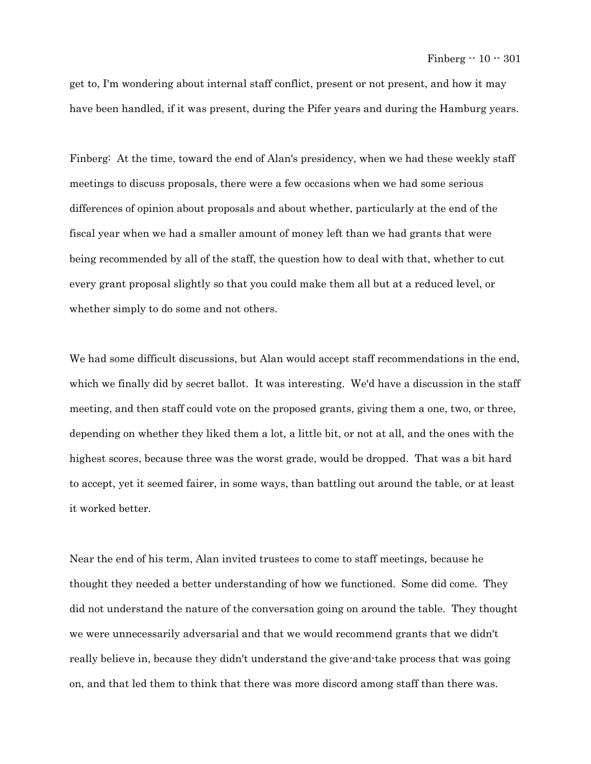get to, I'm wondering about internal staff conflict, present or not present, and how it may have been handled, if it was present, during the Pifer years and during the Hamburg years.

Finberg: At the time, toward the end of Alan's presidency, when we had these weekly staff meetings to discuss proposals, there were a few occasions when we had some serious differences of opinion about proposals and about whether, particularly at the end of the fiscal year when we had a smaller amount of money left than we had grants that were being recommended by all of the staff, the question how to deal with that, whether to cut every grant proposal slightly so that you could make them all but at a reduced level, or whether simply to do some and not others.

We had some difficult discussions, but Alan would accept staff recommendations in the end, which we finally did by secret ballot. It was interesting. We'd have a discussion in the staff meeting, and then staff could vote on the proposed grants, giving them a one, two, or three, depending on whether they liked them a lot, a little bit, or not at all, and the ones with the highest scores, because three was the worst grade, would be dropped. That was a bit hard to accept, yet it seemed fairer, in some ways, than battling out around the table, or at least it worked better.

Near the end of his term, Alan invited trustees to come to staff meetings, because he thought they needed a better understanding of how we functioned. Some did come. They did not understand the nature of the conversation going on around the table. They thought we were unnecessarily adversarial and that we would recommend grants that we didn't really believe in, because they didn't understand the give-and-take process that was going on, and that led them to think that there was more discord among staff than there was.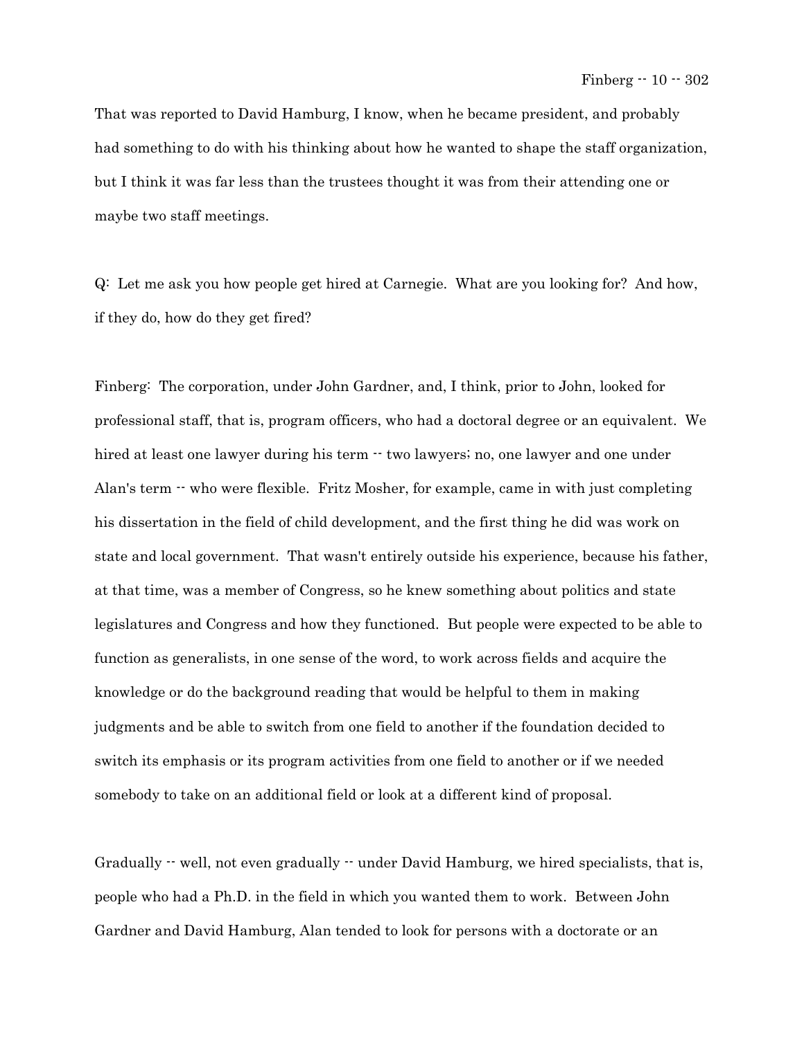That was reported to David Hamburg, I know, when he became president, and probably had something to do with his thinking about how he wanted to shape the staff organization, but I think it was far less than the trustees thought it was from their attending one or maybe two staff meetings.

Q: Let me ask you how people get hired at Carnegie. What are you looking for? And how, if they do, how do they get fired?

Finberg: The corporation, under John Gardner, and, I think, prior to John, looked for professional staff, that is, program officers, who had a doctoral degree or an equivalent. We hired at least one lawyer during his term -- two lawyers; no, one lawyer and one under Alan's term -- who were flexible. Fritz Mosher, for example, came in with just completing his dissertation in the field of child development, and the first thing he did was work on state and local government. That wasn't entirely outside his experience, because his father, at that time, was a member of Congress, so he knew something about politics and state legislatures and Congress and how they functioned. But people were expected to be able to function as generalists, in one sense of the word, to work across fields and acquire the knowledge or do the background reading that would be helpful to them in making judgments and be able to switch from one field to another if the foundation decided to switch its emphasis or its program activities from one field to another or if we needed somebody to take on an additional field or look at a different kind of proposal.

Gradually -- well, not even gradually -- under David Hamburg, we hired specialists, that is, people who had a Ph.D. in the field in which you wanted them to work. Between John Gardner and David Hamburg, Alan tended to look for persons with a doctorate or an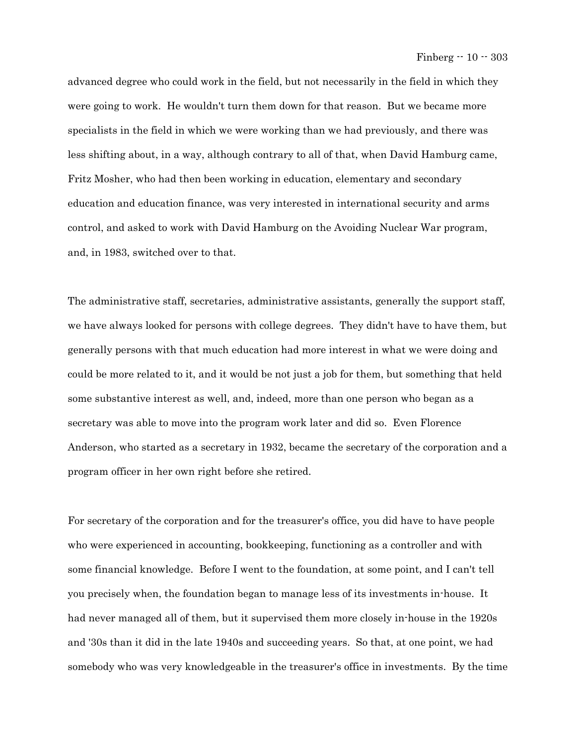advanced degree who could work in the field, but not necessarily in the field in which they were going to work. He wouldn't turn them down for that reason. But we became more specialists in the field in which we were working than we had previously, and there was less shifting about, in a way, although contrary to all of that, when David Hamburg came, Fritz Mosher, who had then been working in education, elementary and secondary education and education finance, was very interested in international security and arms control, and asked to work with David Hamburg on the Avoiding Nuclear War program, and, in 1983, switched over to that.

The administrative staff, secretaries, administrative assistants, generally the support staff, we have always looked for persons with college degrees. They didn't have to have them, but generally persons with that much education had more interest in what we were doing and could be more related to it, and it would be not just a job for them, but something that held some substantive interest as well, and, indeed, more than one person who began as a secretary was able to move into the program work later and did so. Even Florence Anderson, who started as a secretary in 1932, became the secretary of the corporation and a program officer in her own right before she retired.

For secretary of the corporation and for the treasurer's office, you did have to have people who were experienced in accounting, bookkeeping, functioning as a controller and with some financial knowledge. Before I went to the foundation, at some point, and I can't tell you precisely when, the foundation began to manage less of its investments in-house. It had never managed all of them, but it supervised them more closely in-house in the 1920s and '30s than it did in the late 1940s and succeeding years. So that, at one point, we had somebody who was very knowledgeable in the treasurer's office in investments. By the time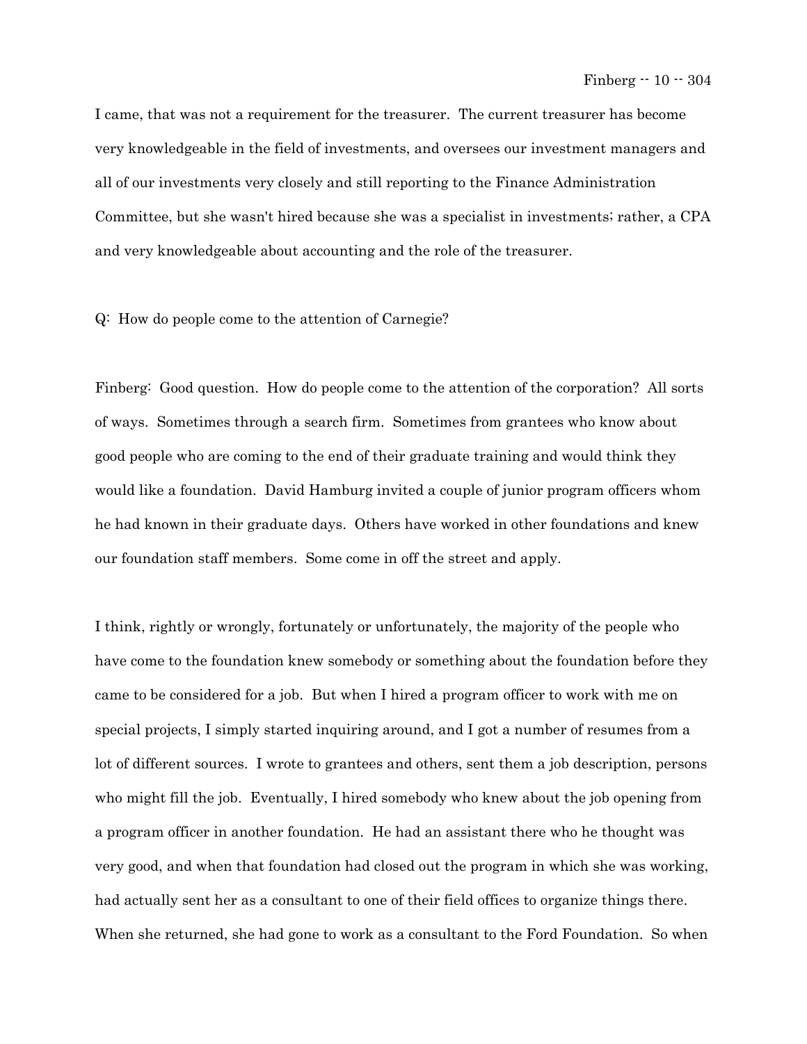I came, that was not a requirement for the treasurer. The current treasurer has become very knowledgeable in the field of investments, and oversees our investment managers and all of our investments very closely and still reporting to the Finance Administration Committee, but she wasn't hired because she was a specialist in investments; rather, a CPA and very knowledgeable about accounting and the role of the treasurer.

Q: How do people come to the attention of Carnegie?

Finberg: Good question. How do people come to the attention of the corporation? All sorts of ways. Sometimes through a search firm. Sometimes from grantees who know about good people who are coming to the end of their graduate training and would think they would like a foundation. David Hamburg invited a couple of junior program officers whom he had known in their graduate days. Others have worked in other foundations and knew our foundation staff members. Some come in off the street and apply.

I think, rightly or wrongly, fortunately or unfortunately, the majority of the people who have come to the foundation knew somebody or something about the foundation before they came to be considered for a job. But when I hired a program officer to work with me on special projects, I simply started inquiring around, and I got a number of resumes from a lot of different sources. I wrote to grantees and others, sent them a job description, persons who might fill the job. Eventually, I hired somebody who knew about the job opening from a program officer in another foundation. He had an assistant there who he thought was very good, and when that foundation had closed out the program in which she was working, had actually sent her as a consultant to one of their field offices to organize things there. When she returned, she had gone to work as a consultant to the Ford Foundation. So when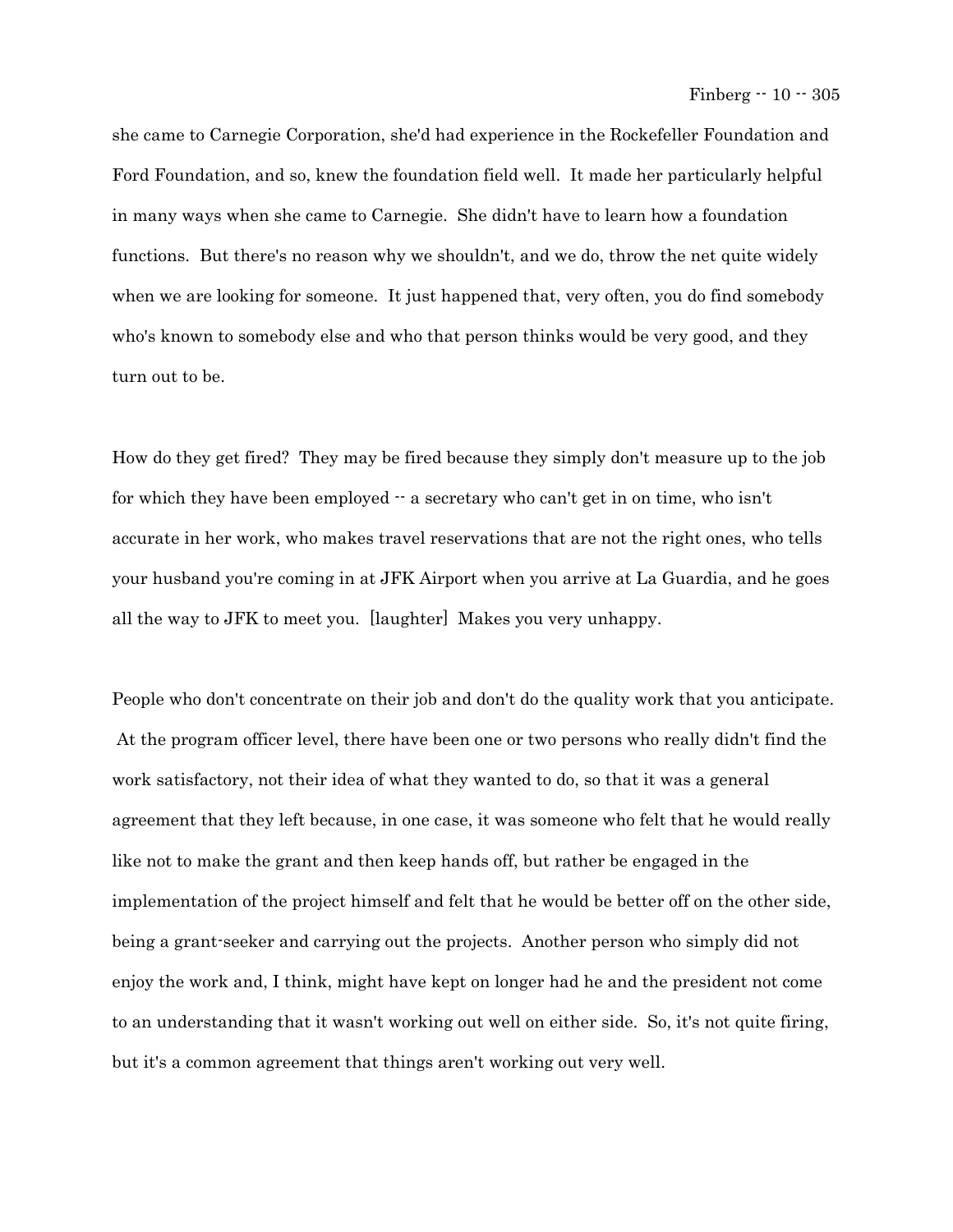she came to Carnegie Corporation, she'd had experience in the Rockefeller Foundation and Ford Foundation, and so, knew the foundation field well. It made her particularly helpful in many ways when she came to Carnegie. She didn't have to learn how a foundation functions. But there's no reason why we shouldn't, and we do, throw the net quite widely when we are looking for someone. It just happened that, very often, you do find somebody who's known to somebody else and who that person thinks would be very good, and they turn out to be.

How do they get fired? They may be fired because they simply don't measure up to the job for which they have been employed -- a secretary who can't get in on time, who isn't accurate in her work, who makes travel reservations that are not the right ones, who tells your husband you're coming in at JFK Airport when you arrive at La Guardia, and he goes all the way to JFK to meet you. [laughter] Makes you very unhappy.

People who don't concentrate on their job and don't do the quality work that you anticipate. At the program officer level, there have been one or two persons who really didn't find the work satisfactory, not their idea of what they wanted to do, so that it was a general agreement that they left because, in one case, it was someone who felt that he would really like not to make the grant and then keep hands off, but rather be engaged in the implementation of the project himself and felt that he would be better off on the other side, being a grant-seeker and carrying out the projects. Another person who simply did not enjoy the work and, I think, might have kept on longer had he and the president not come to an understanding that it wasn't working out well on either side. So, it's not quite firing, but it's a common agreement that things aren't working out very well.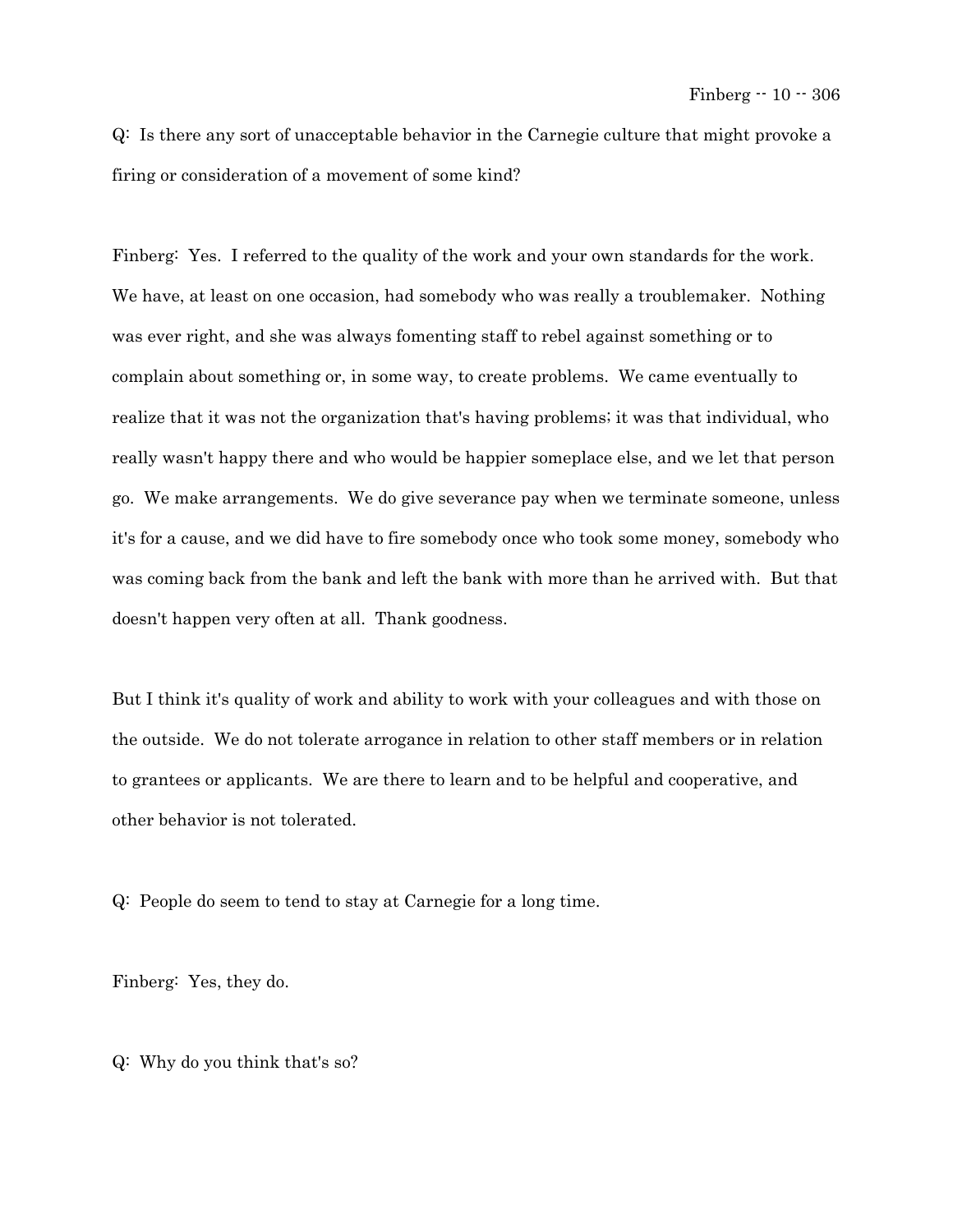Q: Is there any sort of unacceptable behavior in the Carnegie culture that might provoke a firing or consideration of a movement of some kind?

Finberg: Yes. I referred to the quality of the work and your own standards for the work. We have, at least on one occasion, had somebody who was really a troublemaker. Nothing was ever right, and she was always fomenting staff to rebel against something or to complain about something or, in some way, to create problems. We came eventually to realize that it was not the organization that's having problems; it was that individual, who really wasn't happy there and who would be happier someplace else, and we let that person go. We make arrangements. We do give severance pay when we terminate someone, unless it's for a cause, and we did have to fire somebody once who took some money, somebody who was coming back from the bank and left the bank with more than he arrived with. But that doesn't happen very often at all. Thank goodness.

But I think it's quality of work and ability to work with your colleagues and with those on the outside. We do not tolerate arrogance in relation to other staff members or in relation to grantees or applicants. We are there to learn and to be helpful and cooperative, and other behavior is not tolerated.

Q: People do seem to tend to stay at Carnegie for a long time.

Finberg: Yes, they do.

Q: Why do you think that's so?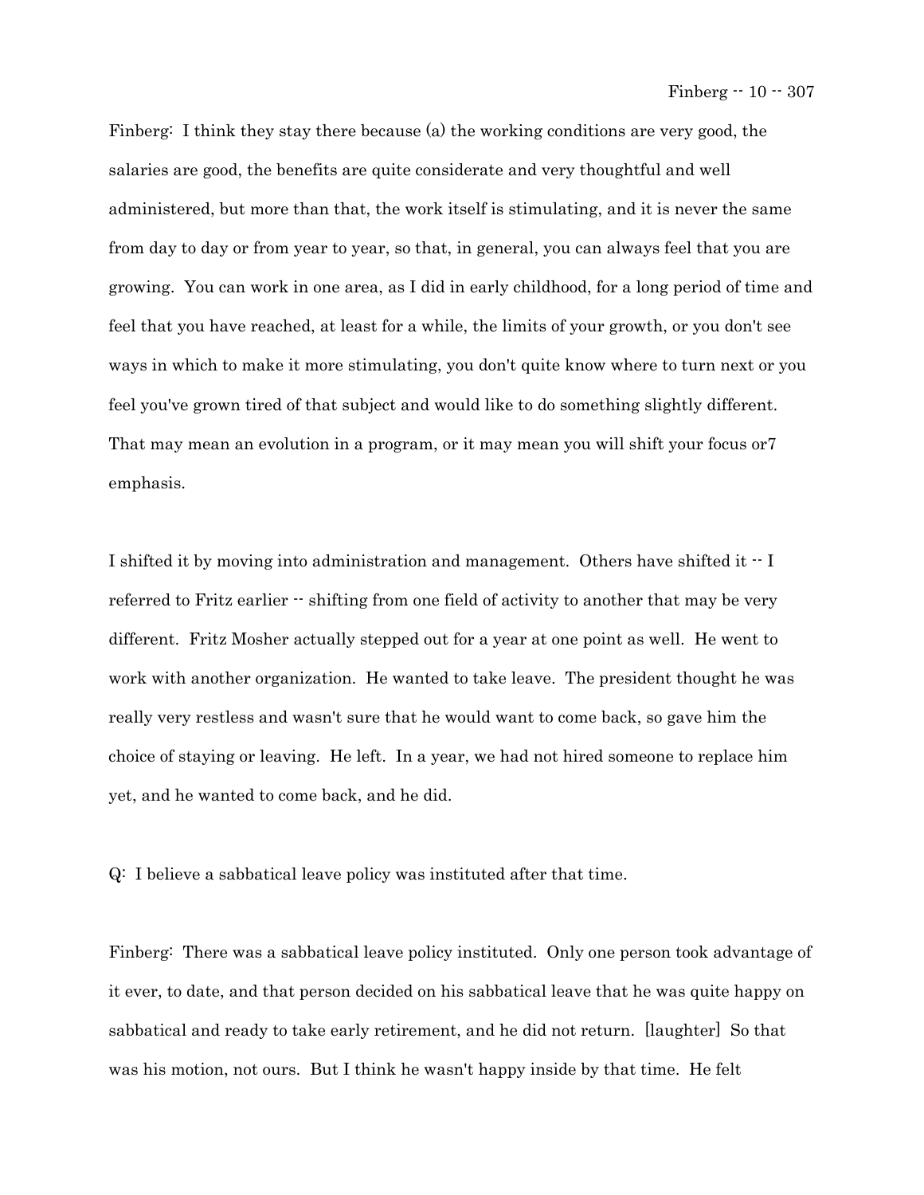Finberg: I think they stay there because (a) the working conditions are very good, the salaries are good, the benefits are quite considerate and very thoughtful and well administered, but more than that, the work itself is stimulating, and it is never the same from day to day or from year to year, so that, in general, you can always feel that you are growing. You can work in one area, as I did in early childhood, for a long period of time and feel that you have reached, at least for a while, the limits of your growth, or you don't see ways in which to make it more stimulating, you don't quite know where to turn next or you feel you've grown tired of that subject and would like to do something slightly different. That may mean an evolution in a program, or it may mean you will shift your focus or7 emphasis.

I shifted it by moving into administration and management. Others have shifted it -- I referred to Fritz earlier -- shifting from one field of activity to another that may be very different. Fritz Mosher actually stepped out for a year at one point as well. He went to work with another organization. He wanted to take leave. The president thought he was really very restless and wasn't sure that he would want to come back, so gave him the choice of staying or leaving. He left. In a year, we had not hired someone to replace him yet, and he wanted to come back, and he did.

Q: I believe a sabbatical leave policy was instituted after that time.

Finberg: There was a sabbatical leave policy instituted. Only one person took advantage of it ever, to date, and that person decided on his sabbatical leave that he was quite happy on sabbatical and ready to take early retirement, and he did not return. [laughter] So that was his motion, not ours. But I think he wasn't happy inside by that time. He felt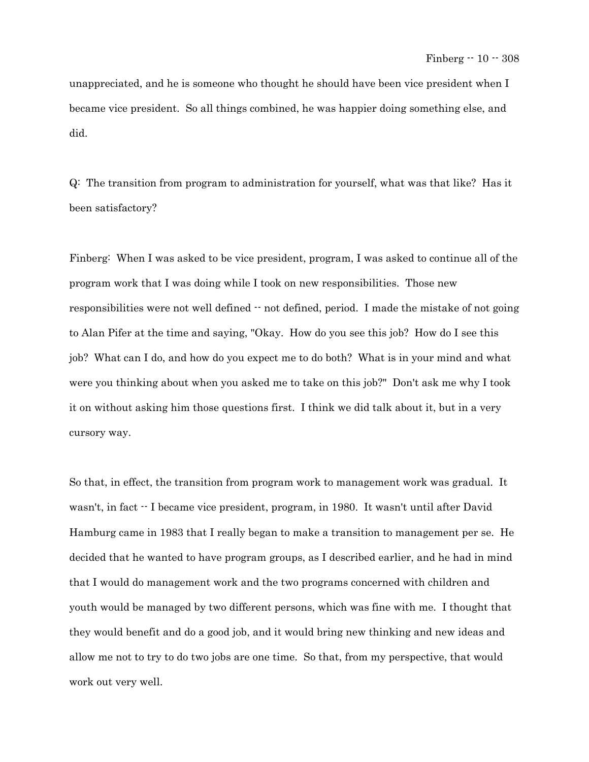unappreciated, and he is someone who thought he should have been vice president when I became vice president. So all things combined, he was happier doing something else, and did.

Q: The transition from program to administration for yourself, what was that like? Has it been satisfactory?

Finberg: When I was asked to be vice president, program, I was asked to continue all of the program work that I was doing while I took on new responsibilities. Those new responsibilities were not well defined -- not defined, period. I made the mistake of not going to Alan Pifer at the time and saying, "Okay. How do you see this job? How do I see this job? What can I do, and how do you expect me to do both? What is in your mind and what were you thinking about when you asked me to take on this job?" Don't ask me why I took it on without asking him those questions first. I think we did talk about it, but in a very cursory way.

So that, in effect, the transition from program work to management work was gradual. It wasn't, in fact -- I became vice president, program, in 1980. It wasn't until after David Hamburg came in 1983 that I really began to make a transition to management per se. He decided that he wanted to have program groups, as I described earlier, and he had in mind that I would do management work and the two programs concerned with children and youth would be managed by two different persons, which was fine with me. I thought that they would benefit and do a good job, and it would bring new thinking and new ideas and allow me not to try to do two jobs are one time. So that, from my perspective, that would work out very well.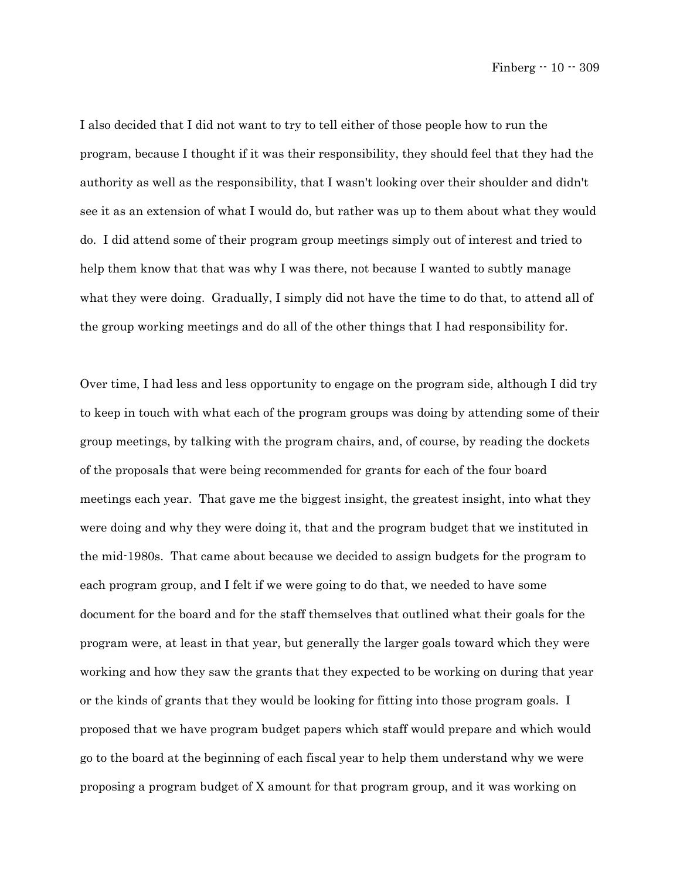I also decided that I did not want to try to tell either of those people how to run the program, because I thought if it was their responsibility, they should feel that they had the authority as well as the responsibility, that I wasn't looking over their shoulder and didn't see it as an extension of what I would do, but rather was up to them about what they would do. I did attend some of their program group meetings simply out of interest and tried to help them know that that was why I was there, not because I wanted to subtly manage what they were doing. Gradually, I simply did not have the time to do that, to attend all of the group working meetings and do all of the other things that I had responsibility for.

Over time, I had less and less opportunity to engage on the program side, although I did try to keep in touch with what each of the program groups was doing by attending some of their group meetings, by talking with the program chairs, and, of course, by reading the dockets of the proposals that were being recommended for grants for each of the four board meetings each year. That gave me the biggest insight, the greatest insight, into what they were doing and why they were doing it, that and the program budget that we instituted in the mid-1980s. That came about because we decided to assign budgets for the program to each program group, and I felt if we were going to do that, we needed to have some document for the board and for the staff themselves that outlined what their goals for the program were, at least in that year, but generally the larger goals toward which they were working and how they saw the grants that they expected to be working on during that year or the kinds of grants that they would be looking for fitting into those program goals. I proposed that we have program budget papers which staff would prepare and which would go to the board at the beginning of each fiscal year to help them understand why we were proposing a program budget of X amount for that program group, and it was working on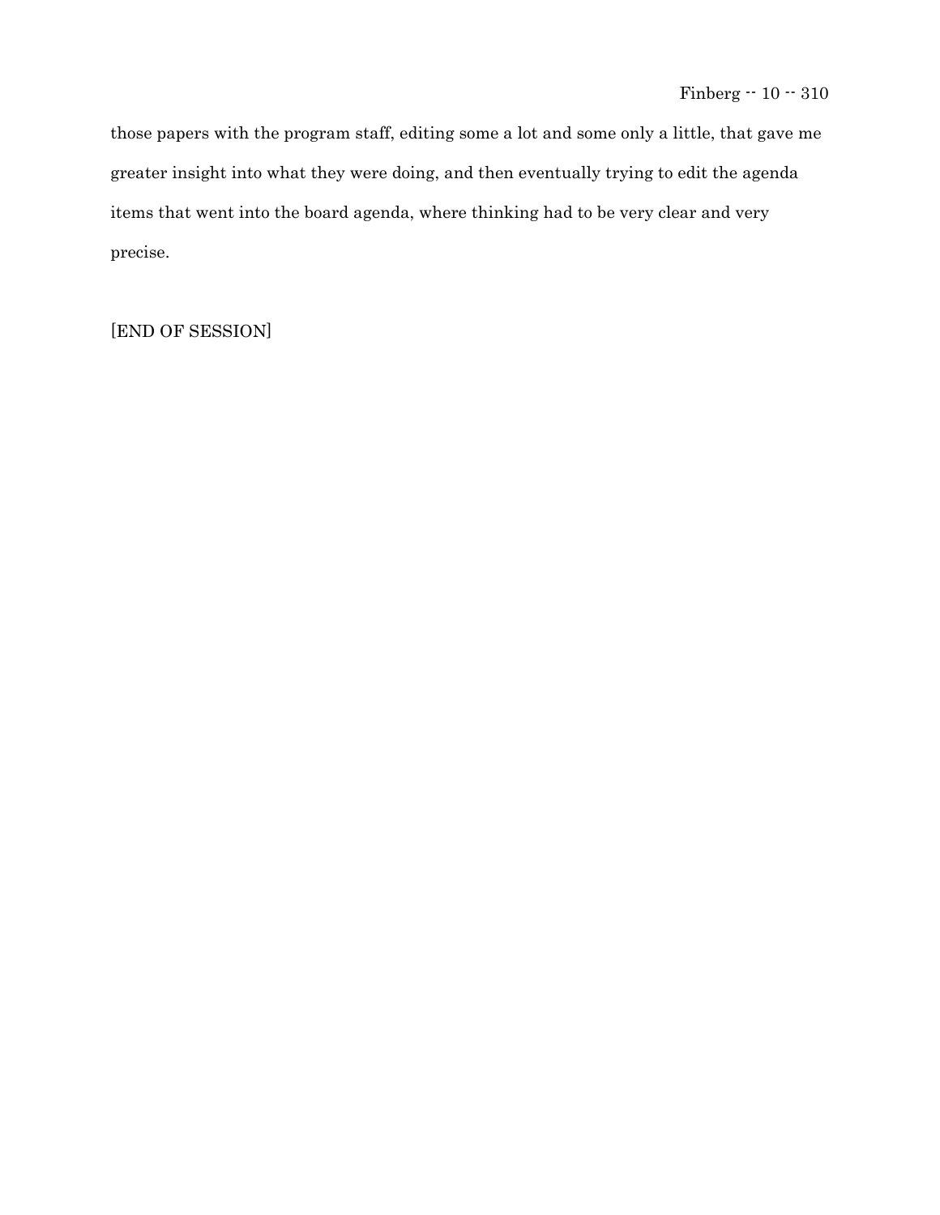those papers with the program staff, editing some a lot and some only a little, that gave me greater insight into what they were doing, and then eventually trying to edit the agenda items that went into the board agenda, where thinking had to be very clear and very precise.

[END OF SESSION]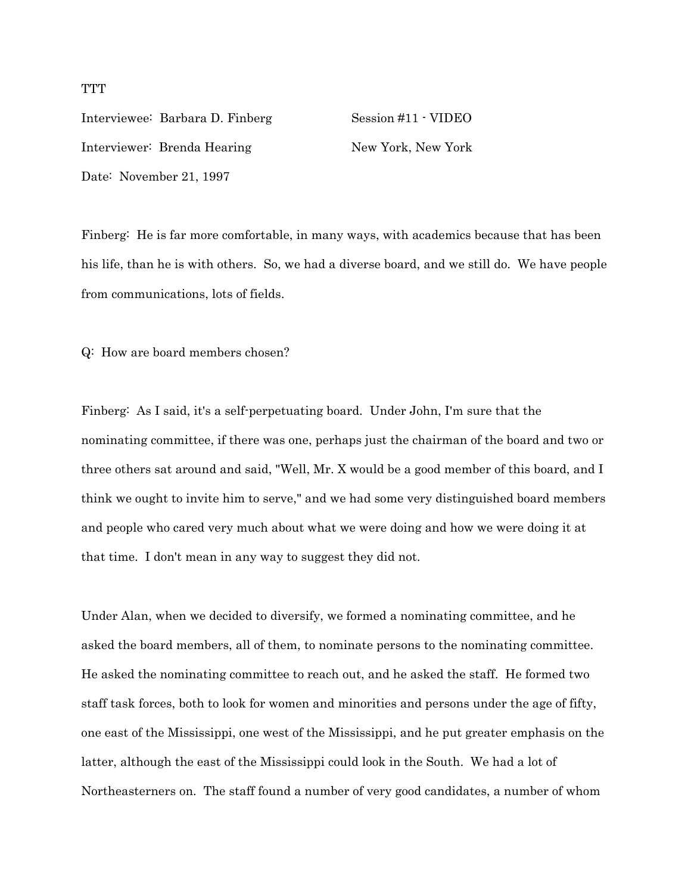TTT

Interviewee: Barbara D. Finberg Session #11 - VIDEO

Interviewer: Brenda Hearing New York, New York

Date: November 21, 1997

Finberg: He is far more comfortable, in many ways, with academics because that has been his life, than he is with others. So, we had a diverse board, and we still do. We have people from communications, lots of fields.

Q: How are board members chosen?

Finberg: As I said, it's a self-perpetuating board. Under John, I'm sure that the nominating committee, if there was one, perhaps just the chairman of the board and two or three others sat around and said, "Well, Mr. X would be a good member of this board, and I think we ought to invite him to serve," and we had some very distinguished board members and people who cared very much about what we were doing and how we were doing it at that time. I don't mean in any way to suggest they did not.

Under Alan, when we decided to diversify, we formed a nominating committee, and he asked the board members, all of them, to nominate persons to the nominating committee. He asked the nominating committee to reach out, and he asked the staff. He formed two staff task forces, both to look for women and minorities and persons under the age of fifty, one east of the Mississippi, one west of the Mississippi, and he put greater emphasis on the latter, although the east of the Mississippi could look in the South. We had a lot of Northeasterners on. The staff found a number of very good candidates, a number of whom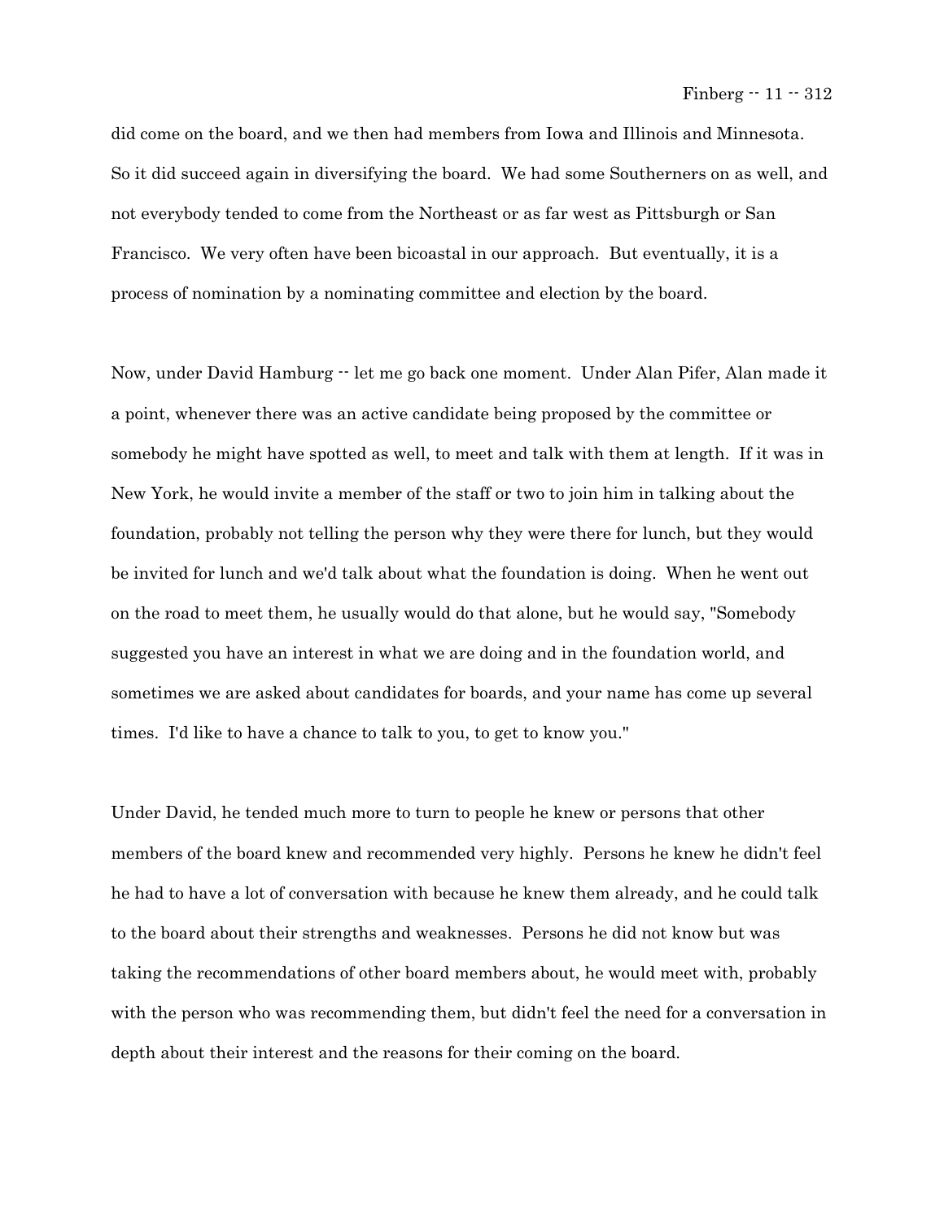did come on the board, and we then had members from Iowa and Illinois and Minnesota. So it did succeed again in diversifying the board. We had some Southerners on as well, and not everybody tended to come from the Northeast or as far west as Pittsburgh or San Francisco. We very often have been bicoastal in our approach. But eventually, it is a process of nomination by a nominating committee and election by the board.

Now, under David Hamburg -- let me go back one moment. Under Alan Pifer, Alan made it a point, whenever there was an active candidate being proposed by the committee or somebody he might have spotted as well, to meet and talk with them at length. If it was in New York, he would invite a member of the staff or two to join him in talking about the foundation, probably not telling the person why they were there for lunch, but they would be invited for lunch and we'd talk about what the foundation is doing. When he went out on the road to meet them, he usually would do that alone, but he would say, "Somebody suggested you have an interest in what we are doing and in the foundation world, and sometimes we are asked about candidates for boards, and your name has come up several times. I'd like to have a chance to talk to you, to get to know you."

Under David, he tended much more to turn to people he knew or persons that other members of the board knew and recommended very highly. Persons he knew he didn't feel he had to have a lot of conversation with because he knew them already, and he could talk to the board about their strengths and weaknesses. Persons he did not know but was taking the recommendations of other board members about, he would meet with, probably with the person who was recommending them, but didn't feel the need for a conversation in depth about their interest and the reasons for their coming on the board.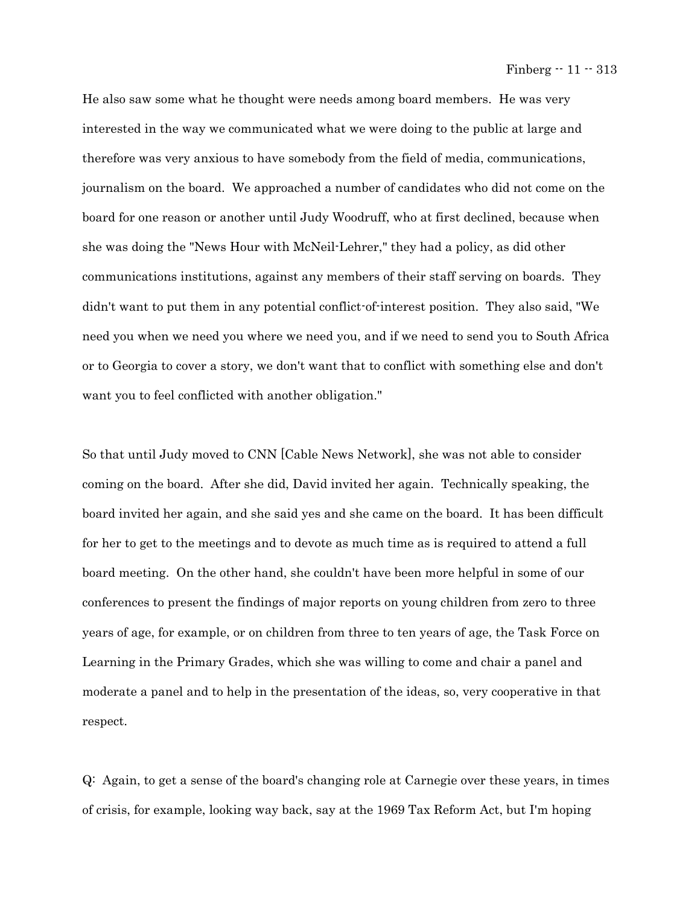He also saw some what he thought were needs among board members. He was very interested in the way we communicated what we were doing to the public at large and therefore was very anxious to have somebody from the field of media, communications, journalism on the board. We approached a number of candidates who did not come on the board for one reason or another until Judy Woodruff, who at first declined, because when she was doing the "News Hour with McNeil-Lehrer," they had a policy, as did other communications institutions, against any members of their staff serving on boards. They didn't want to put them in any potential conflict-of-interest position. They also said, "We need you when we need you where we need you, and if we need to send you to South Africa or to Georgia to cover a story, we don't want that to conflict with something else and don't want you to feel conflicted with another obligation."

So that until Judy moved to CNN [Cable News Network], she was not able to consider coming on the board. After she did, David invited her again. Technically speaking, the board invited her again, and she said yes and she came on the board. It has been difficult for her to get to the meetings and to devote as much time as is required to attend a full board meeting. On the other hand, she couldn't have been more helpful in some of our conferences to present the findings of major reports on young children from zero to three years of age, for example, or on children from three to ten years of age, the Task Force on Learning in the Primary Grades, which she was willing to come and chair a panel and moderate a panel and to help in the presentation of the ideas, so, very cooperative in that respect.

Q: Again, to get a sense of the board's changing role at Carnegie over these years, in times of crisis, for example, looking way back, say at the 1969 Tax Reform Act, but I'm hoping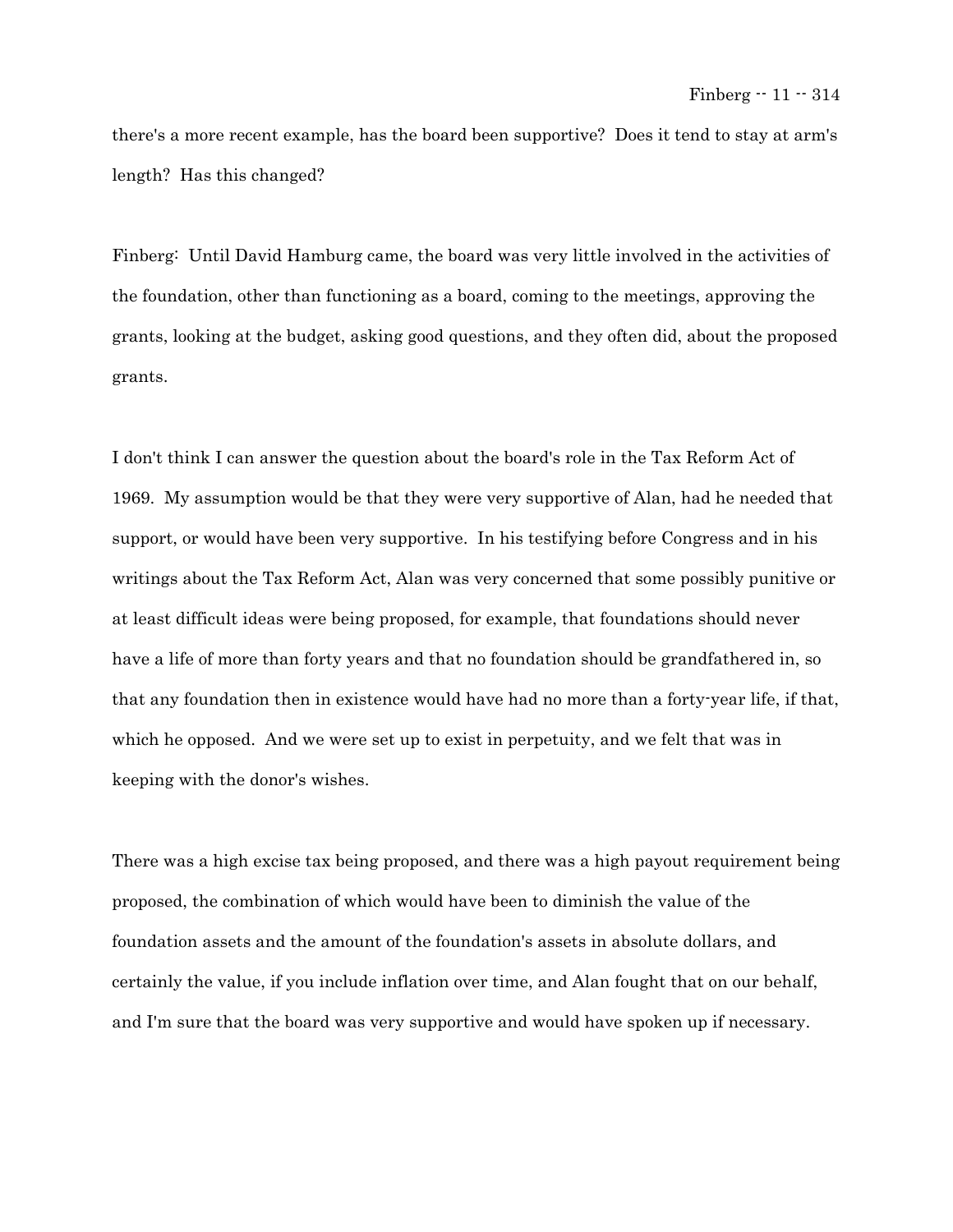there's a more recent example, has the board been supportive? Does it tend to stay at arm's length? Has this changed?

Finberg: Until David Hamburg came, the board was very little involved in the activities of the foundation, other than functioning as a board, coming to the meetings, approving the grants, looking at the budget, asking good questions, and they often did, about the proposed grants.

I don't think I can answer the question about the board's role in the Tax Reform Act of 1969. My assumption would be that they were very supportive of Alan, had he needed that support, or would have been very supportive. In his testifying before Congress and in his writings about the Tax Reform Act, Alan was very concerned that some possibly punitive or at least difficult ideas were being proposed, for example, that foundations should never have a life of more than forty years and that no foundation should be grandfathered in, so that any foundation then in existence would have had no more than a forty-year life, if that, which he opposed. And we were set up to exist in perpetuity, and we felt that was in keeping with the donor's wishes.

There was a high excise tax being proposed, and there was a high payout requirement being proposed, the combination of which would have been to diminish the value of the foundation assets and the amount of the foundation's assets in absolute dollars, and certainly the value, if you include inflation over time, and Alan fought that on our behalf, and I'm sure that the board was very supportive and would have spoken up if necessary.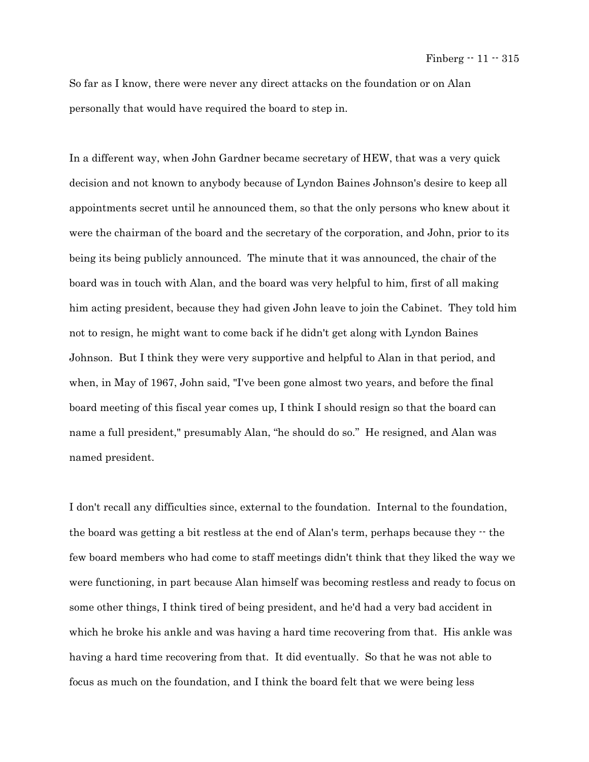So far as I know, there were never any direct attacks on the foundation or on Alan personally that would have required the board to step in.

In a different way, when John Gardner became secretary of HEW, that was a very quick decision and not known to anybody because of Lyndon Baines Johnson's desire to keep all appointments secret until he announced them, so that the only persons who knew about it were the chairman of the board and the secretary of the corporation, and John, prior to its being its being publicly announced. The minute that it was announced, the chair of the board was in touch with Alan, and the board was very helpful to him, first of all making him acting president, because they had given John leave to join the Cabinet. They told him not to resign, he might want to come back if he didn't get along with Lyndon Baines Johnson. But I think they were very supportive and helpful to Alan in that period, and when, in May of 1967, John said, "I've been gone almost two years, and before the final board meeting of this fiscal year comes up, I think I should resign so that the board can name a full president," presumably Alan, "he should do so." He resigned, and Alan was named president.

I don't recall any difficulties since, external to the foundation. Internal to the foundation, the board was getting a bit restless at the end of Alan's term, perhaps because they -- the few board members who had come to staff meetings didn't think that they liked the way we were functioning, in part because Alan himself was becoming restless and ready to focus on some other things, I think tired of being president, and he'd had a very bad accident in which he broke his ankle and was having a hard time recovering from that. His ankle was having a hard time recovering from that. It did eventually. So that he was not able to focus as much on the foundation, and I think the board felt that we were being less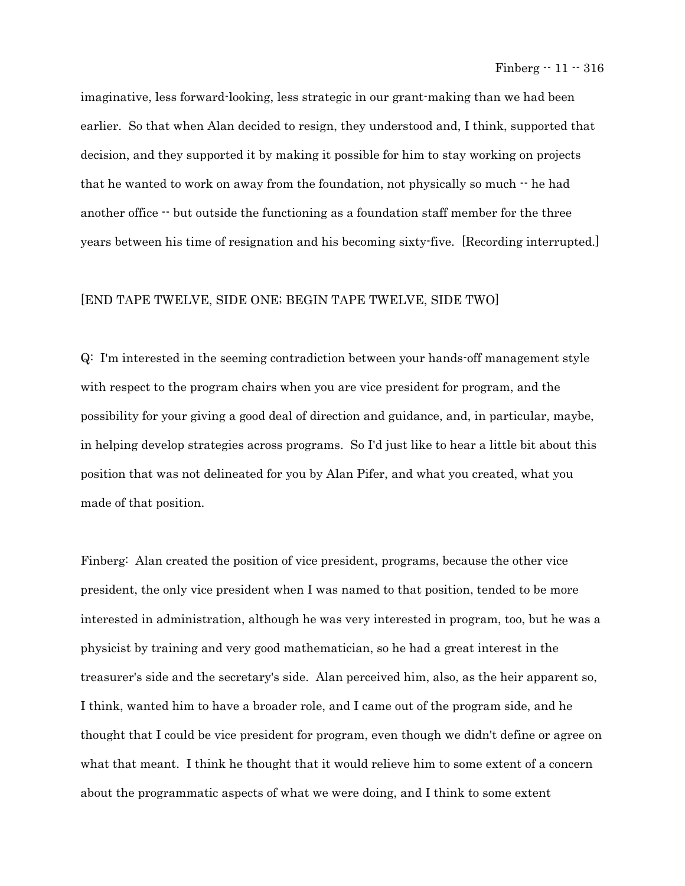imaginative, less forward-looking, less strategic in our grant-making than we had been earlier. So that when Alan decided to resign, they understood and, I think, supported that decision, and they supported it by making it possible for him to stay working on projects that he wanted to work on away from the foundation, not physically so much -- he had another office -- but outside the functioning as a foundation staff member for the three years between his time of resignation and his becoming sixty-five. [Recording interrupted.]

[END TAPE TWELVE, SIDE ONE; BEGIN TAPE TWELVE, SIDE TWO]

Q: I'm interested in the seeming contradiction between your hands-off management style with respect to the program chairs when you are vice president for program, and the possibility for your giving a good deal of direction and guidance, and, in particular, maybe, in helping develop strategies across programs. So I'd just like to hear a little bit about this position that was not delineated for you by Alan Pifer, and what you created, what you made of that position.

Finberg: Alan created the position of vice president, programs, because the other vice president, the only vice president when I was named to that position, tended to be more interested in administration, although he was very interested in program, too, but he was a physicist by training and very good mathematician, so he had a great interest in the treasurer's side and the secretary's side. Alan perceived him, also, as the heir apparent so, I think, wanted him to have a broader role, and I came out of the program side, and he thought that I could be vice president for program, even though we didn't define or agree on what that meant. I think he thought that it would relieve him to some extent of a concern about the programmatic aspects of what we were doing, and I think to some extent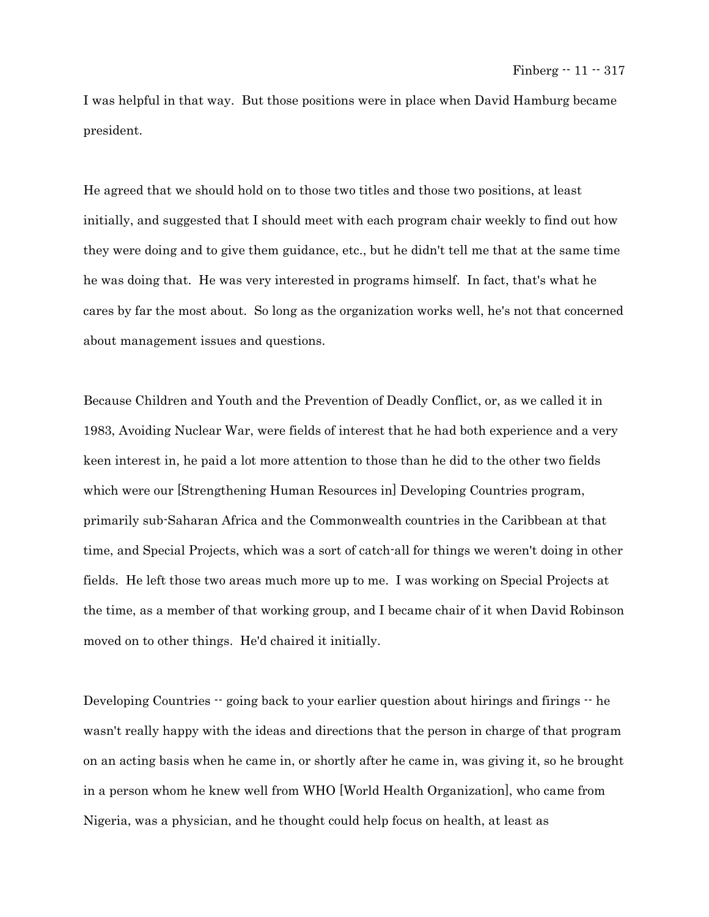I was helpful in that way. But those positions were in place when David Hamburg became president.

He agreed that we should hold on to those two titles and those two positions, at least initially, and suggested that I should meet with each program chair weekly to find out how they were doing and to give them guidance, etc., but he didn't tell me that at the same time he was doing that. He was very interested in programs himself. In fact, that's what he cares by far the most about. So long as the organization works well, he's not that concerned about management issues and questions.

Because Children and Youth and the Prevention of Deadly Conflict, or, as we called it in 1983, Avoiding Nuclear War, were fields of interest that he had both experience and a very keen interest in, he paid a lot more attention to those than he did to the other two fields which were our [Strengthening Human Resources in] Developing Countries program, primarily sub-Saharan Africa and the Commonwealth countries in the Caribbean at that time, and Special Projects, which was a sort of catch-all for things we weren't doing in other fields. He left those two areas much more up to me. I was working on Special Projects at the time, as a member of that working group, and I became chair of it when David Robinson moved on to other things. He'd chaired it initially.

Developing Countries -- going back to your earlier question about hirings and firings -- he wasn't really happy with the ideas and directions that the person in charge of that program on an acting basis when he came in, or shortly after he came in, was giving it, so he brought in a person whom he knew well from WHO [World Health Organization], who came from Nigeria, was a physician, and he thought could help focus on health, at least as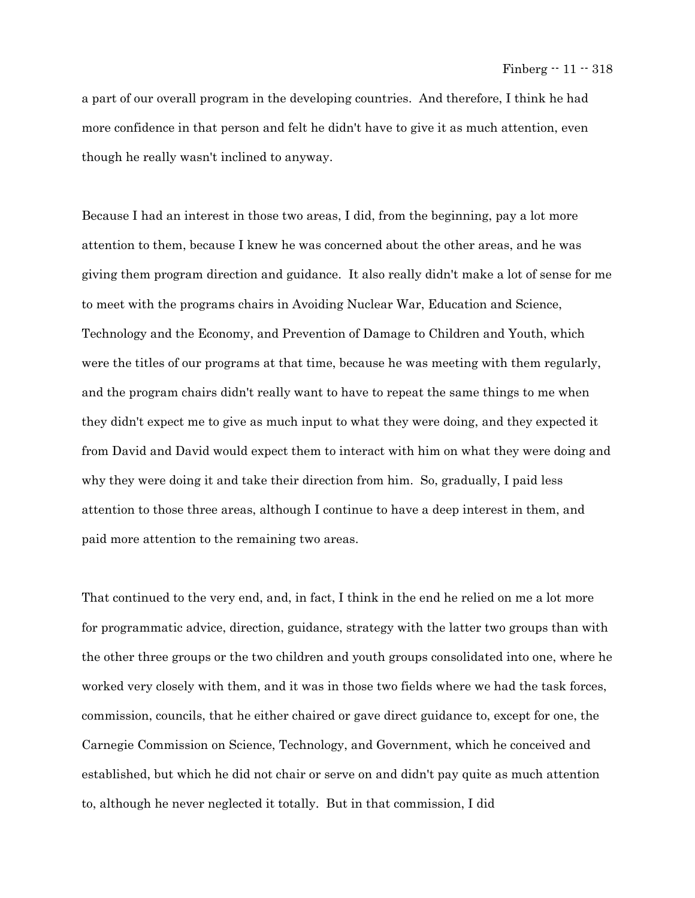a part of our overall program in the developing countries. And therefore, I think he had more confidence in that person and felt he didn't have to give it as much attention, even though he really wasn't inclined to anyway.

Because I had an interest in those two areas, I did, from the beginning, pay a lot more attention to them, because I knew he was concerned about the other areas, and he was giving them program direction and guidance. It also really didn't make a lot of sense for me to meet with the programs chairs in Avoiding Nuclear War, Education and Science, Technology and the Economy, and Prevention of Damage to Children and Youth, which were the titles of our programs at that time, because he was meeting with them regularly, and the program chairs didn't really want to have to repeat the same things to me when they didn't expect me to give as much input to what they were doing, and they expected it from David and David would expect them to interact with him on what they were doing and why they were doing it and take their direction from him. So, gradually, I paid less attention to those three areas, although I continue to have a deep interest in them, and paid more attention to the remaining two areas.

That continued to the very end, and, in fact, I think in the end he relied on me a lot more for programmatic advice, direction, guidance, strategy with the latter two groups than with the other three groups or the two children and youth groups consolidated into one, where he worked very closely with them, and it was in those two fields where we had the task forces, commission, councils, that he either chaired or gave direct guidance to, except for one, the Carnegie Commission on Science, Technology, and Government, which he conceived and established, but which he did not chair or serve on and didn't pay quite as much attention to, although he never neglected it totally. But in that commission, I did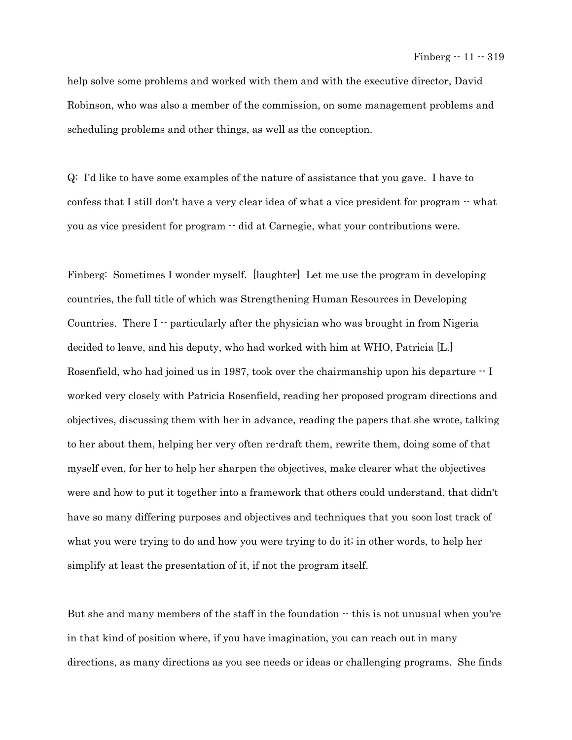help solve some problems and worked with them and with the executive director, David Robinson, who was also a member of the commission, on some management problems and scheduling problems and other things, as well as the conception.

Q: I'd like to have some examples of the nature of assistance that you gave. I have to confess that I still don't have a very clear idea of what a vice president for program -- what you as vice president for program -- did at Carnegie, what your contributions were.

Finberg: Sometimes I wonder myself. [laughter] Let me use the program in developing countries, the full title of which was Strengthening Human Resources in Developing Countries. There I -- particularly after the physician who was brought in from Nigeria decided to leave, and his deputy, who had worked with him at WHO, Patricia [L.] Rosenfield, who had joined us in 1987, took over the chairmanship upon his departure -- I worked very closely with Patricia Rosenfield, reading her proposed program directions and objectives, discussing them with her in advance, reading the papers that she wrote, talking to her about them, helping her very often re-draft them, rewrite them, doing some of that myself even, for her to help her sharpen the objectives, make clearer what the objectives were and how to put it together into a framework that others could understand, that didn't have so many differing purposes and objectives and techniques that you soon lost track of what you were trying to do and how you were trying to do it; in other words, to help her simplify at least the presentation of it, if not the program itself.

But she and many members of the staff in the foundation -- this is not unusual when you're in that kind of position where, if you have imagination, you can reach out in many directions, as many directions as you see needs or ideas or challenging programs. She finds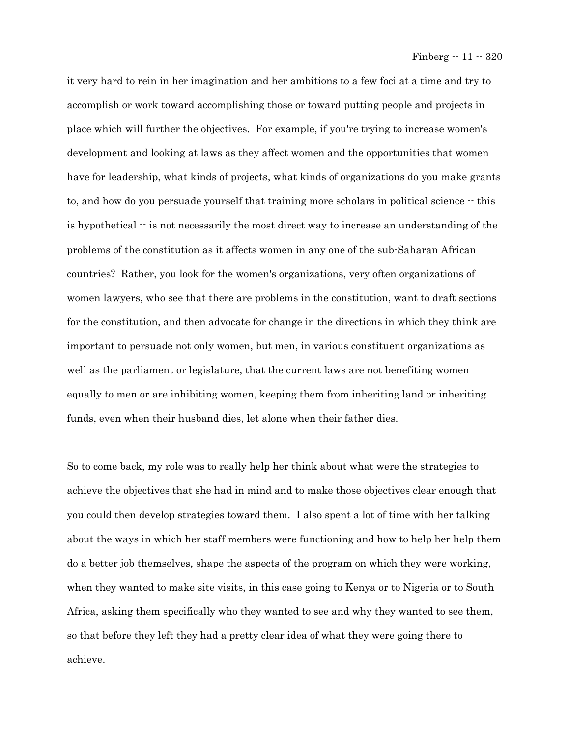it very hard to rein in her imagination and her ambitions to a few foci at a time and try to accomplish or work toward accomplishing those or toward putting people and projects in place which will further the objectives. For example, if you're trying to increase women's development and looking at laws as they affect women and the opportunities that women have for leadership, what kinds of projects, what kinds of organizations do you make grants to, and how do you persuade yourself that training more scholars in political science -- this is hypothetical -- is not necessarily the most direct way to increase an understanding of the problems of the constitution as it affects women in any one of the sub-Saharan African countries? Rather, you look for the women's organizations, very often organizations of women lawyers, who see that there are problems in the constitution, want to draft sections for the constitution, and then advocate for change in the directions in which they think are important to persuade not only women, but men, in various constituent organizations as well as the parliament or legislature, that the current laws are not benefiting women equally to men or are inhibiting women, keeping them from inheriting land or inheriting funds, even when their husband dies, let alone when their father dies.

So to come back, my role was to really help her think about what were the strategies to achieve the objectives that she had in mind and to make those objectives clear enough that you could then develop strategies toward them. I also spent a lot of time with her talking about the ways in which her staff members were functioning and how to help her help them do a better job themselves, shape the aspects of the program on which they were working, when they wanted to make site visits, in this case going to Kenya or to Nigeria or to South Africa, asking them specifically who they wanted to see and why they wanted to see them, so that before they left they had a pretty clear idea of what they were going there to achieve.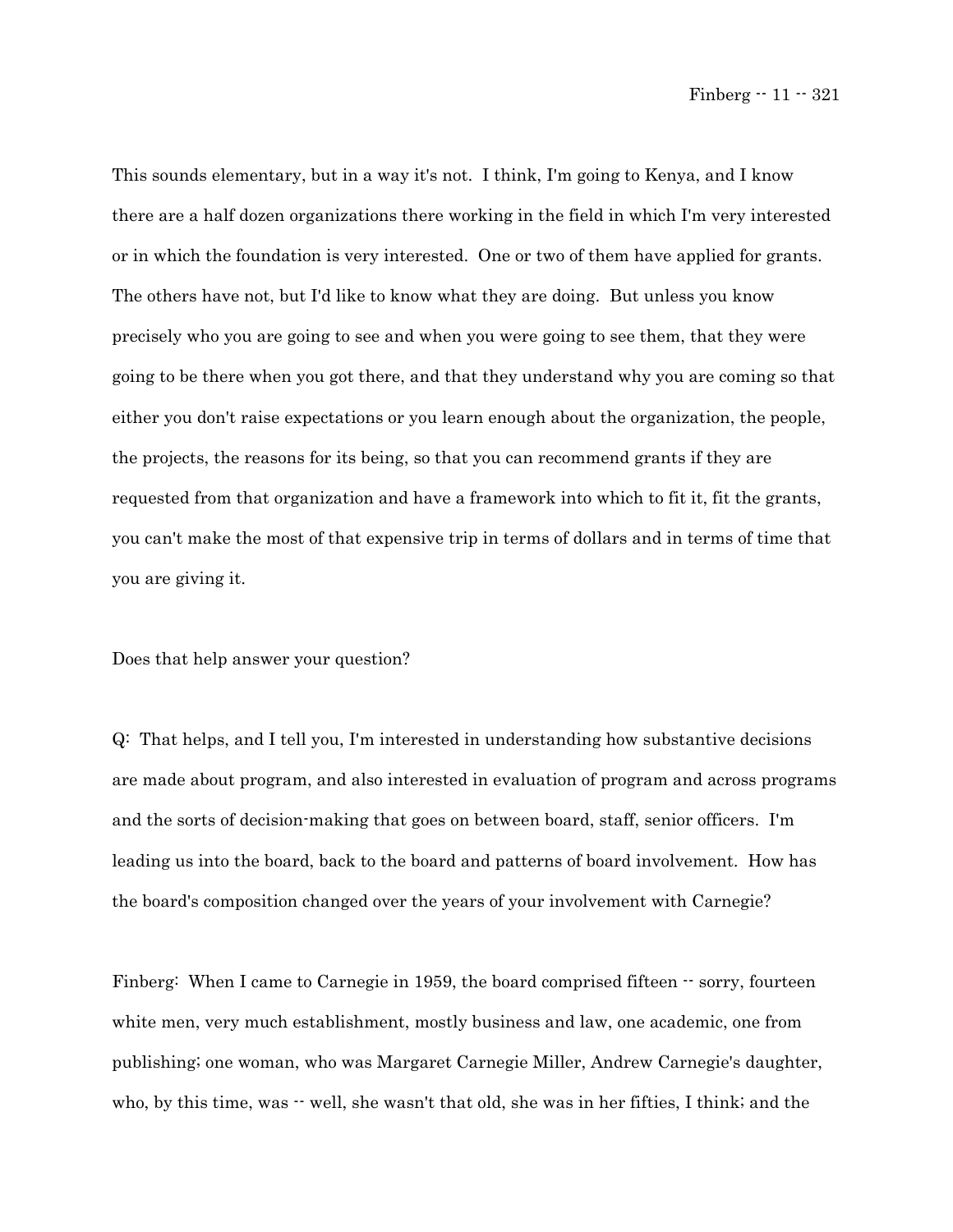This sounds elementary, but in a way it's not. I think, I'm going to Kenya, and I know there are a half dozen organizations there working in the field in which I'm very interested or in which the foundation is very interested. One or two of them have applied for grants. The others have not, but I'd like to know what they are doing. But unless you know precisely who you are going to see and when you were going to see them, that they were going to be there when you got there, and that they understand why you are coming so that either you don't raise expectations or you learn enough about the organization, the people, the projects, the reasons for its being, so that you can recommend grants if they are requested from that organization and have a framework into which to fit it, fit the grants, you can't make the most of that expensive trip in terms of dollars and in terms of time that you are giving it.

Does that help answer your question?

Q: That helps, and I tell you, I'm interested in understanding how substantive decisions are made about program, and also interested in evaluation of program and across programs and the sorts of decision-making that goes on between board, staff, senior officers. I'm leading us into the board, back to the board and patterns of board involvement. How has the board's composition changed over the years of your involvement with Carnegie?

Finberg: When I came to Carnegie in 1959, the board comprised fifteen -- sorry, fourteen white men, very much establishment, mostly business and law, one academic, one from publishing; one woman, who was Margaret Carnegie Miller, Andrew Carnegie's daughter, who, by this time, was -- well, she wasn't that old, she was in her fifties, I think; and the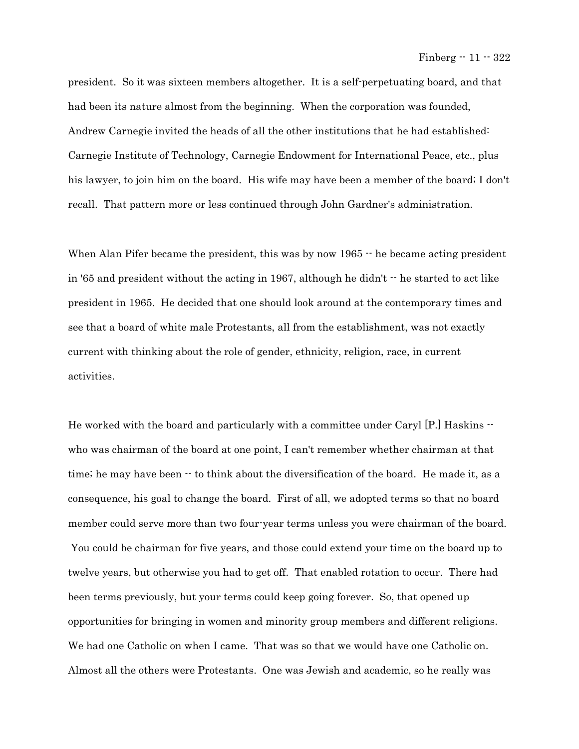president. So it was sixteen members altogether. It is a self-perpetuating board, and that had been its nature almost from the beginning. When the corporation was founded, Andrew Carnegie invited the heads of all the other institutions that he had established: Carnegie Institute of Technology, Carnegie Endowment for International Peace, etc., plus his lawyer, to join him on the board. His wife may have been a member of the board; I don't recall. That pattern more or less continued through John Gardner's administration.

When Alan Pifer became the president, this was by now 1965 -- he became acting president in '65 and president without the acting in 1967, although he didn't -- he started to act like president in 1965. He decided that one should look around at the contemporary times and see that a board of white male Protestants, all from the establishment, was not exactly current with thinking about the role of gender, ethnicity, religion, race, in current activities.

He worked with the board and particularly with a committee under Caryl [P.] Haskins -- who was chairman of the board at one point, I can't remember whether chairman at that time; he may have been -- to think about the diversification of the board. He made it, as a consequence, his goal to change the board. First of all, we adopted terms so that no board member could serve more than two four-year terms unless you were chairman of the board. You could be chairman for five years, and those could extend your time on the board up to twelve years, but otherwise you had to get off. That enabled rotation to occur. There had been terms previously, but your terms could keep going forever. So, that opened up opportunities for bringing in women and minority group members and different religions. We had one Catholic on when I came. That was so that we would have one Catholic on. Almost all the others were Protestants. One was Jewish and academic, so he really was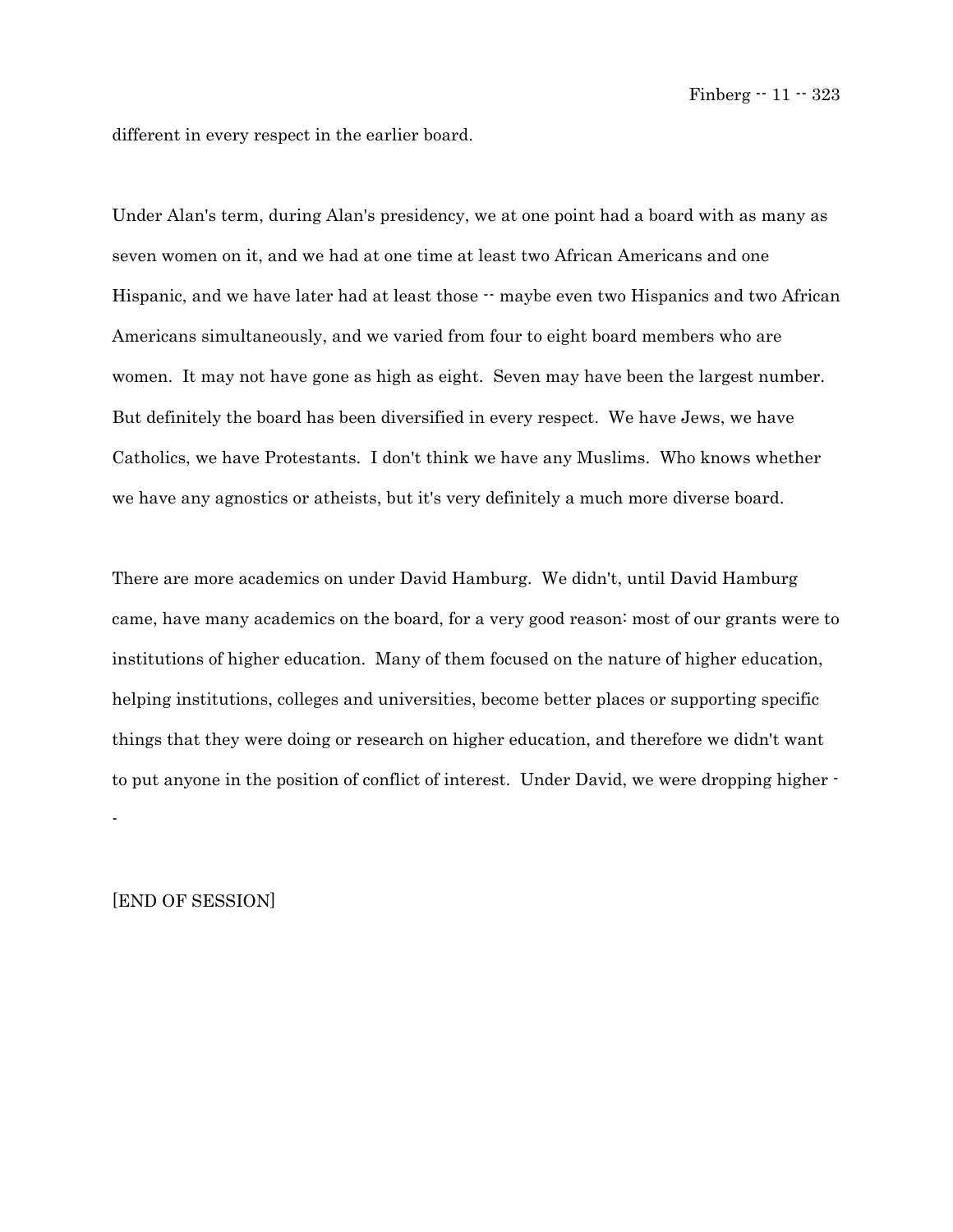different in every respect in the earlier board.

Under Alan's term, during Alan's presidency, we at one point had a board with as many as seven women on it, and we had at one time at least two African Americans and one Hispanic, and we have later had at least those -- maybe even two Hispanics and two African Americans simultaneously, and we varied from four to eight board members who are women. It may not have gone as high as eight. Seven may have been the largest number. But definitely the board has been diversified in every respect. We have Jews, we have Catholics, we have Protestants. I don't think we have any Muslims. Who knows whether we have any agnostics or atheists, but it's very definitely a much more diverse board.

There are more academics on under David Hamburg. We didn't, until David Hamburg came, have many academics on the board, for a very good reason: most of our grants were to institutions of higher education. Many of them focused on the nature of higher education, helping institutions, colleges and universities, become better places or supporting specific things that they were doing or research on higher education, and therefore we didn't want to put anyone in the position of conflict of interest. Under David, we were dropping higher --

[END OF SESSION]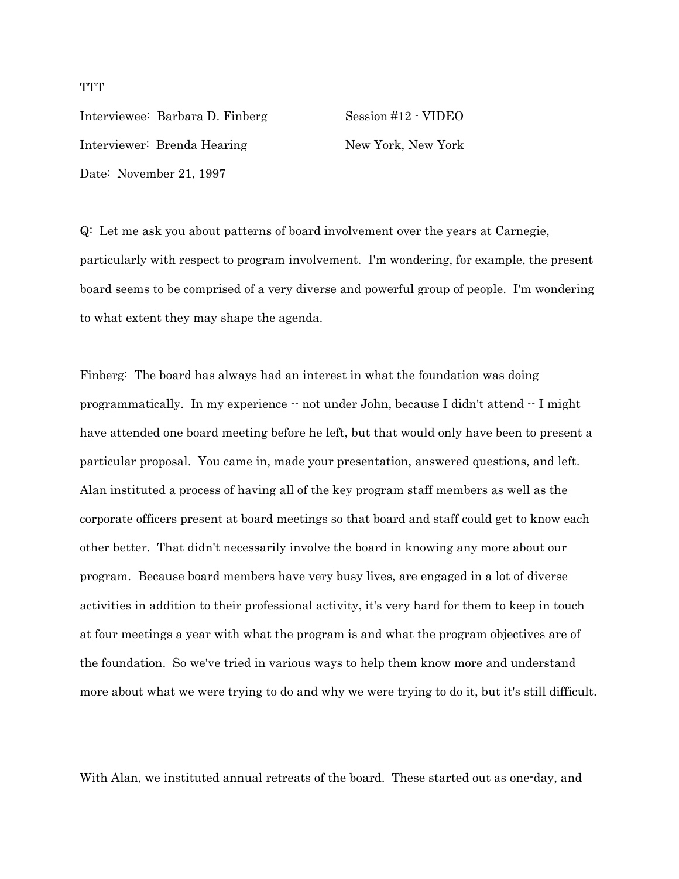TTT

Interviewee: Barbara D. Finberg　　　　　Session #12 - VIDEO

Interviewer: Brenda Hearing　　　　　　New York, New York

Date: November 21, 1997

Q: Let me ask you about patterns of board involvement over the years at Carnegie, particularly with respect to program involvement. I'm wondering, for example, the present board seems to be comprised of a very diverse and powerful group of people. I'm wondering to what extent they may shape the agenda.

Finberg: The board has always had an interest in what the foundation was doing programmatically. In my experience -- not under John, because I didn't attend -- I might have attended one board meeting before he left, but that would only have been to present a particular proposal. You came in, made your presentation, answered questions, and left. Alan instituted a process of having all of the key program staff members as well as the corporate officers present at board meetings so that board and staff could get to know each other better. That didn't necessarily involve the board in knowing any more about our program. Because board members have very busy lives, are engaged in a lot of diverse activities in addition to their professional activity, it's very hard for them to keep in touch at four meetings a year with what the program is and what the program objectives are of the foundation. So we've tried in various ways to help them know more and understand more about what we were trying to do and why we were trying to do it, but it's still difficult.

With Alan, we instituted annual retreats of the board. These started out as one-day, and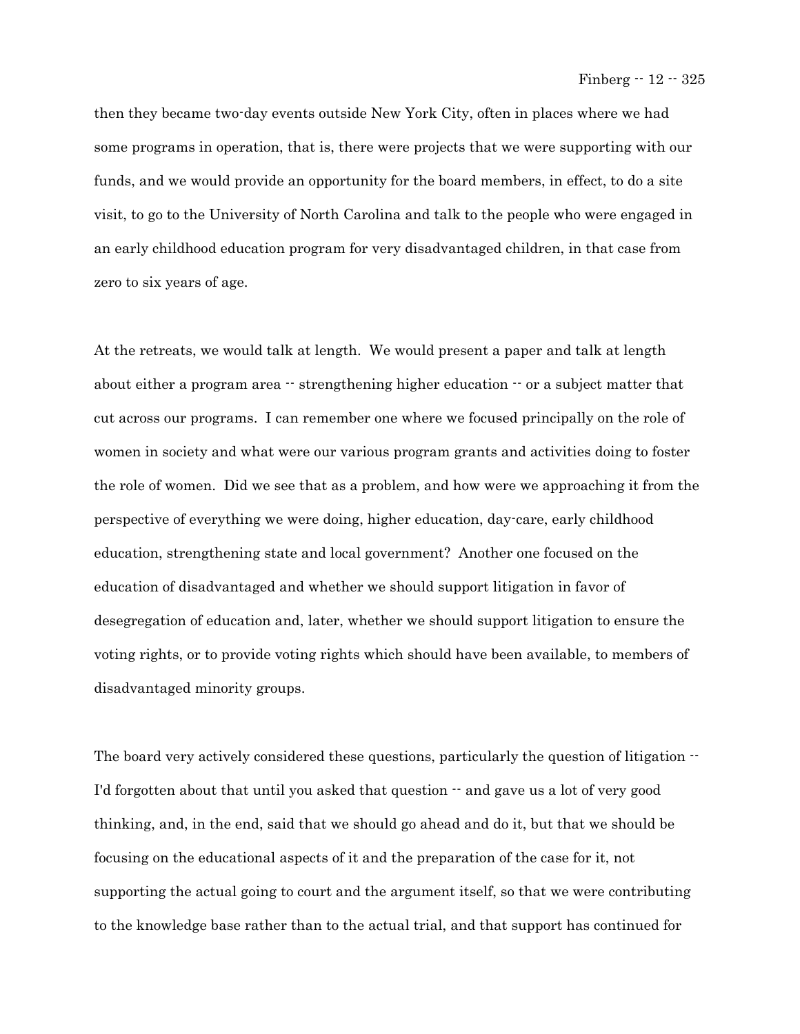then they became two-day events outside New York City, often in places where we had some programs in operation, that is, there were projects that we were supporting with our funds, and we would provide an opportunity for the board members, in effect, to do a site visit, to go to the University of North Carolina and talk to the people who were engaged in an early childhood education program for very disadvantaged children, in that case from zero to six years of age.

At the retreats, we would talk at length. We would present a paper and talk at length about either a program area -- strengthening higher education -- or a subject matter that cut across our programs. I can remember one where we focused principally on the role of women in society and what were our various program grants and activities doing to foster the role of women. Did we see that as a problem, and how were we approaching it from the perspective of everything we were doing, higher education, day-care, early childhood education, strengthening state and local government? Another one focused on the education of disadvantaged and whether we should support litigation in favor of desegregation of education and, later, whether we should support litigation to ensure the voting rights, or to provide voting rights which should have been available, to members of disadvantaged minority groups.

The board very actively considered these questions, particularly the question of litigation -- I'd forgotten about that until you asked that question -- and gave us a lot of very good thinking, and, in the end, said that we should go ahead and do it, but that we should be focusing on the educational aspects of it and the preparation of the case for it, not supporting the actual going to court and the argument itself, so that we were contributing to the knowledge base rather than to the actual trial, and that support has continued for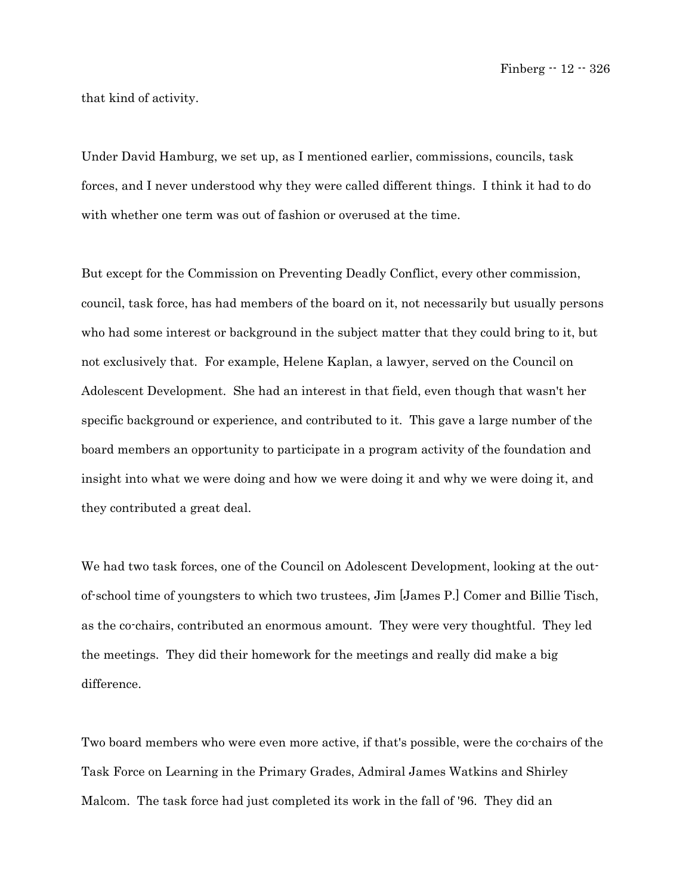that kind of activity.

Under David Hamburg, we set up, as I mentioned earlier, commissions, councils, task forces, and I never understood why they were called different things. I think it had to do with whether one term was out of fashion or overused at the time.

But except for the Commission on Preventing Deadly Conflict, every other commission, council, task force, has had members of the board on it, not necessarily but usually persons who had some interest or background in the subject matter that they could bring to it, but not exclusively that. For example, Helene Kaplan, a lawyer, served on the Council on Adolescent Development. She had an interest in that field, even though that wasn't her specific background or experience, and contributed to it. This gave a large number of the board members an opportunity to participate in a program activity of the foundation and insight into what we were doing and how we were doing it and why we were doing it, and they contributed a great deal.

We had two task forces, one of the Council on Adolescent Development, looking at the out-of-school time of youngsters to which two trustees, Jim [James P.] Comer and Billie Tisch, as the co-chairs, contributed an enormous amount. They were very thoughtful. They led the meetings. They did their homework for the meetings and really did make a big difference.

Two board members who were even more active, if that's possible, were the co-chairs of the Task Force on Learning in the Primary Grades, Admiral James Watkins and Shirley Malcom. The task force had just completed its work in the fall of '96. They did an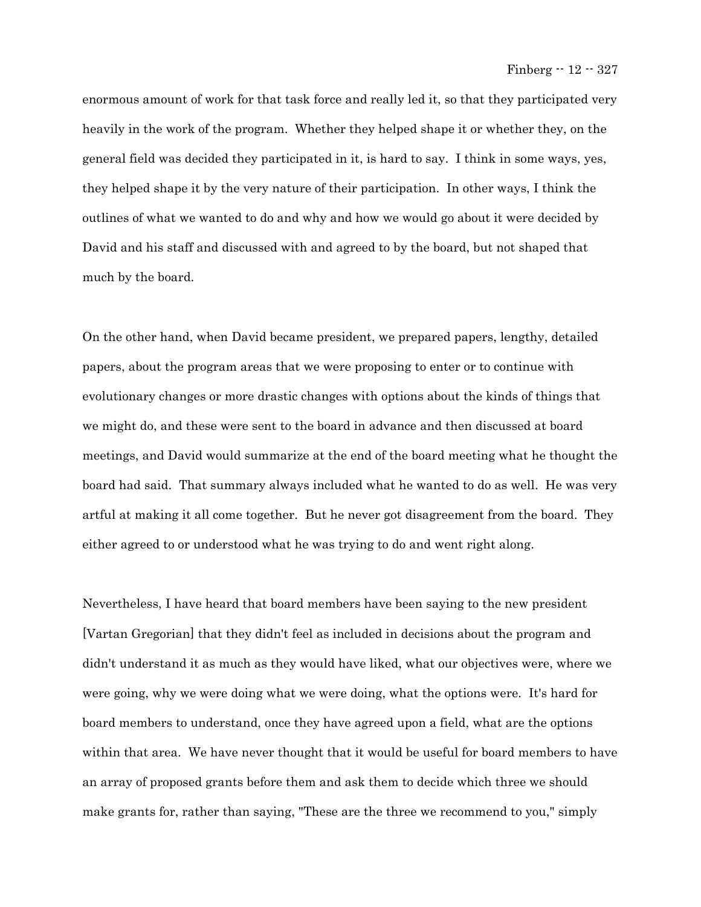enormous amount of work for that task force and really led it, so that they participated very heavily in the work of the program. Whether they helped shape it or whether they, on the general field was decided they participated in it, is hard to say. I think in some ways, yes, they helped shape it by the very nature of their participation. In other ways, I think the outlines of what we wanted to do and why and how we would go about it were decided by David and his staff and discussed with and agreed to by the board, but not shaped that much by the board.

On the other hand, when David became president, we prepared papers, lengthy, detailed papers, about the program areas that we were proposing to enter or to continue with evolutionary changes or more drastic changes with options about the kinds of things that we might do, and these were sent to the board in advance and then discussed at board meetings, and David would summarize at the end of the board meeting what he thought the board had said. That summary always included what he wanted to do as well. He was very artful at making it all come together. But he never got disagreement from the board. They either agreed to or understood what he was trying to do and went right along.

Nevertheless, I have heard that board members have been saying to the new president [Vartan Gregorian] that they didn't feel as included in decisions about the program and didn't understand it as much as they would have liked, what our objectives were, where we were going, why we were doing what we were doing, what the options were. It's hard for board members to understand, once they have agreed upon a field, what are the options within that area. We have never thought that it would be useful for board members to have an array of proposed grants before them and ask them to decide which three we should make grants for, rather than saying, "These are the three we recommend to you," simply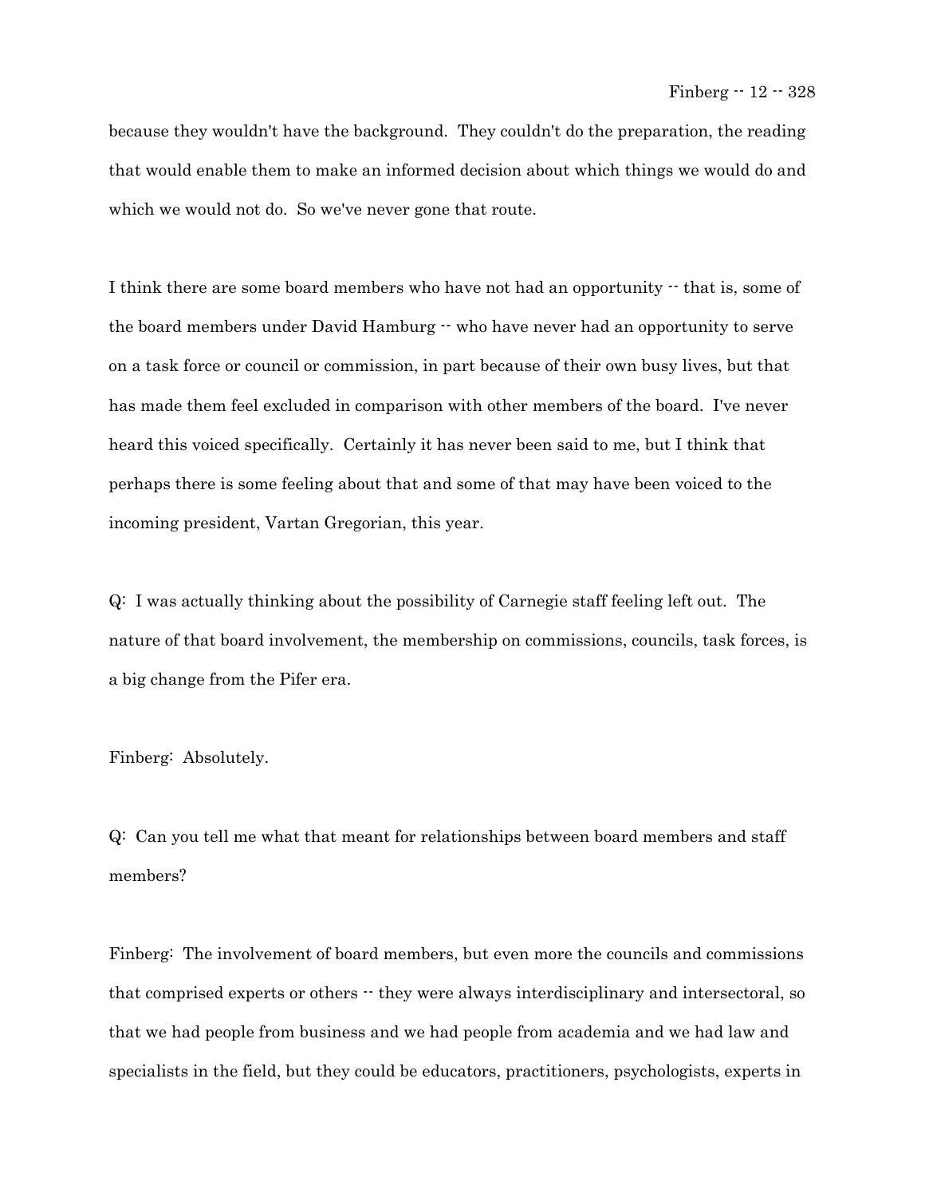because they wouldn't have the background. They couldn't do the preparation, the reading that would enable them to make an informed decision about which things we would do and which we would not do. So we've never gone that route.

I think there are some board members who have not had an opportunity -- that is, some of the board members under David Hamburg -- who have never had an opportunity to serve on a task force or council or commission, in part because of their own busy lives, but that has made them feel excluded in comparison with other members of the board. I've never heard this voiced specifically. Certainly it has never been said to me, but I think that perhaps there is some feeling about that and some of that may have been voiced to the incoming president, Vartan Gregorian, this year.

Q: I was actually thinking about the possibility of Carnegie staff feeling left out. The nature of that board involvement, the membership on commissions, councils, task forces, is a big change from the Pifer era.

Finberg: Absolutely.

Q: Can you tell me what that meant for relationships between board members and staff members?

Finberg: The involvement of board members, but even more the councils and commissions that comprised experts or others -- they were always interdisciplinary and intersectoral, so that we had people from business and we had people from academia and we had law and specialists in the field, but they could be educators, practitioners, psychologists, experts in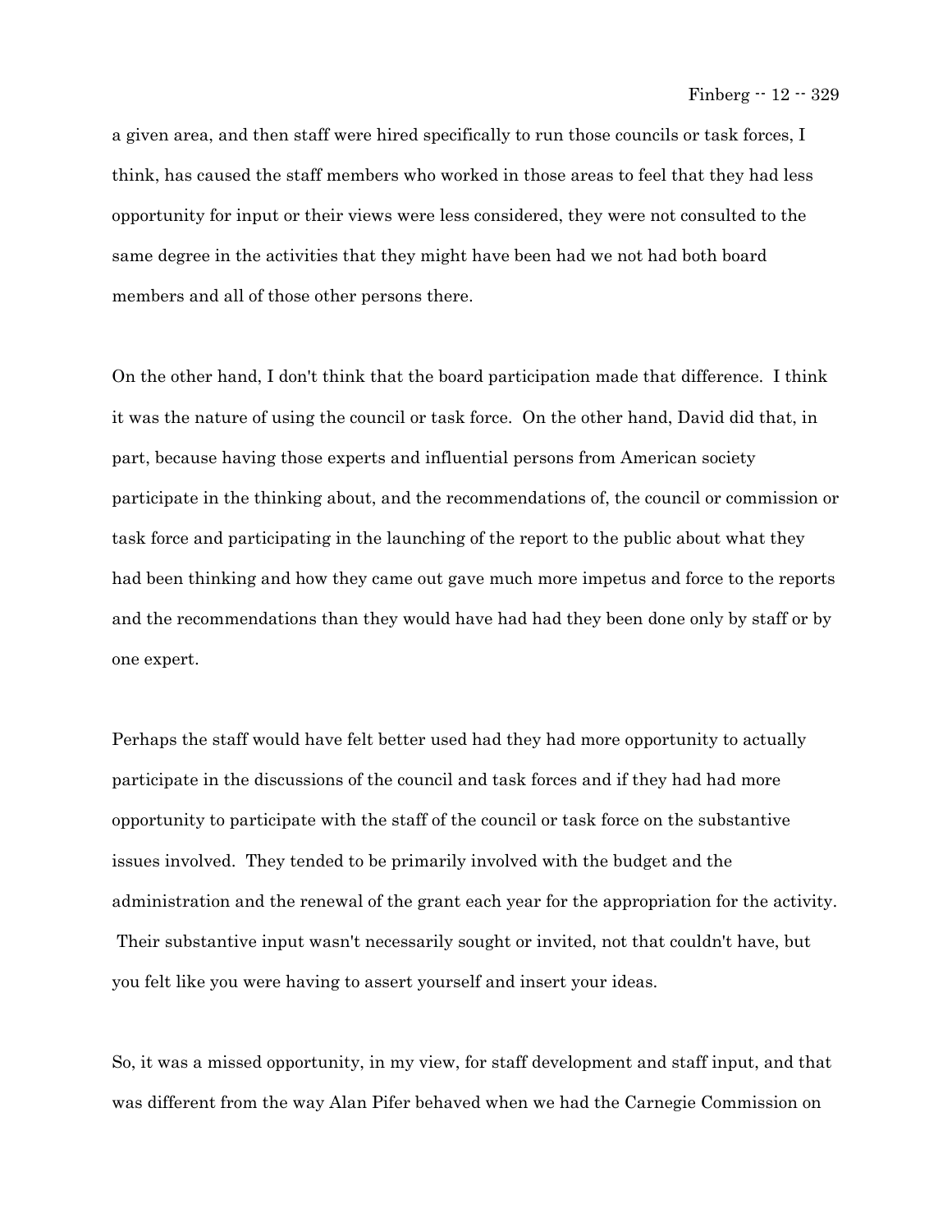a given area, and then staff were hired specifically to run those councils or task forces, I think, has caused the staff members who worked in those areas to feel that they had less opportunity for input or their views were less considered, they were not consulted to the same degree in the activities that they might have been had we not had both board members and all of those other persons there.

On the other hand, I don't think that the board participation made that difference. I think it was the nature of using the council or task force. On the other hand, David did that, in part, because having those experts and influential persons from American society participate in the thinking about, and the recommendations of, the council or commission or task force and participating in the launching of the report to the public about what they had been thinking and how they came out gave much more impetus and force to the reports and the recommendations than they would have had had they been done only by staff or by one expert.

Perhaps the staff would have felt better used had they had more opportunity to actually participate in the discussions of the council and task forces and if they had had more opportunity to participate with the staff of the council or task force on the substantive issues involved. They tended to be primarily involved with the budget and the administration and the renewal of the grant each year for the appropriation for the activity. Their substantive input wasn't necessarily sought or invited, not that couldn't have, but you felt like you were having to assert yourself and insert your ideas.

So, it was a missed opportunity, in my view, for staff development and staff input, and that was different from the way Alan Pifer behaved when we had the Carnegie Commission on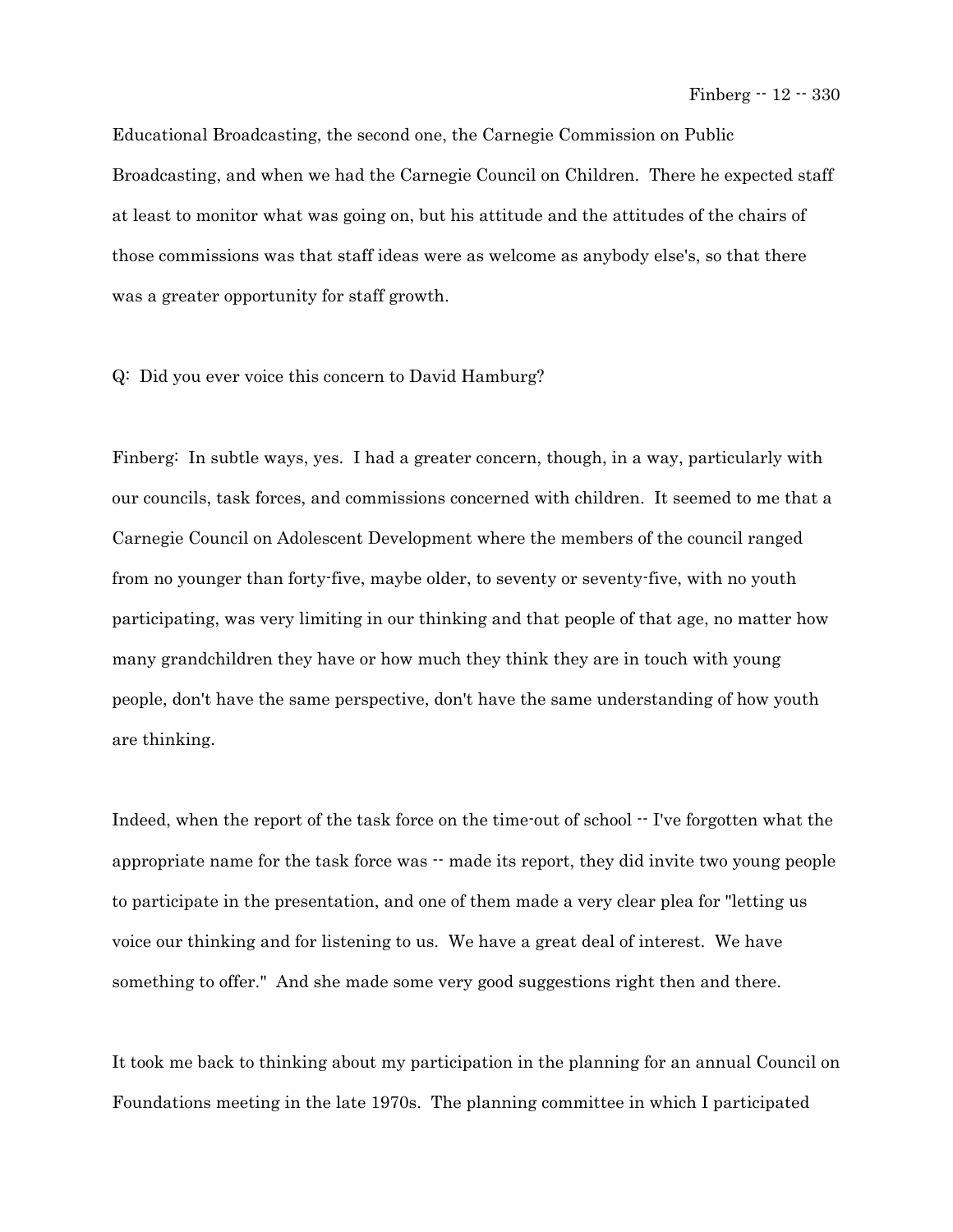Educational Broadcasting, the second one, the Carnegie Commission on Public Broadcasting, and when we had the Carnegie Council on Children. There he expected staff at least to monitor what was going on, but his attitude and the attitudes of the chairs of those commissions was that staff ideas were as welcome as anybody else's, so that there was a greater opportunity for staff growth.

Q: Did you ever voice this concern to David Hamburg?

Finberg: In subtle ways, yes. I had a greater concern, though, in a way, particularly with our councils, task forces, and commissions concerned with children. It seemed to me that a Carnegie Council on Adolescent Development where the members of the council ranged from no younger than forty-five, maybe older, to seventy or seventy-five, with no youth participating, was very limiting in our thinking and that people of that age, no matter how many grandchildren they have or how much they think they are in touch with young people, don't have the same perspective, don't have the same understanding of how youth are thinking.

Indeed, when the report of the task force on the time-out of school -- I've forgotten what the appropriate name for the task force was -- made its report, they did invite two young people to participate in the presentation, and one of them made a very clear plea for "letting us voice our thinking and for listening to us. We have a great deal of interest. We have something to offer." And she made some very good suggestions right then and there.

It took me back to thinking about my participation in the planning for an annual Council on Foundations meeting in the late 1970s. The planning committee in which I participated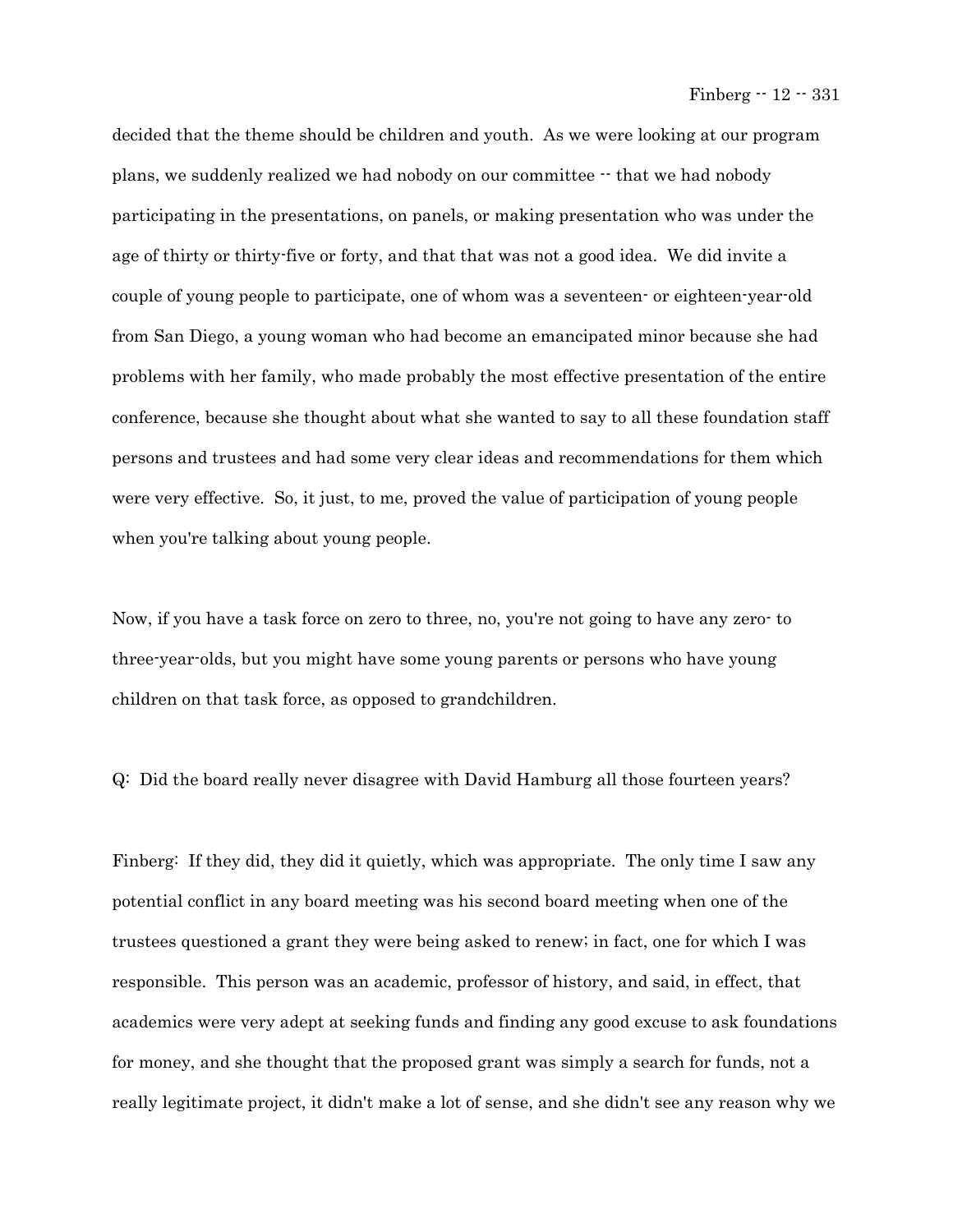decided that the theme should be children and youth. As we were looking at our program plans, we suddenly realized we had nobody on our committee -- that we had nobody participating in the presentations, on panels, or making presentation who was under the age of thirty or thirty-five or forty, and that that was not a good idea. We did invite a couple of young people to participate, one of whom was a seventeen- or eighteen-year-old from San Diego, a young woman who had become an emancipated minor because she had problems with her family, who made probably the most effective presentation of the entire conference, because she thought about what she wanted to say to all these foundation staff persons and trustees and had some very clear ideas and recommendations for them which were very effective. So, it just, to me, proved the value of participation of young people when you're talking about young people.

Now, if you have a task force on zero to three, no, you're not going to have any zero- to three-year-olds, but you might have some young parents or persons who have young children on that task force, as opposed to grandchildren.

Q: Did the board really never disagree with David Hamburg all those fourteen years?

Finberg: If they did, they did it quietly, which was appropriate. The only time I saw any potential conflict in any board meeting was his second board meeting when one of the trustees questioned a grant they were being asked to renew; in fact, one for which I was responsible. This person was an academic, professor of history, and said, in effect, that academics were very adept at seeking funds and finding any good excuse to ask foundations for money, and she thought that the proposed grant was simply a search for funds, not a really legitimate project, it didn't make a lot of sense, and she didn't see any reason why we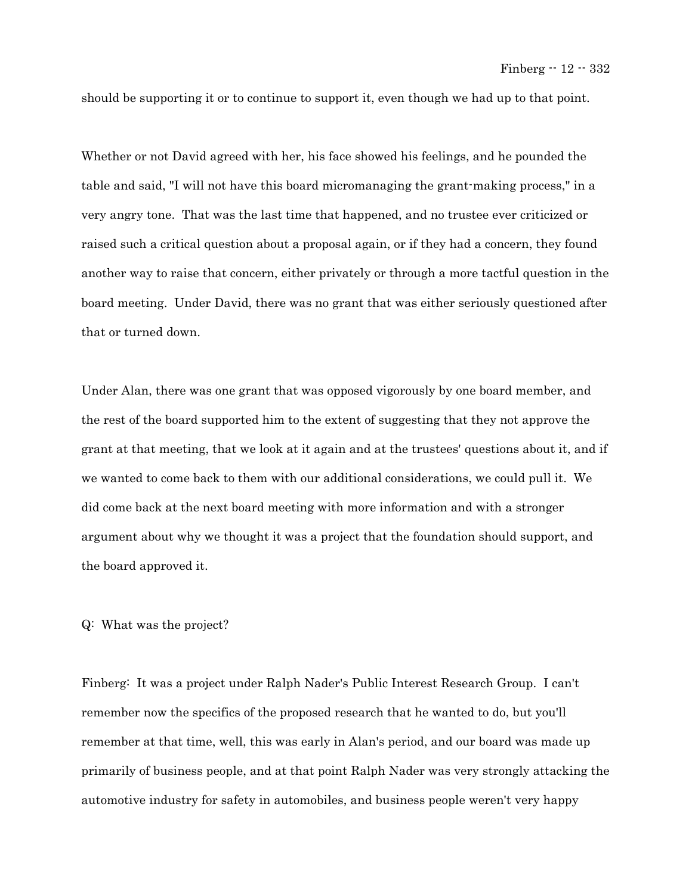should be supporting it or to continue to support it, even though we had up to that point.

Whether or not David agreed with her, his face showed his feelings, and he pounded the table and said, "I will not have this board micromanaging the grant-making process," in a very angry tone. That was the last time that happened, and no trustee ever criticized or raised such a critical question about a proposal again, or if they had a concern, they found another way to raise that concern, either privately or through a more tactful question in the board meeting. Under David, there was no grant that was either seriously questioned after that or turned down.

Under Alan, there was one grant that was opposed vigorously by one board member, and the rest of the board supported him to the extent of suggesting that they not approve the grant at that meeting, that we look at it again and at the trustees' questions about it, and if we wanted to come back to them with our additional considerations, we could pull it. We did come back at the next board meeting with more information and with a stronger argument about why we thought it was a project that the foundation should support, and the board approved it.

Q: What was the project?

Finberg: It was a project under Ralph Nader's Public Interest Research Group. I can't remember now the specifics of the proposed research that he wanted to do, but you'll remember at that time, well, this was early in Alan's period, and our board was made up primarily of business people, and at that point Ralph Nader was very strongly attacking the automotive industry for safety in automobiles, and business people weren't very happy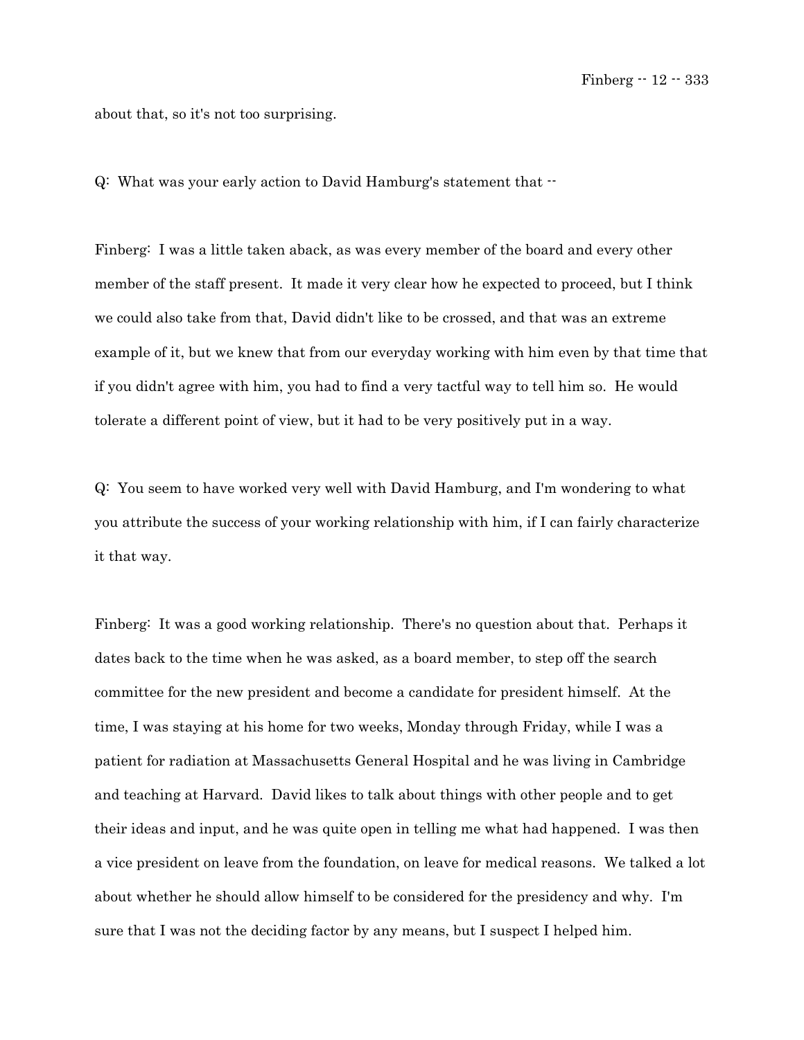about that, so it's not too surprising.

Q: What was your early action to David Hamburg's statement that --

Finberg: I was a little taken aback, as was every member of the board and every other member of the staff present. It made it very clear how he expected to proceed, but I think we could also take from that, David didn't like to be crossed, and that was an extreme example of it, but we knew that from our everyday working with him even by that time that if you didn't agree with him, you had to find a very tactful way to tell him so. He would tolerate a different point of view, but it had to be very positively put in a way.

Q: You seem to have worked very well with David Hamburg, and I'm wondering to what you attribute the success of your working relationship with him, if I can fairly characterize it that way.

Finberg: It was a good working relationship. There's no question about that. Perhaps it dates back to the time when he was asked, as a board member, to step off the search committee for the new president and become a candidate for president himself. At the time, I was staying at his home for two weeks, Monday through Friday, while I was a patient for radiation at Massachusetts General Hospital and he was living in Cambridge and teaching at Harvard. David likes to talk about things with other people and to get their ideas and input, and he was quite open in telling me what had happened. I was then a vice president on leave from the foundation, on leave for medical reasons. We talked a lot about whether he should allow himself to be considered for the presidency and why. I'm sure that I was not the deciding factor by any means, but I suspect I helped him.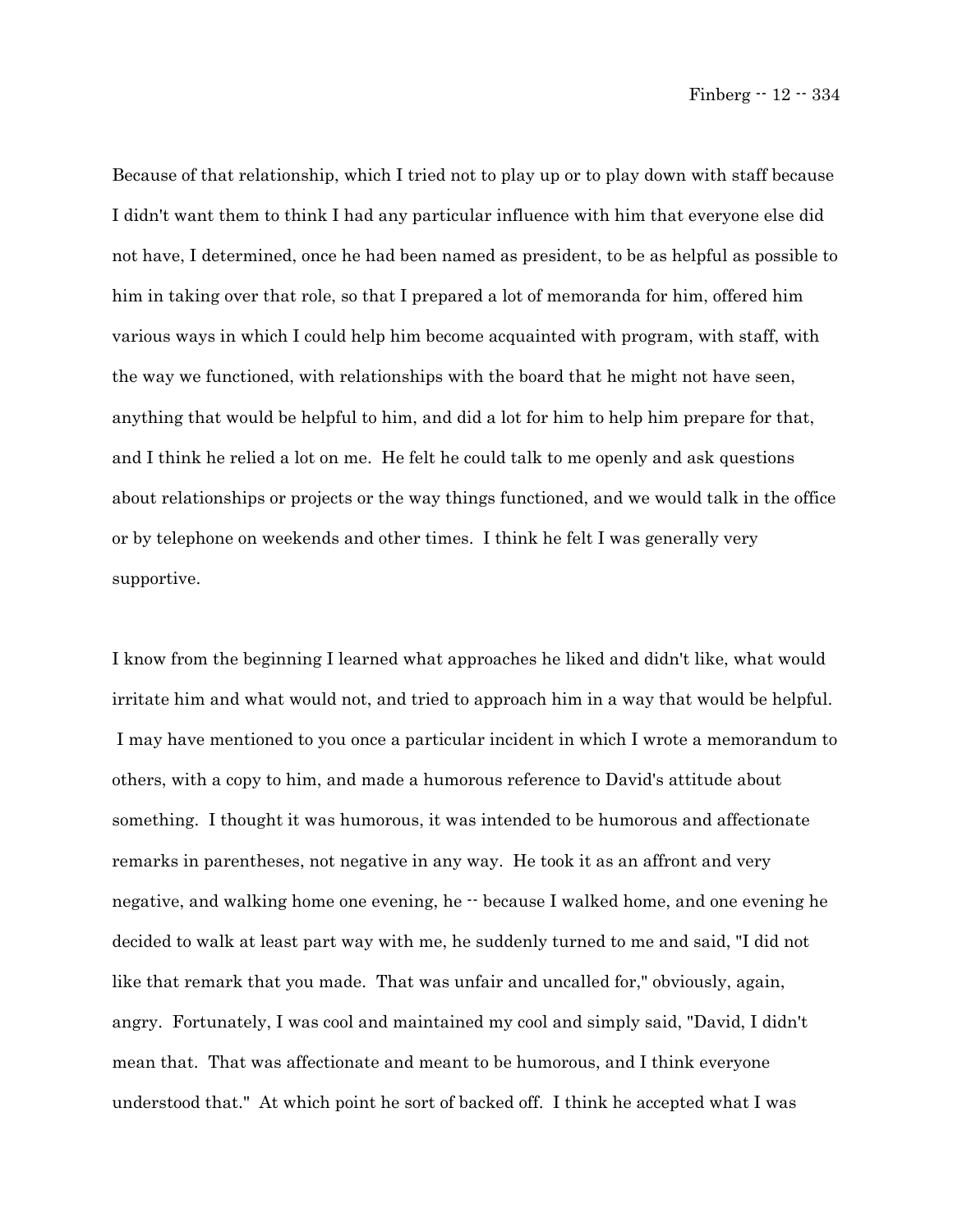Because of that relationship, which I tried not to play up or to play down with staff because I didn't want them to think I had any particular influence with him that everyone else did not have, I determined, once he had been named as president, to be as helpful as possible to him in taking over that role, so that I prepared a lot of memoranda for him, offered him various ways in which I could help him become acquainted with program, with staff, with the way we functioned, with relationships with the board that he might not have seen, anything that would be helpful to him, and did a lot for him to help him prepare for that, and I think he relied a lot on me. He felt he could talk to me openly and ask questions about relationships or projects or the way things functioned, and we would talk in the office or by telephone on weekends and other times. I think he felt I was generally very supportive.

I know from the beginning I learned what approaches he liked and didn't like, what would irritate him and what would not, and tried to approach him in a way that would be helpful. I may have mentioned to you once a particular incident in which I wrote a memorandum to others, with a copy to him, and made a humorous reference to David's attitude about something. I thought it was humorous, it was intended to be humorous and affectionate remarks in parentheses, not negative in any way. He took it as an affront and very negative, and walking home one evening, he -- because I walked home, and one evening he decided to walk at least part way with me, he suddenly turned to me and said, "I did not like that remark that you made. That was unfair and uncalled for," obviously, again, angry. Fortunately, I was cool and maintained my cool and simply said, "David, I didn't mean that. That was affectionate and meant to be humorous, and I think everyone understood that." At which point he sort of backed off. I think he accepted what I was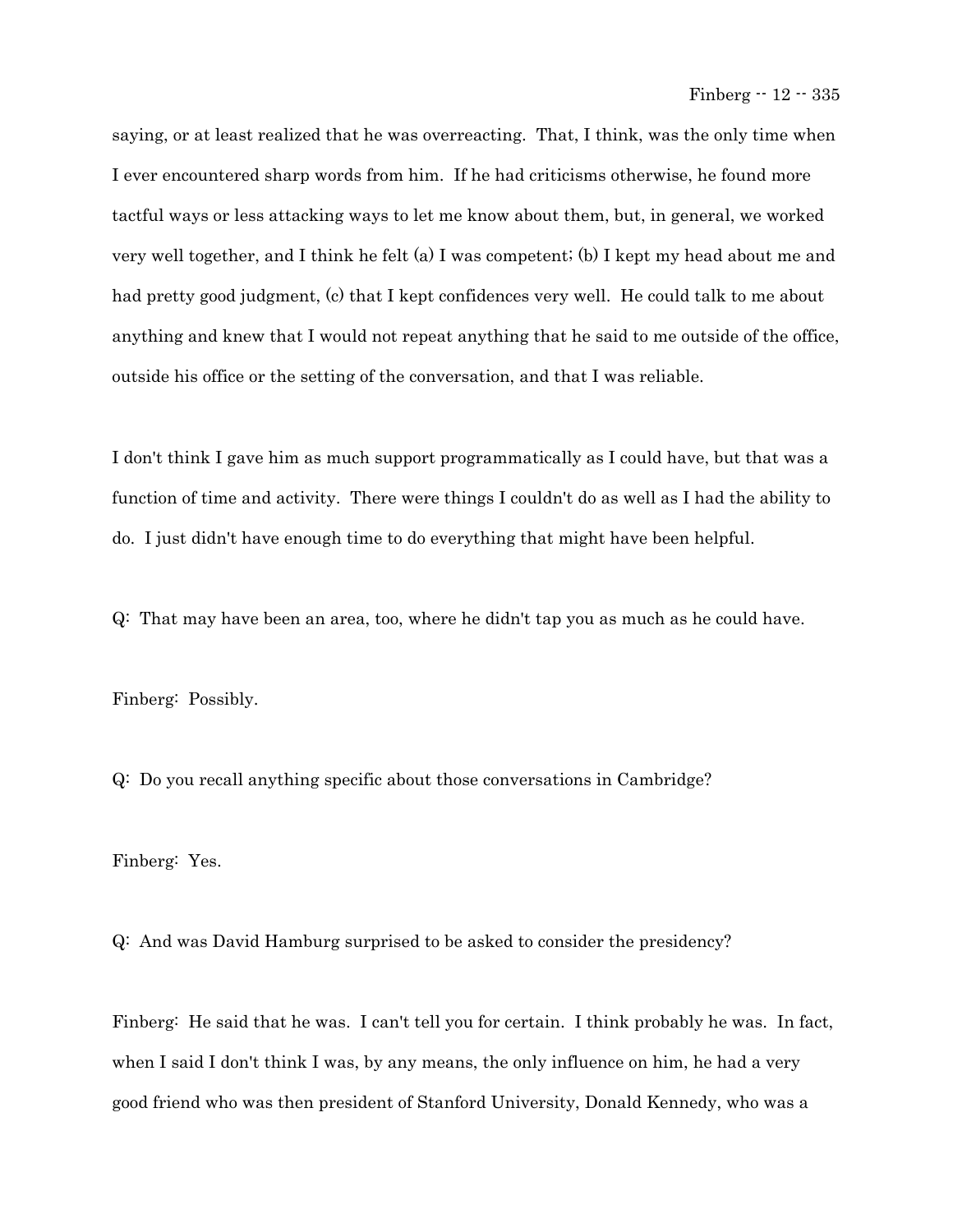saying, or at least realized that he was overreacting. That, I think, was the only time when I ever encountered sharp words from him. If he had criticisms otherwise, he found more tactful ways or less attacking ways to let me know about them, but, in general, we worked very well together, and I think he felt (a) I was competent; (b) I kept my head about me and had pretty good judgment, (c) that I kept confidences very well. He could talk to me about anything and knew that I would not repeat anything that he said to me outside of the office, outside his office or the setting of the conversation, and that I was reliable.

I don't think I gave him as much support programmatically as I could have, but that was a function of time and activity. There were things I couldn't do as well as I had the ability to do. I just didn't have enough time to do everything that might have been helpful.

Q: That may have been an area, too, where he didn't tap you as much as he could have.

Finberg: Possibly.

Q: Do you recall anything specific about those conversations in Cambridge?

Finberg: Yes.

Q: And was David Hamburg surprised to be asked to consider the presidency?

Finberg: He said that he was. I can't tell you for certain. I think probably he was. In fact, when I said I don't think I was, by any means, the only influence on him, he had a very good friend who was then president of Stanford University, Donald Kennedy, who was a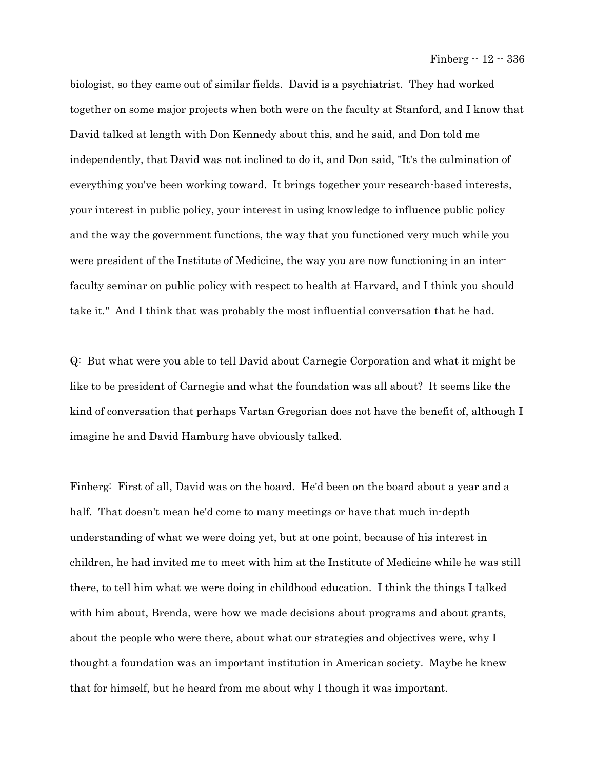biologist, so they came out of similar fields. David is a psychiatrist. They had worked together on some major projects when both were on the faculty at Stanford, and I know that David talked at length with Don Kennedy about this, and he said, and Don told me independently, that David was not inclined to do it, and Don said, "It's the culmination of everything you've been working toward. It brings together your research-based interests, your interest in public policy, your interest in using knowledge to influence public policy and the way the government functions, the way that you functioned very much while you were president of the Institute of Medicine, the way you are now functioning in an inter-faculty seminar on public policy with respect to health at Harvard, and I think you should take it." And I think that was probably the most influential conversation that he had.

Q: But what were you able to tell David about Carnegie Corporation and what it might be like to be president of Carnegie and what the foundation was all about? It seems like the kind of conversation that perhaps Vartan Gregorian does not have the benefit of, although I imagine he and David Hamburg have obviously talked.

Finberg: First of all, David was on the board. He'd been on the board about a year and a half. That doesn't mean he'd come to many meetings or have that much in-depth understanding of what we were doing yet, but at one point, because of his interest in children, he had invited me to meet with him at the Institute of Medicine while he was still there, to tell him what we were doing in childhood education. I think the things I talked with him about, Brenda, were how we made decisions about programs and about grants, about the people who were there, about what our strategies and objectives were, why I thought a foundation was an important institution in American society. Maybe he knew that for himself, but he heard from me about why I though it was important.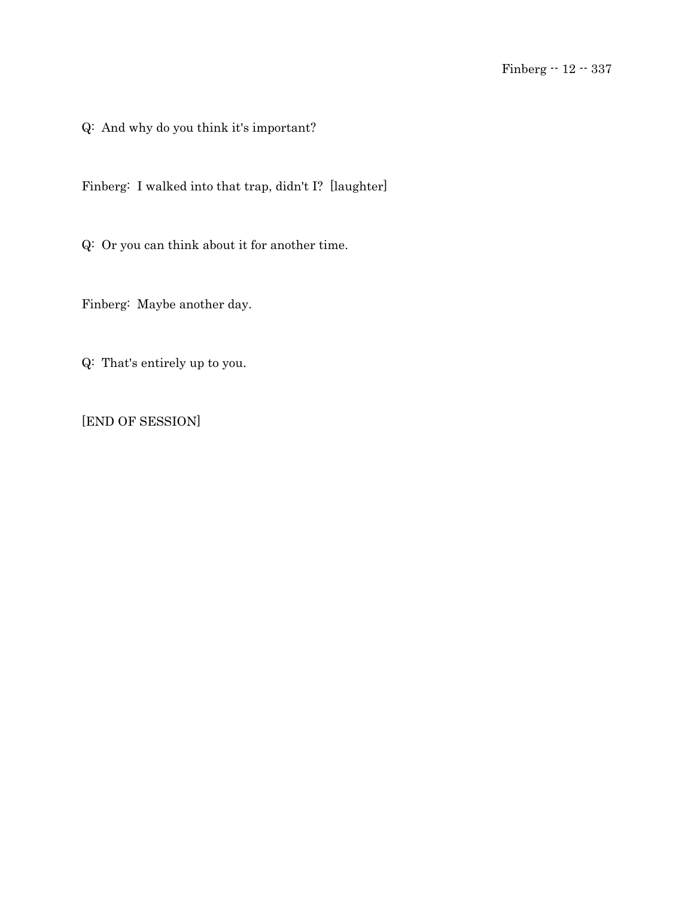Q: And why do you think it's important?

Finberg: I walked into that trap, didn't I? [laughter]

Q: Or you can think about it for another time.

Finberg: Maybe another day.

Q: That's entirely up to you.

[END OF SESSION]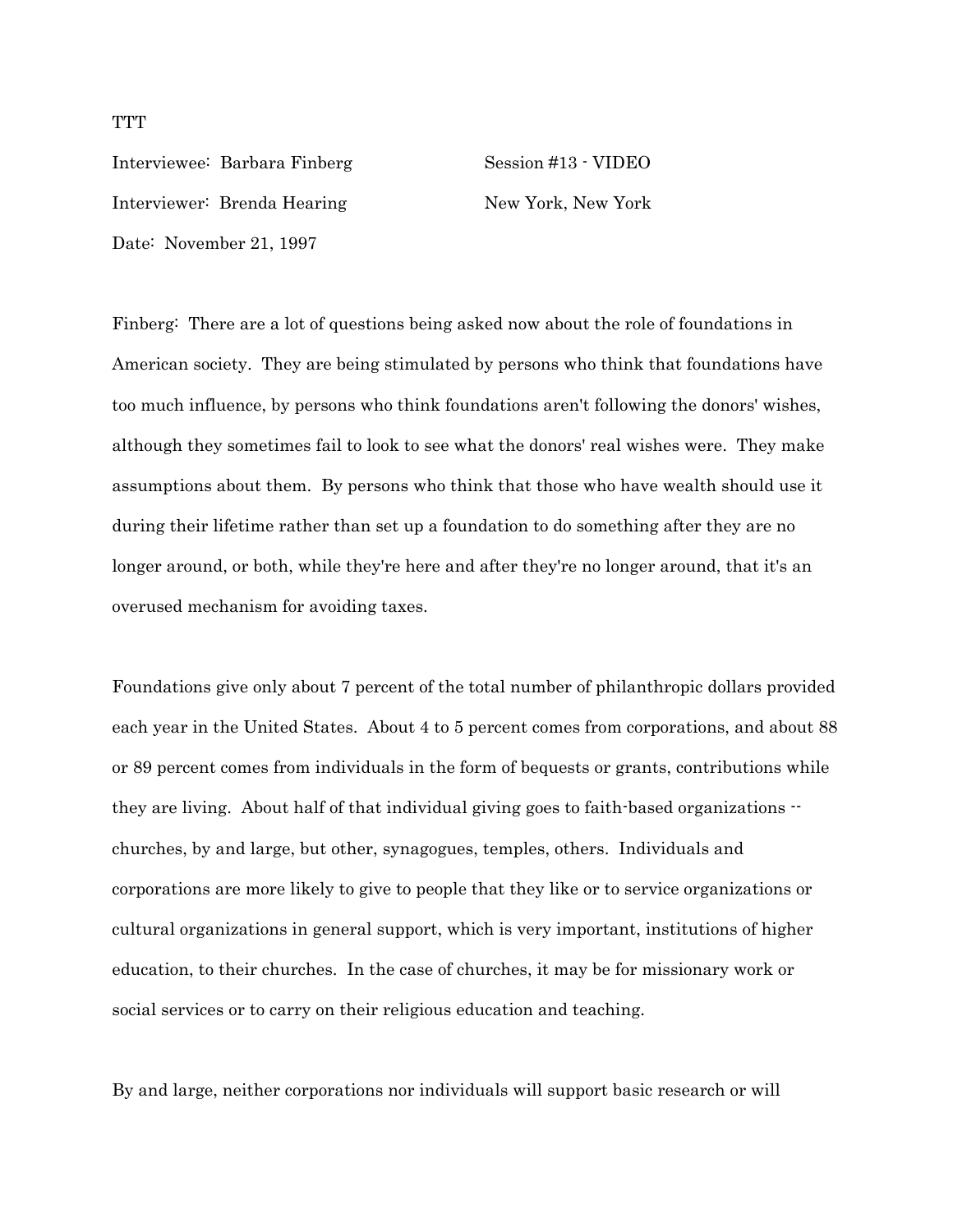TTT

Interviewee: Barbara Finberg Session #13 - VIDEO

Interviewer: Brenda Hearing New York, New York

Date: November 21, 1997

Finberg: There are a lot of questions being asked now about the role of foundations in American society. They are being stimulated by persons who think that foundations have too much influence, by persons who think foundations aren't following the donors' wishes, although they sometimes fail to look to see what the donors' real wishes were. They make assumptions about them. By persons who think that those who have wealth should use it during their lifetime rather than set up a foundation to do something after they are no longer around, or both, while they're here and after they're no longer around, that it's an overused mechanism for avoiding taxes.

Foundations give only about 7 percent of the total number of philanthropic dollars provided each year in the United States. About 4 to 5 percent comes from corporations, and about 88 or 89 percent comes from individuals in the form of bequests or grants, contributions while they are living. About half of that individual giving goes to faith-based organizations -- churches, by and large, but other, synagogues, temples, others. Individuals and corporations are more likely to give to people that they like or to service organizations or cultural organizations in general support, which is very important, institutions of higher education, to their churches. In the case of churches, it may be for missionary work or social services or to carry on their religious education and teaching.

By and large, neither corporations nor individuals will support basic research or will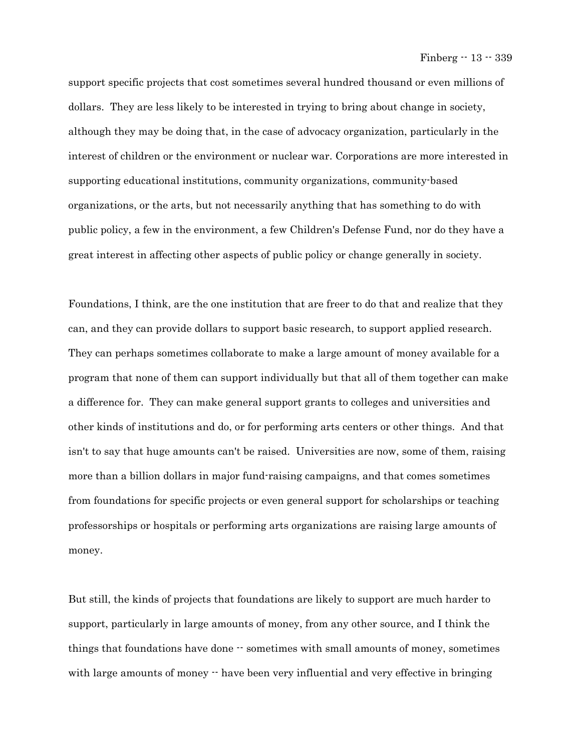support specific projects that cost sometimes several hundred thousand or even millions of dollars. They are less likely to be interested in trying to bring about change in society, although they may be doing that, in the case of advocacy organization, particularly in the interest of children or the environment or nuclear war. Corporations are more interested in supporting educational institutions, community organizations, community-based organizations, or the arts, but not necessarily anything that has something to do with public policy, a few in the environment, a few Children's Defense Fund, nor do they have a great interest in affecting other aspects of public policy or change generally in society.

Foundations, I think, are the one institution that are freer to do that and realize that they can, and they can provide dollars to support basic research, to support applied research. They can perhaps sometimes collaborate to make a large amount of money available for a program that none of them can support individually but that all of them together can make a difference for. They can make general support grants to colleges and universities and other kinds of institutions and do, or for performing arts centers or other things. And that isn't to say that huge amounts can't be raised. Universities are now, some of them, raising more than a billion dollars in major fund-raising campaigns, and that comes sometimes from foundations for specific projects or even general support for scholarships or teaching professorships or hospitals or performing arts organizations are raising large amounts of money.

But still, the kinds of projects that foundations are likely to support are much harder to support, particularly in large amounts of money, from any other source, and I think the things that foundations have done -- sometimes with small amounts of money, sometimes with large amounts of money -- have been very influential and very effective in bringing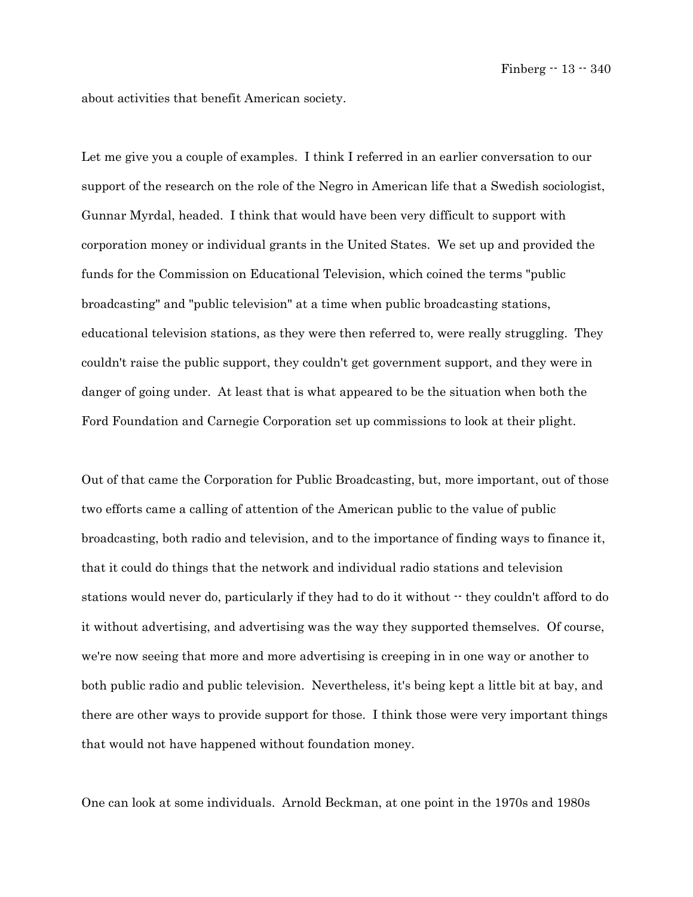about activities that benefit American society.

Let me give you a couple of examples. I think I referred in an earlier conversation to our support of the research on the role of the Negro in American life that a Swedish sociologist, Gunnar Myrdal, headed. I think that would have been very difficult to support with corporation money or individual grants in the United States. We set up and provided the funds for the Commission on Educational Television, which coined the terms "public broadcasting" and "public television" at a time when public broadcasting stations, educational television stations, as they were then referred to, were really struggling. They couldn't raise the public support, they couldn't get government support, and they were in danger of going under. At least that is what appeared to be the situation when both the Ford Foundation and Carnegie Corporation set up commissions to look at their plight.

Out of that came the Corporation for Public Broadcasting, but, more important, out of those two efforts came a calling of attention of the American public to the value of public broadcasting, both radio and television, and to the importance of finding ways to finance it, that it could do things that the network and individual radio stations and television stations would never do, particularly if they had to do it without -- they couldn't afford to do it without advertising, and advertising was the way they supported themselves. Of course, we're now seeing that more and more advertising is creeping in in one way or another to both public radio and public television. Nevertheless, it's being kept a little bit at bay, and there are other ways to provide support for those. I think those were very important things that would not have happened without foundation money.

One can look at some individuals. Arnold Beckman, at one point in the 1970s and 1980s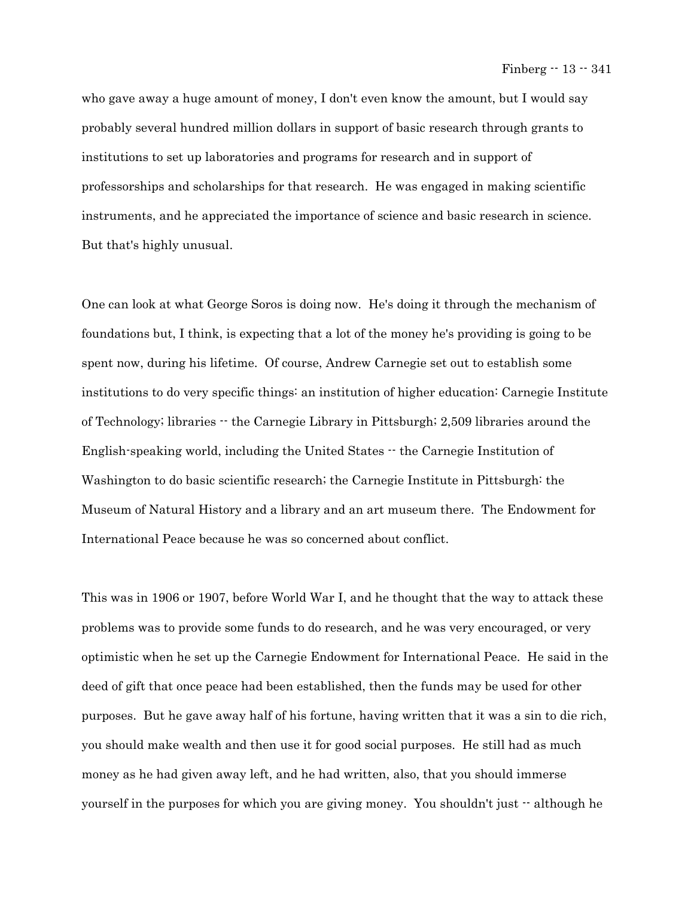who gave away a huge amount of money, I don't even know the amount, but I would say probably several hundred million dollars in support of basic research through grants to institutions to set up laboratories and programs for research and in support of professorships and scholarships for that research. He was engaged in making scientific instruments, and he appreciated the importance of science and basic research in science. But that's highly unusual.

One can look at what George Soros is doing now. He's doing it through the mechanism of foundations but, I think, is expecting that a lot of the money he's providing is going to be spent now, during his lifetime. Of course, Andrew Carnegie set out to establish some institutions to do very specific things: an institution of higher education: Carnegie Institute of Technology; libraries -- the Carnegie Library in Pittsburgh; 2,509 libraries around the English-speaking world, including the United States -- the Carnegie Institution of Washington to do basic scientific research; the Carnegie Institute in Pittsburgh: the Museum of Natural History and a library and an art museum there. The Endowment for International Peace because he was so concerned about conflict.

This was in 1906 or 1907, before World War I, and he thought that the way to attack these problems was to provide some funds to do research, and he was very encouraged, or very optimistic when he set up the Carnegie Endowment for International Peace. He said in the deed of gift that once peace had been established, then the funds may be used for other purposes. But he gave away half of his fortune, having written that it was a sin to die rich, you should make wealth and then use it for good social purposes. He still had as much money as he had given away left, and he had written, also, that you should immerse yourself in the purposes for which you are giving money. You shouldn't just -- although he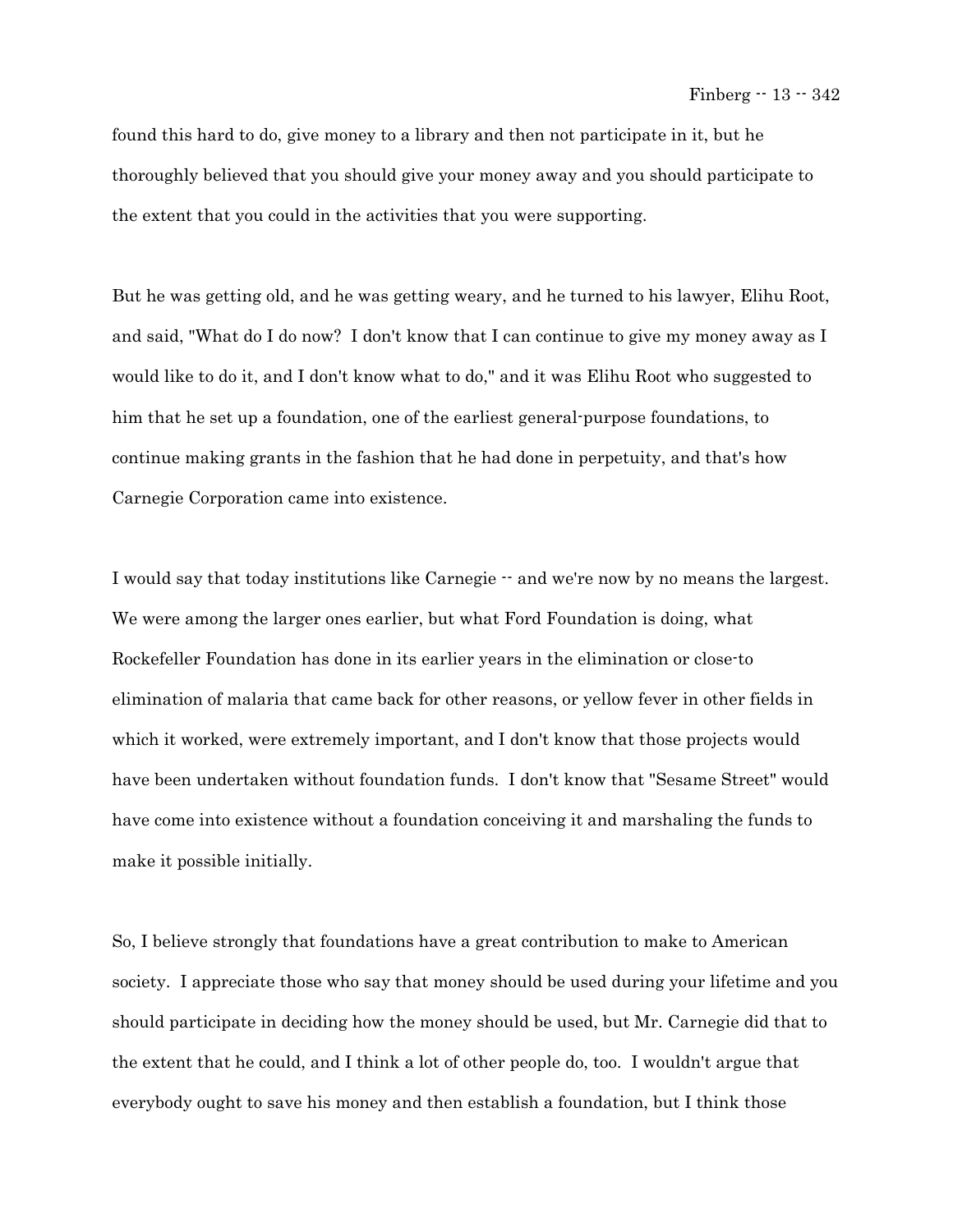found this hard to do, give money to a library and then not participate in it, but he thoroughly believed that you should give your money away and you should participate to the extent that you could in the activities that you were supporting.

But he was getting old, and he was getting weary, and he turned to his lawyer, Elihu Root, and said, "What do I do now? I don't know that I can continue to give my money away as I would like to do it, and I don't know what to do," and it was Elihu Root who suggested to him that he set up a foundation, one of the earliest general-purpose foundations, to continue making grants in the fashion that he had done in perpetuity, and that's how Carnegie Corporation came into existence.

I would say that today institutions like Carnegie -- and we're now by no means the largest. We were among the larger ones earlier, but what Ford Foundation is doing, what Rockefeller Foundation has done in its earlier years in the elimination or close-to elimination of malaria that came back for other reasons, or yellow fever in other fields in which it worked, were extremely important, and I don't know that those projects would have been undertaken without foundation funds. I don't know that "Sesame Street" would have come into existence without a foundation conceiving it and marshaling the funds to make it possible initially.

So, I believe strongly that foundations have a great contribution to make to American society. I appreciate those who say that money should be used during your lifetime and you should participate in deciding how the money should be used, but Mr. Carnegie did that to the extent that he could, and I think a lot of other people do, too. I wouldn't argue that everybody ought to save his money and then establish a foundation, but I think those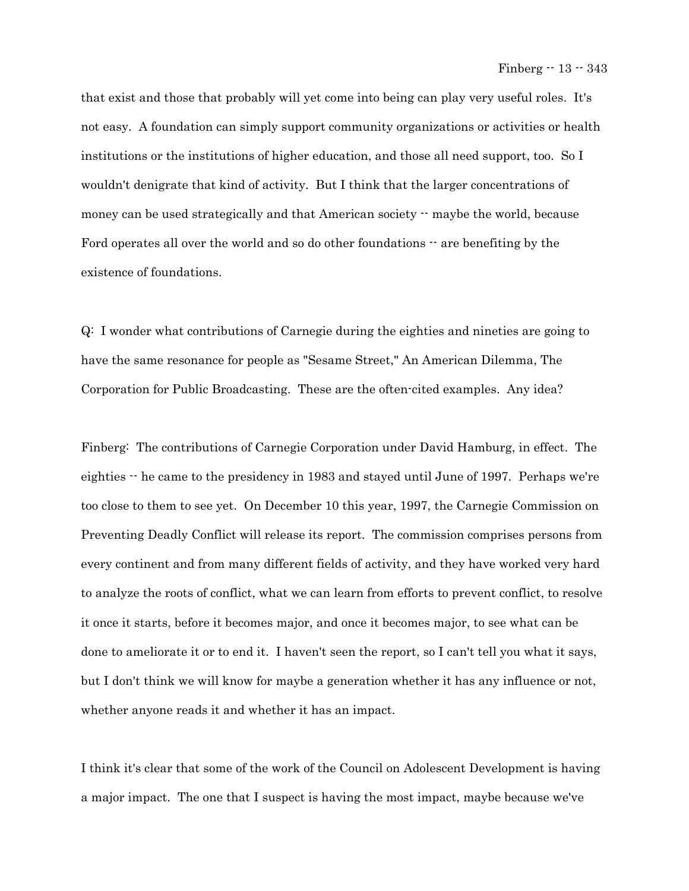that exist and those that probably will yet come into being can play very useful roles. It's not easy. A foundation can simply support community organizations or activities or health institutions or the institutions of higher education, and those all need support, too. So I wouldn't denigrate that kind of activity. But I think that the larger concentrations of money can be used strategically and that American society -- maybe the world, because Ford operates all over the world and so do other foundations -- are benefiting by the existence of foundations.

Q: I wonder what contributions of Carnegie during the eighties and nineties are going to have the same resonance for people as "Sesame Street," An American Dilemma, The Corporation for Public Broadcasting. These are the often-cited examples. Any idea?

Finberg: The contributions of Carnegie Corporation under David Hamburg, in effect. The eighties -- he came to the presidency in 1983 and stayed until June of 1997. Perhaps we're too close to them to see yet. On December 10 this year, 1997, the Carnegie Commission on Preventing Deadly Conflict will release its report. The commission comprises persons from every continent and from many different fields of activity, and they have worked very hard to analyze the roots of conflict, what we can learn from efforts to prevent conflict, to resolve it once it starts, before it becomes major, and once it becomes major, to see what can be done to ameliorate it or to end it. I haven't seen the report, so I can't tell you what it says, but I don't think we will know for maybe a generation whether it has any influence or not, whether anyone reads it and whether it has an impact.

I think it's clear that some of the work of the Council on Adolescent Development is having a major impact. The one that I suspect is having the most impact, maybe because we've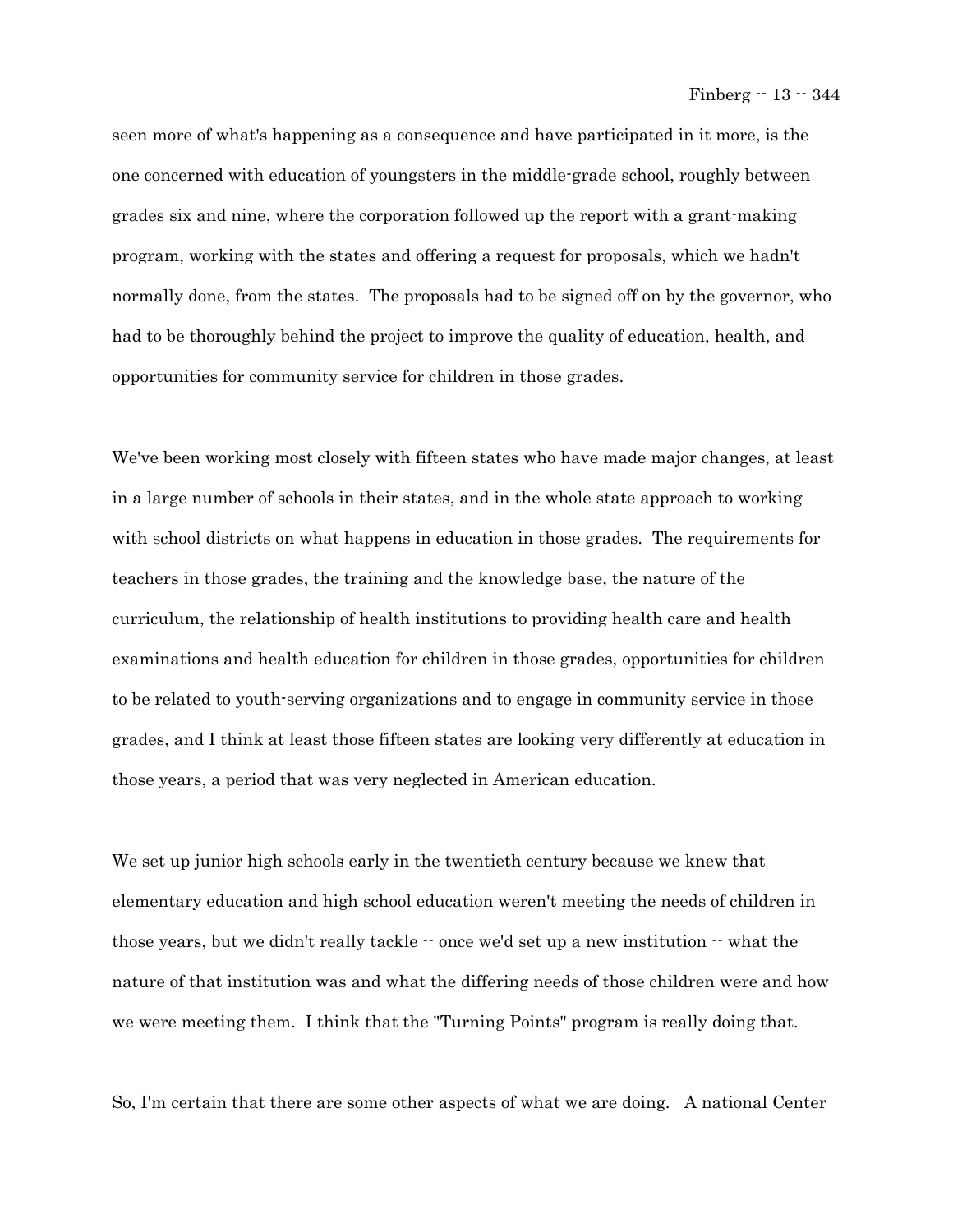seen more of what's happening as a consequence and have participated in it more, is the one concerned with education of youngsters in the middle-grade school, roughly between grades six and nine, where the corporation followed up the report with a grant-making program, working with the states and offering a request for proposals, which we hadn't normally done, from the states. The proposals had to be signed off on by the governor, who had to be thoroughly behind the project to improve the quality of education, health, and opportunities for community service for children in those grades.

We've been working most closely with fifteen states who have made major changes, at least in a large number of schools in their states, and in the whole state approach to working with school districts on what happens in education in those grades. The requirements for teachers in those grades, the training and the knowledge base, the nature of the curriculum, the relationship of health institutions to providing health care and health examinations and health education for children in those grades, opportunities for children to be related to youth-serving organizations and to engage in community service in those grades, and I think at least those fifteen states are looking very differently at education in those years, a period that was very neglected in American education.

We set up junior high schools early in the twentieth century because we knew that elementary education and high school education weren't meeting the needs of children in those years, but we didn't really tackle -- once we'd set up a new institution -- what the nature of that institution was and what the differing needs of those children were and how we were meeting them. I think that the "Turning Points" program is really doing that.

So, I'm certain that there are some other aspects of what we are doing. A national Center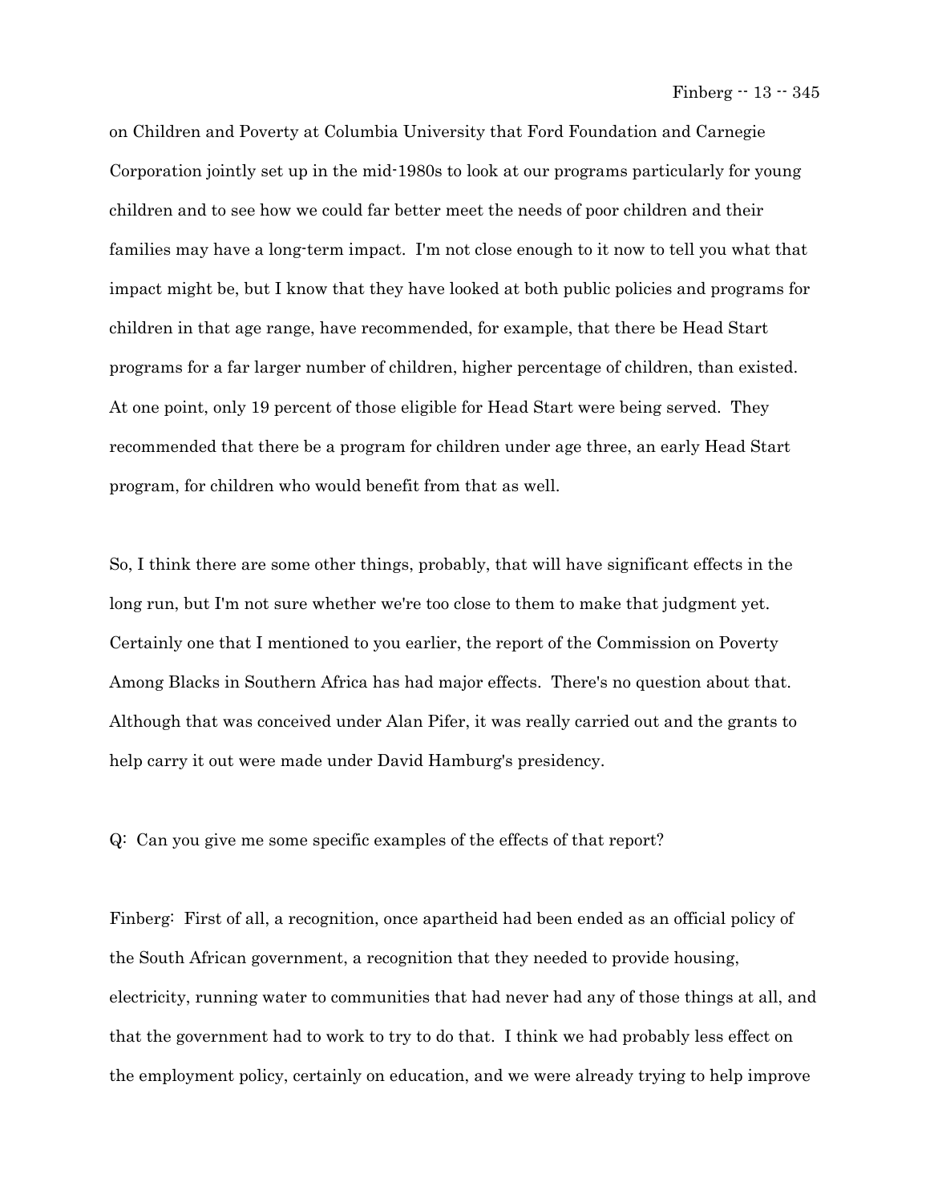on Children and Poverty at Columbia University that Ford Foundation and Carnegie Corporation jointly set up in the mid-1980s to look at our programs particularly for young children and to see how we could far better meet the needs of poor children and their families may have a long-term impact. I'm not close enough to it now to tell you what that impact might be, but I know that they have looked at both public policies and programs for children in that age range, have recommended, for example, that there be Head Start programs for a far larger number of children, higher percentage of children, than existed. At one point, only 19 percent of those eligible for Head Start were being served. They recommended that there be a program for children under age three, an early Head Start program, for children who would benefit from that as well.

So, I think there are some other things, probably, that will have significant effects in the long run, but I'm not sure whether we're too close to them to make that judgment yet. Certainly one that I mentioned to you earlier, the report of the Commission on Poverty Among Blacks in Southern Africa has had major effects. There's no question about that. Although that was conceived under Alan Pifer, it was really carried out and the grants to help carry it out were made under David Hamburg's presidency.

Q: Can you give me some specific examples of the effects of that report?

Finberg: First of all, a recognition, once apartheid had been ended as an official policy of the South African government, a recognition that they needed to provide housing, electricity, running water to communities that had never had any of those things at all, and that the government had to work to try to do that. I think we had probably less effect on the employment policy, certainly on education, and we were already trying to help improve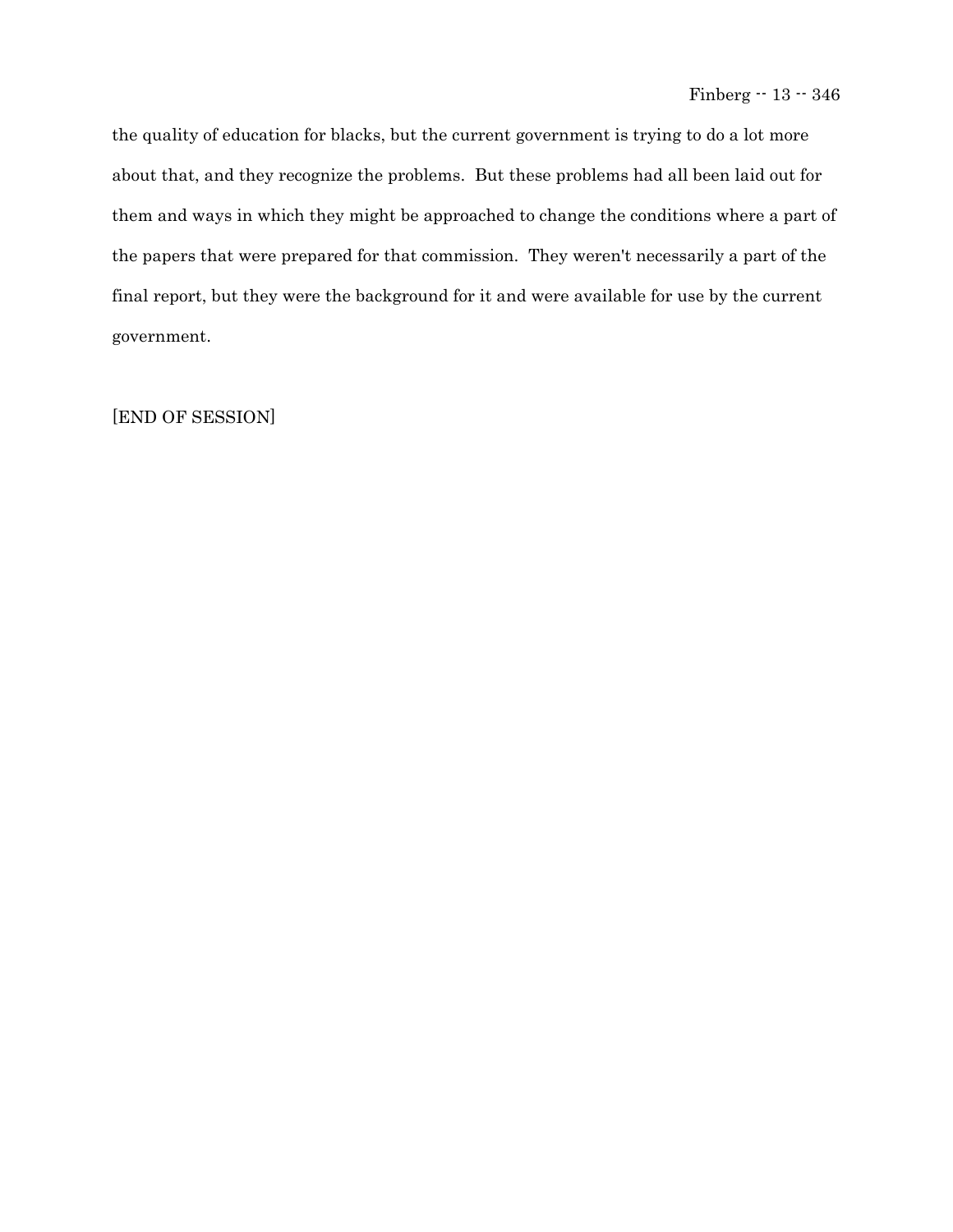the quality of education for blacks, but the current government is trying to do a lot more about that, and they recognize the problems. But these problems had all been laid out for them and ways in which they might be approached to change the conditions where a part of the papers that were prepared for that commission. They weren't necessarily a part of the final report, but they were the background for it and were available for use by the current government.

[END OF SESSION]